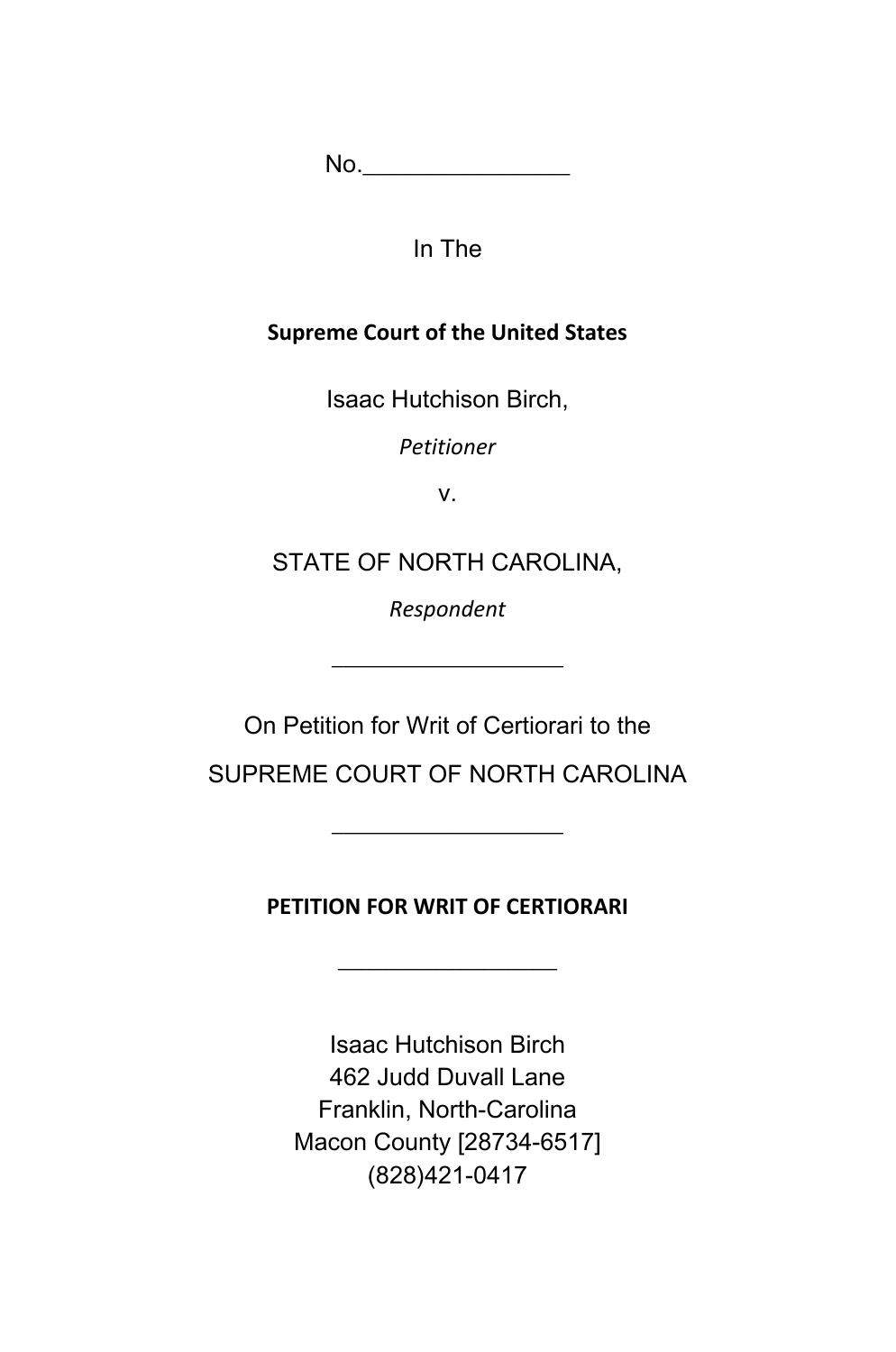No.________________

In The

**Supreme Court of the United States**

Isaac Hutchison Birch,

*Petitioner*

v.

STATE OF NORTH CAROLINA,

*Respondent*

__________________

On Petition for Writ of Certiorari to the

SUPREME COURT OF NORTH CAROLINA

__________________

**PETITION FOR WRIT OF CERTIORARI**

_________________

Isaac Hutchison Birch
462 Judd Duvall Lane
Franklin, North-Carolina
Macon County [28734-6517]
(828)421-0417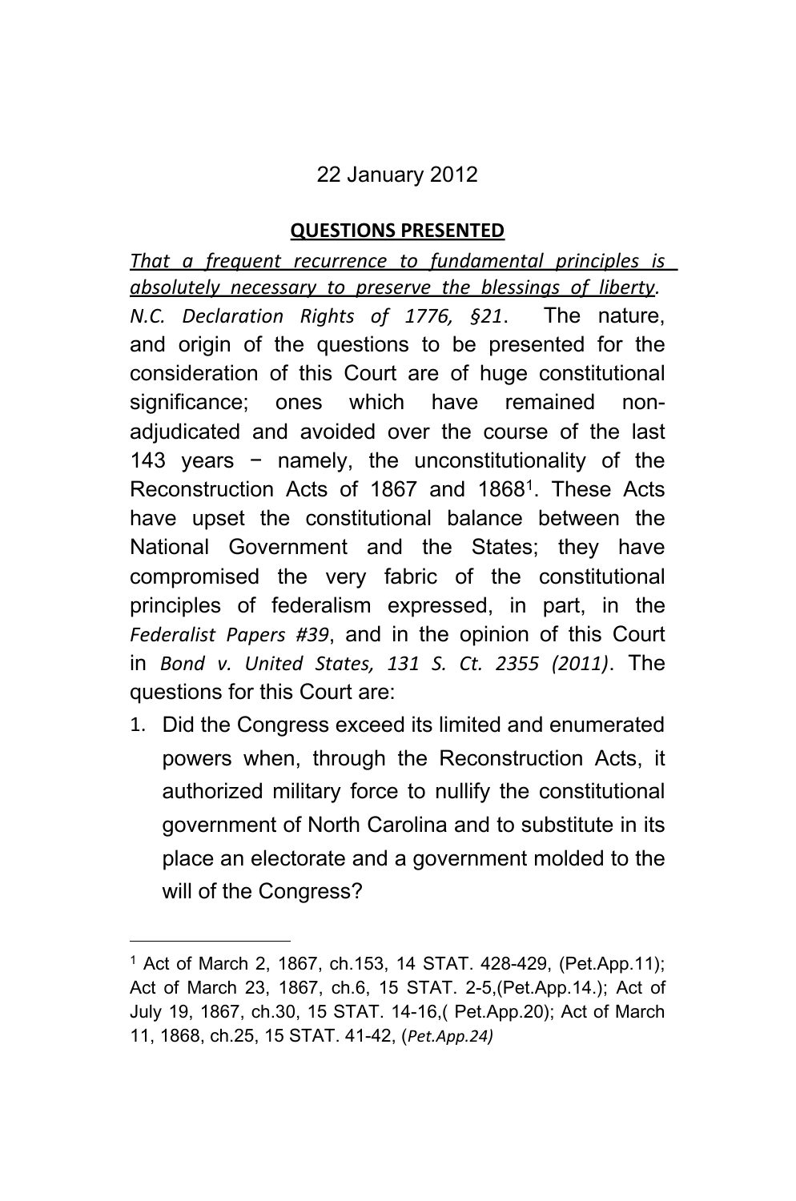22 January 2012

## QUESTIONS PRESENTED

*That a frequent recurrence to fundamental principles is absolutely necessary to preserve the blessings of liberty. N.C. Declaration Rights of 1776, §21*. The nature, and origin of the questions to be presented for the consideration of this Court are of huge constitutional significance; ones which have remained non-adjudicated and avoided over the course of the last 143 years − namely, the unconstitutionality of the Reconstruction Acts of 1867 and 1868[1]. These Acts have upset the constitutional balance between the National Government and the States; they have compromised the very fabric of the constitutional principles of federalism expressed, in part, in the *Federalist Papers #39*, and in the opinion of this Court in *Bond v. United States, 131 S. Ct. 2355 (2011)*. The questions for this Court are:

1. Did the Congress exceed its limited and enumerated powers when, through the Reconstruction Acts, it authorized military force to nullify the constitutional government of North Carolina and to substitute in its place an electorate and a government molded to the will of the Congress?

---

[1] Act of March 2, 1867, ch.153, 14 STAT. 428-429, (Pet.App.11); Act of March 23, 1867, ch.6, 15 STAT. 2-5,(Pet.App.14.); Act of July 19, 1867, ch.30, 15 STAT. 14-16,( Pet.App.20); Act of March 11, 1868, ch.25, 15 STAT. 41-42, (*Pet.App.24)*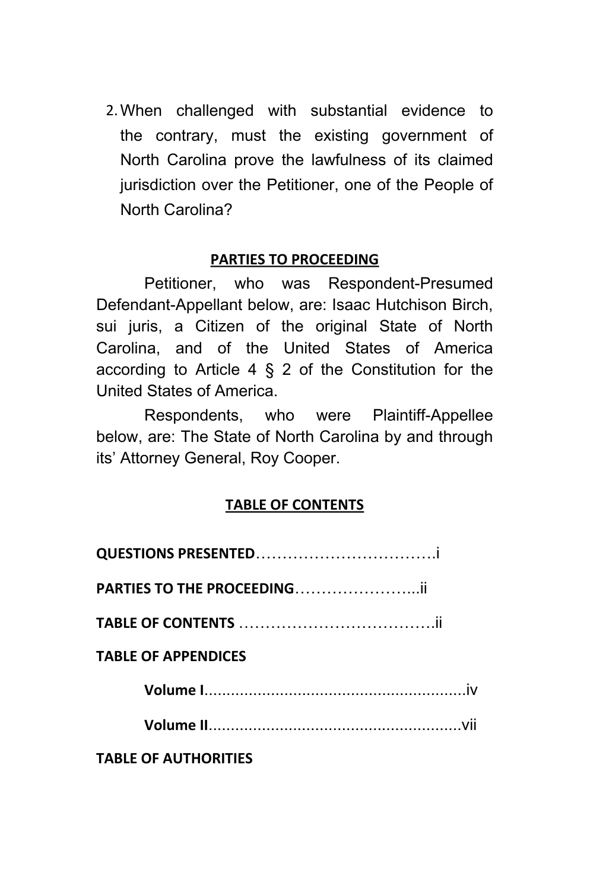2. When challenged with substantial evidence to the contrary, must the existing government of North Carolina prove the lawfulness of its claimed jurisdiction over the Petitioner, one of the People of North Carolina?

## PARTIES TO PROCEEDING

Petitioner, who was Respondent-Presumed Defendant-Appellant below, are: Isaac Hutchison Birch, sui juris, a Citizen of the original State of North Carolina, and of the United States of America according to Article 4 § 2 of the Constitution for the United States of America.

Respondents, who were Plaintiff-Appellee below, are: The State of North Carolina by and through its' Attorney General, Roy Cooper.

## TABLE OF CONTENTS

**QUESTIONS PRESENTED**…………………………….i

**PARTIES TO THE PROCEEDING**…………………..ii

**TABLE OF CONTENTS** ……………………………….ii

**TABLE OF APPENDICES**

**Volume I**..........................................................iv

**Volume II**.......................................................vii

**TABLE OF AUTHORITIES**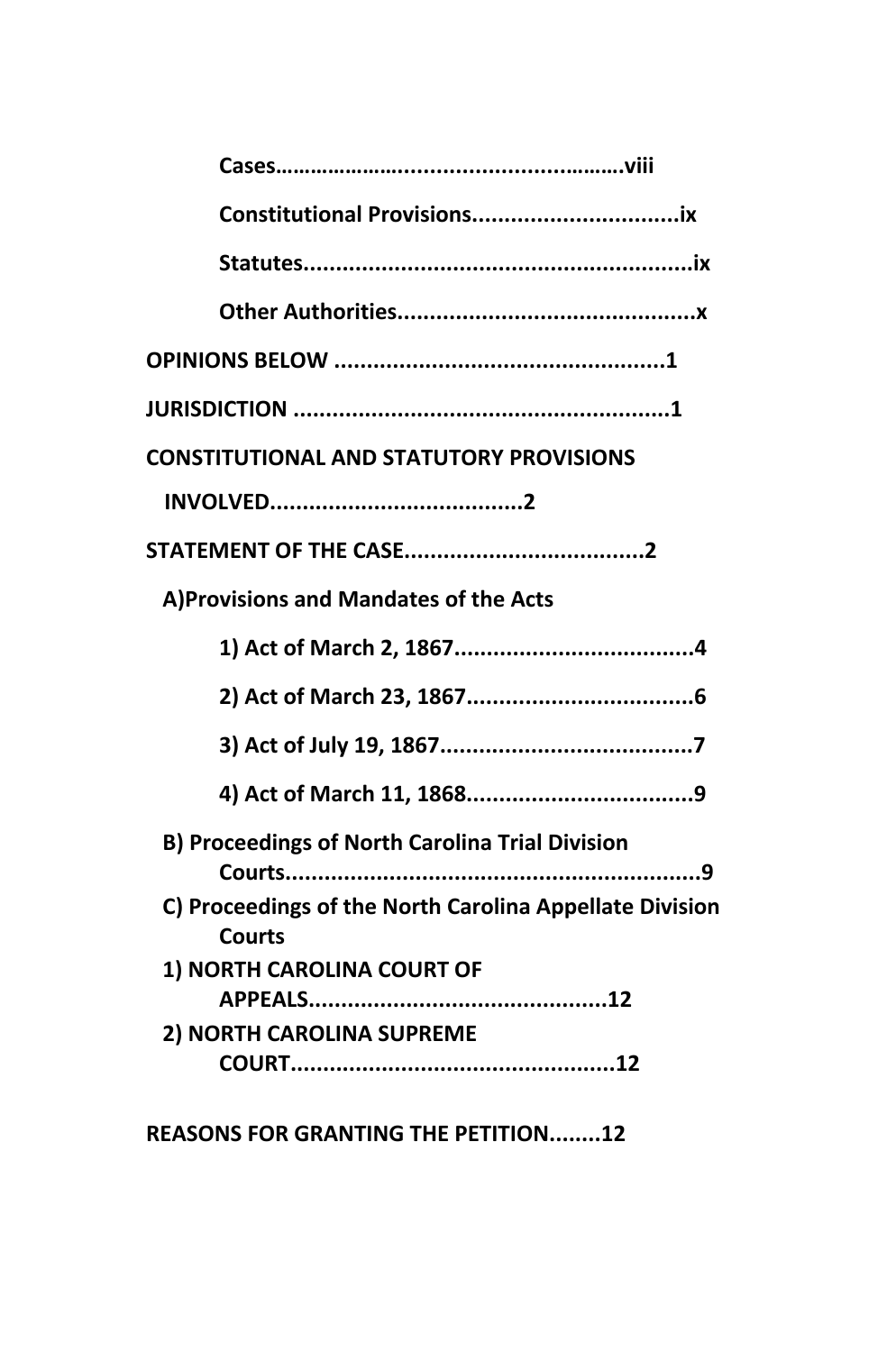**Cases……………………..................……….viii**

**Constitutional Provisions................................ix**

**Statutes...........................................................ix**

**Other Authorities.............................................x**

**OPINIONS BELOW ..................................................1**

**JURISDICTION ..........................................................1**

**CONSTITUTIONAL AND STATUTORY PROVISIONS INVOLVED.......................................2**

**STATEMENT OF THE CASE.....................................2**

**A)Provisions and Mandates of the Acts**

**1) Act of March 2, 1867.....................................4**

**2) Act of March 23, 1867...................................6**

**3) Act of July 19, 1867.......................................7**

**4) Act of March 11, 1868...................................9**

**B) Proceedings of North Carolina Trial Division Courts................................................................9**

**C) Proceedings of the North Carolina Appellate Division Courts**

**1) NORTH CAROLINA COURT OF APPEALS.............................................12**

**2) NORTH CAROLINA SUPREME COURT..................................................12**

**REASONS FOR GRANTING THE PETITION........12**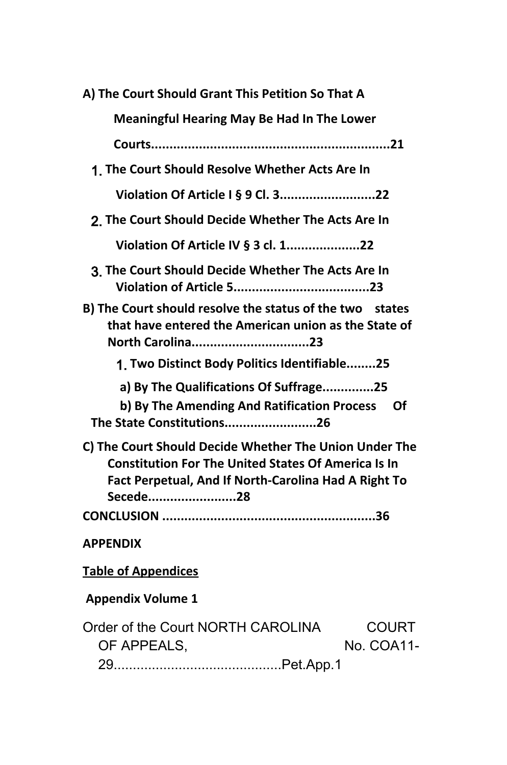**A) The Court Should Grant This Petition So That A Meaningful Hearing May Be Had In The Lower Courts.................................................................21**

**1. The Court Should Resolve Whether Acts Are In Violation Of Article I § 9 Cl. 3..........................22**

**2. The Court Should Decide Whether The Acts Are In Violation Of Article IV § 3 cl. 1....................22**

**3. The Court Should Decide Whether The Acts Are In Violation of Article 5.....................................23**

**B) The Court should resolve the status of the two states that have entered the American union as the State of North Carolina................................23**

**1. Two Distinct Body Politics Identifiable........25**

**a) By The Qualifications Of Suffrage.............25**

**b) By The Amending And Ratification Process Of The State Constitutions.........................26**

**C) The Court Should Decide Whether The Union Under The Constitution For The United States Of America Is In Fact Perpetual, And If North-Carolina Had A Right To Secede........................28**

**CONCLUSION ..........................................................36**

**APPENDIX**

**<u>Table of Appendices</u>**

**Appendix Volume 1**

Order of the Court NORTH CAROLINA COURT OF APPEALS, No. COA11-29............................................Pet.App.1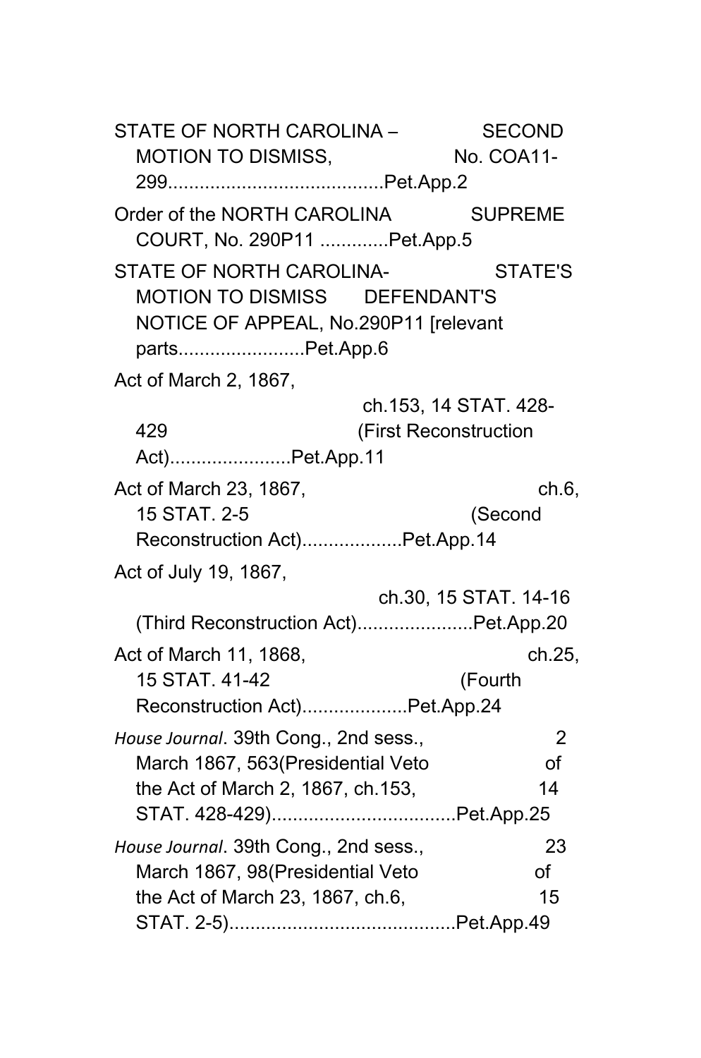STATE OF NORTH CAROLINA – SECOND MOTION TO DISMISS, No. COA11-299.........................................Pet.App.2

Order of the NORTH CAROLINA SUPREME COURT, No. 290P11 .............Pet.App.5

STATE OF NORTH CAROLINA- STATE'S MOTION TO DISMISS DEFENDANT'S NOTICE OF APPEAL, No.290P11 [relevant parts........................Pet.App.6

Act of March 2, 1867, ch.153, 14 STAT. 428-429 (First Reconstruction Act).......................Pet.App.11

Act of March 23, 1867, ch.6, 15 STAT. 2-5 (Second Reconstruction Act)...................Pet.App.14

Act of July 19, 1867, ch.30, 15 STAT. 14-16 (Third Reconstruction Act)......................Pet.App.20

Act of March 11, 1868, ch.25, 15 STAT. 41-42 (Fourth Reconstruction Act)....................Pet.App.24

*House Journal*. 39th Cong., 2nd sess., 2 March 1867, 563(Presidential Veto of the Act of March 2, 1867, ch.153, 14 STAT. 428-429)...................................Pet.App.25

*House Journal*. 39th Cong., 2nd sess., 23 March 1867, 98(Presidential Veto of the Act of March 23, 1867, ch.6, 15 STAT. 2-5)...........................................Pet.App.49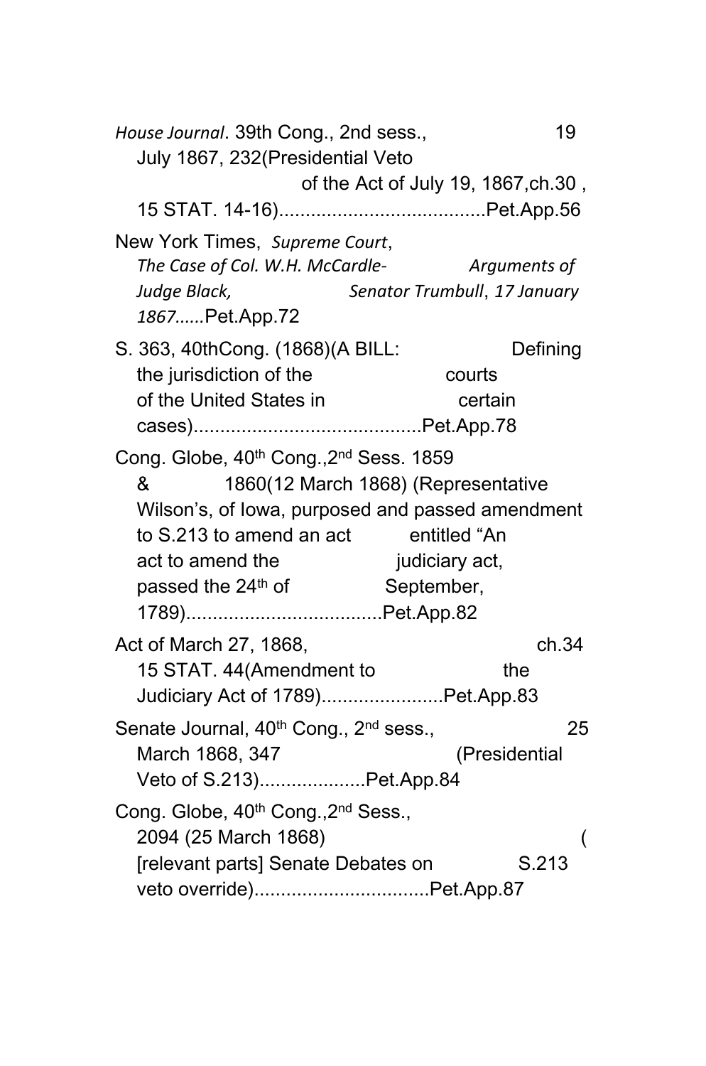*House Journal*. 39th Cong., 2nd sess., 19 July 1867, 232(Presidential Veto of the Act of July 19, 1867,ch.30 , 15 STAT. 14-16).......................................Pet.App.56

New York Times, *Supreme Court*, *The Case of Col. W.H. McCardle- Arguments of Judge Black, Senator Trumbull*, *17 January 1867......*Pet.App.72

S. 363, 40thCong. (1868)(A BILL: Defining the jurisdiction of the courts of the United States in certain cases)...........................................Pet.App.78

Cong. Globe, 40th Cong.,2nd Sess. 1859 & 1860(12 March 1868) (Representative Wilson's, of Iowa, purposed and passed amendment to S.213 to amend an act entitled "An act to amend the judiciary act, passed the 24th of September, 1789).....................................Pet.App.82

Act of March 27, 1868, ch.34 15 STAT. 44(Amendment to the Judiciary Act of 1789).......................Pet.App.83

Senate Journal, 40th Cong., 2nd sess., 25 March 1868, 347 (Presidential Veto of S.213)....................Pet.App.84

Cong. Globe, 40th Cong.,2nd Sess., 2094 (25 March 1868) ( [relevant parts] Senate Debates on S.213 veto override).................................Pet.App.87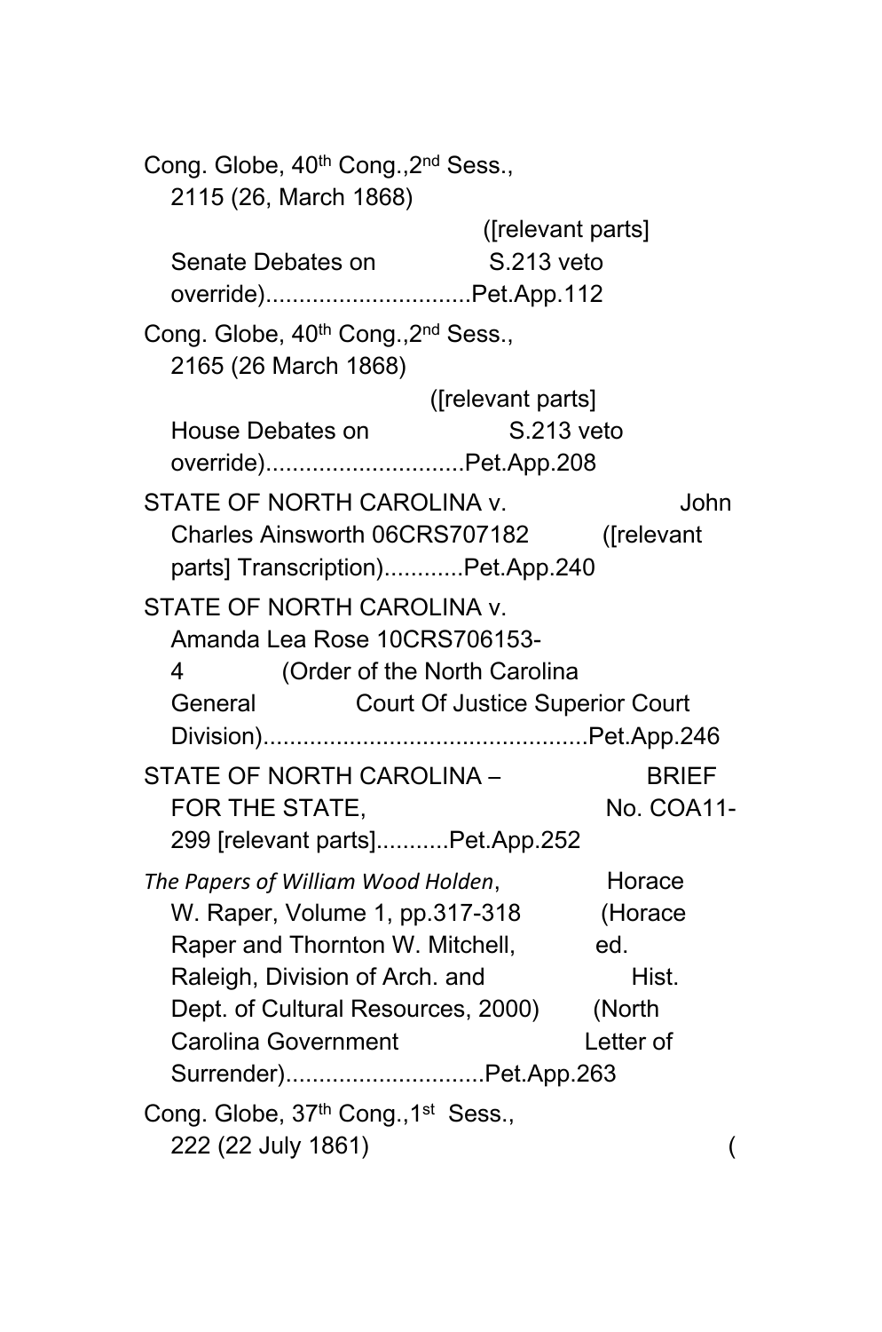Cong. Globe, 40th Cong.,2nd Sess., 2115 (26, March 1868) ([relevant parts] Senate Debates on S.213 veto override)...............................Pet.App.112

Cong. Globe, 40th Cong.,2nd Sess., 2165 (26 March 1868) ([relevant parts] House Debates on S.213 veto override)..............................Pet.App.208

STATE OF NORTH CAROLINA v. John Charles Ainsworth 06CRS707182 ([relevant parts] Transcription)............Pet.App.240

STATE OF NORTH CAROLINA v. Amanda Lea Rose 10CRS706153-4 (Order of the North Carolina General Court Of Justice Superior Court Division).................................................Pet.App.246

STATE OF NORTH CAROLINA – BRIEF FOR THE STATE, No. COA11-299 [relevant parts]...........Pet.App.252

*The Papers of William Wood Holden*, Horace W. Raper, Volume 1, pp.317-318 (Horace Raper and Thornton W. Mitchell, ed. Raleigh, Division of Arch. and Hist. Dept. of Cultural Resources, 2000) (North Carolina Government Letter of Surrender)..............................Pet.App.263

Cong. Globe, 37th Cong.,1st Sess., 222 (22 July 1861) (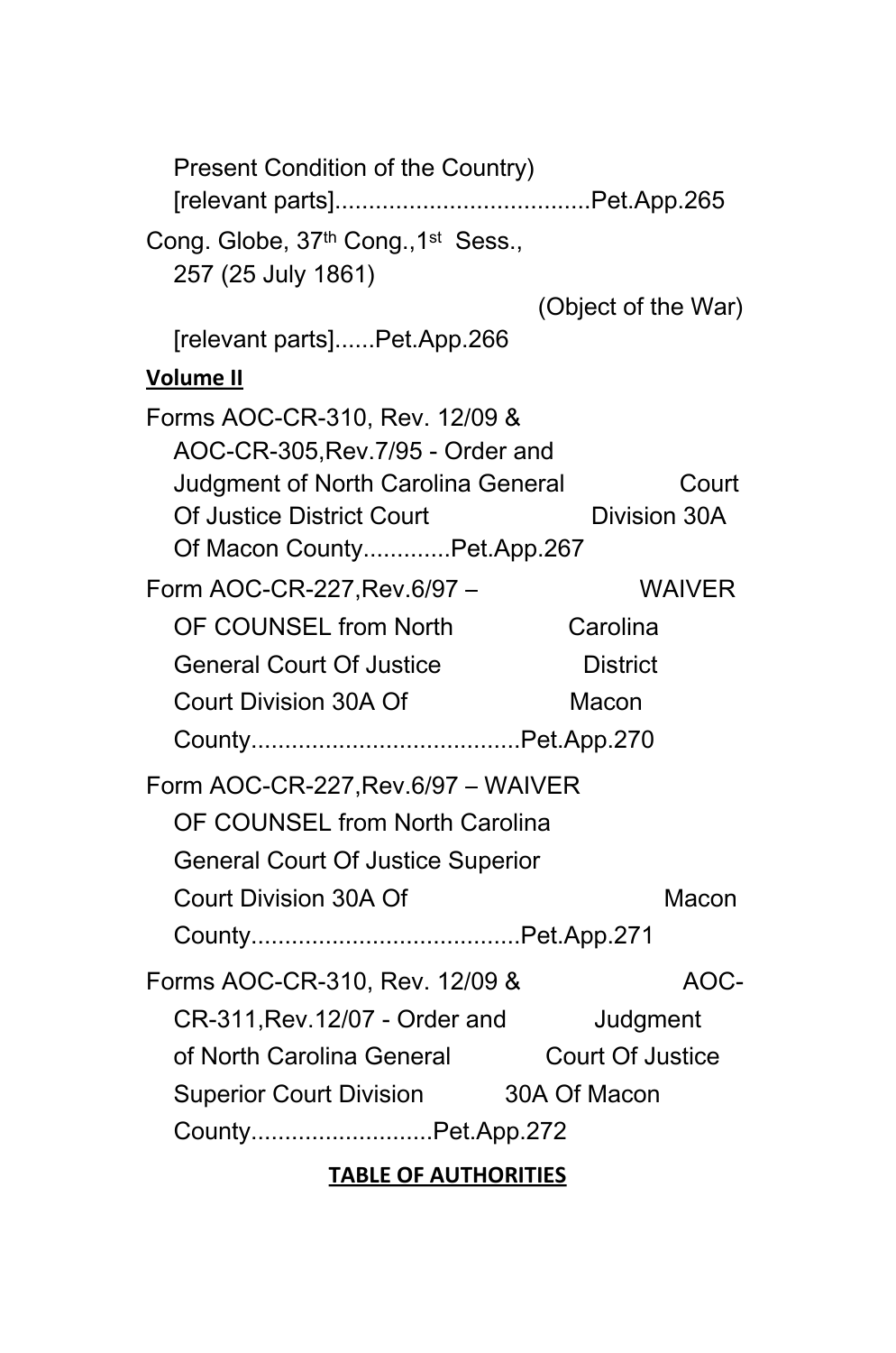Present Condition of the Country) [relevant parts].....................................Pet.App.265

Cong. Globe, 37th Cong., 1st Sess., 257 (25 July 1861) (Object of the War) [relevant parts]......Pet.App.266

**Volume II**

Forms AOC-CR-310, Rev. 12/09 & AOC-CR-305,Rev.7/95 - Order and Judgment of North Carolina General Court Of Justice District Court Division 30A Of Macon County.............Pet.App.267

Form AOC-CR-227,Rev.6/97 – WAIVER OF COUNSEL from North Carolina General Court Of Justice District Court Division 30A Of Macon County.......................................Pet.App.270

Form AOC-CR-227,Rev.6/97 – WAIVER OF COUNSEL from North Carolina General Court Of Justice Superior Court Division 30A Of Macon County.......................................Pet.App.271

Forms AOC-CR-310, Rev. 12/09 & AOC-CR-311,Rev.12/07 - Order and Judgment of North Carolina General Court Of Justice Superior Court Division 30A Of Macon County...........................Pet.App.272

**TABLE OF AUTHORITIES**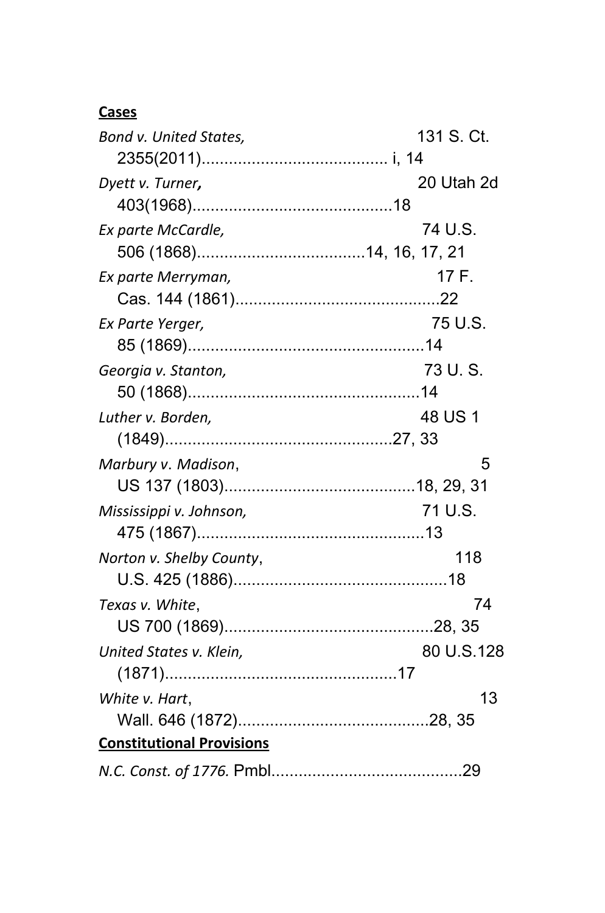**Cases**

*Bond v. United States,* 131 S. Ct. 2355(2011)......................................... i, 14

*Dyett v. Turner***,** 20 Utah 2d 403(1968)............................................18

*Ex parte McCardle,* 74 U.S. 506 (1868).....................................14, 16, 17, 21

*Ex parte Merryman,* 17 F. Cas. 144 (1861).............................................22

*Ex Parte Yerger,* 75 U.S. 85 (1869).....................................................14

*Georgia v. Stanton,* 73 U. S. 50 (1868)...................................................14

*Luther v. Borden,* 48 US 1 (1849)..................................................27, 33

*Marbury v. Madison*, 5 US 137 (1803)..........................................18, 29, 31

*Mississippi v. Johnson,* 71 U.S. 475 (1867)..................................................13

*Norton v. Shelby County*, 118 U.S. 425 (1886)...............................................18

*Texas v. White*, 74 US 700 (1869)...............................................28, 35

*United States v. Klein,* 80 U.S.128 (1871)...................................................17

*White v. Hart*, 13 Wall. 646 (1872)...........................................28, 35

**Constitutional Provisions**

*N.C. Const. of 1776.* Pmbl..........................................29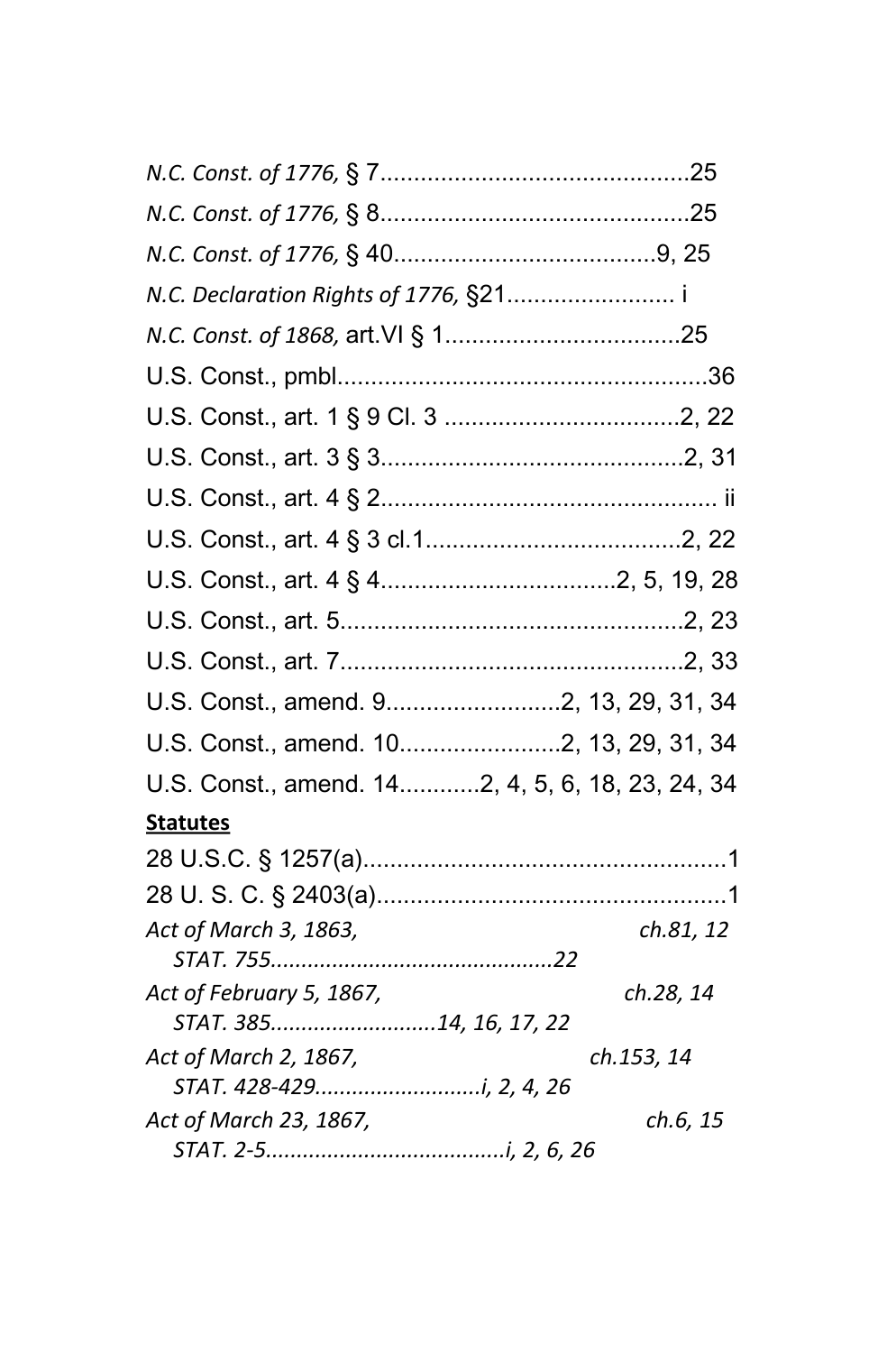*N.C. Const. of 1776,* § 7..............................................25

*N.C. Const. of 1776,* § 8..............................................25

*N.C. Const. of 1776,* § 40.......................................9, 25

*N.C. Declaration Rights of 1776,* §21......................... i

*N.C. Const. of 1868,* art.VI § 1...................................25

U.S. Const., pmbl.......................................................36

U.S. Const., art. 1 § 9 Cl. 3 ...................................2, 22

U.S. Const., art. 3 § 3.............................................2, 31

U.S. Const., art. 4 § 2.................................................. ii

U.S. Const., art. 4 § 3 cl.1......................................2, 22

U.S. Const., art. 4 § 4..................................2, 5, 19, 28

U.S. Const., art. 5...................................................2, 23

U.S. Const., art. 7...................................................2, 33

U.S. Const., amend. 9..........................2, 13, 29, 31, 34

U.S. Const., amend. 10........................2, 13, 29, 31, 34

U.S. Const., amend. 14............2, 4, 5, 6, 18, 23, 24, 34

**Statutes**

28 U.S.C. § 1257(a)......................................................1

28 U. S. C. § 2403(a)....................................................1

*Act of March 3, 1863, ch.81, 12 STAT. 755..............................................22*

*Act of February 5, 1867, ch.28, 14 STAT. 385...........................14, 16, 17, 22*

*Act of March 2, 1867, ch.153, 14 STAT. 428-429...........................i, 2, 4, 26*

*Act of March 23, 1867, ch.6, 15 STAT. 2-5.......................................i, 2, 6, 26*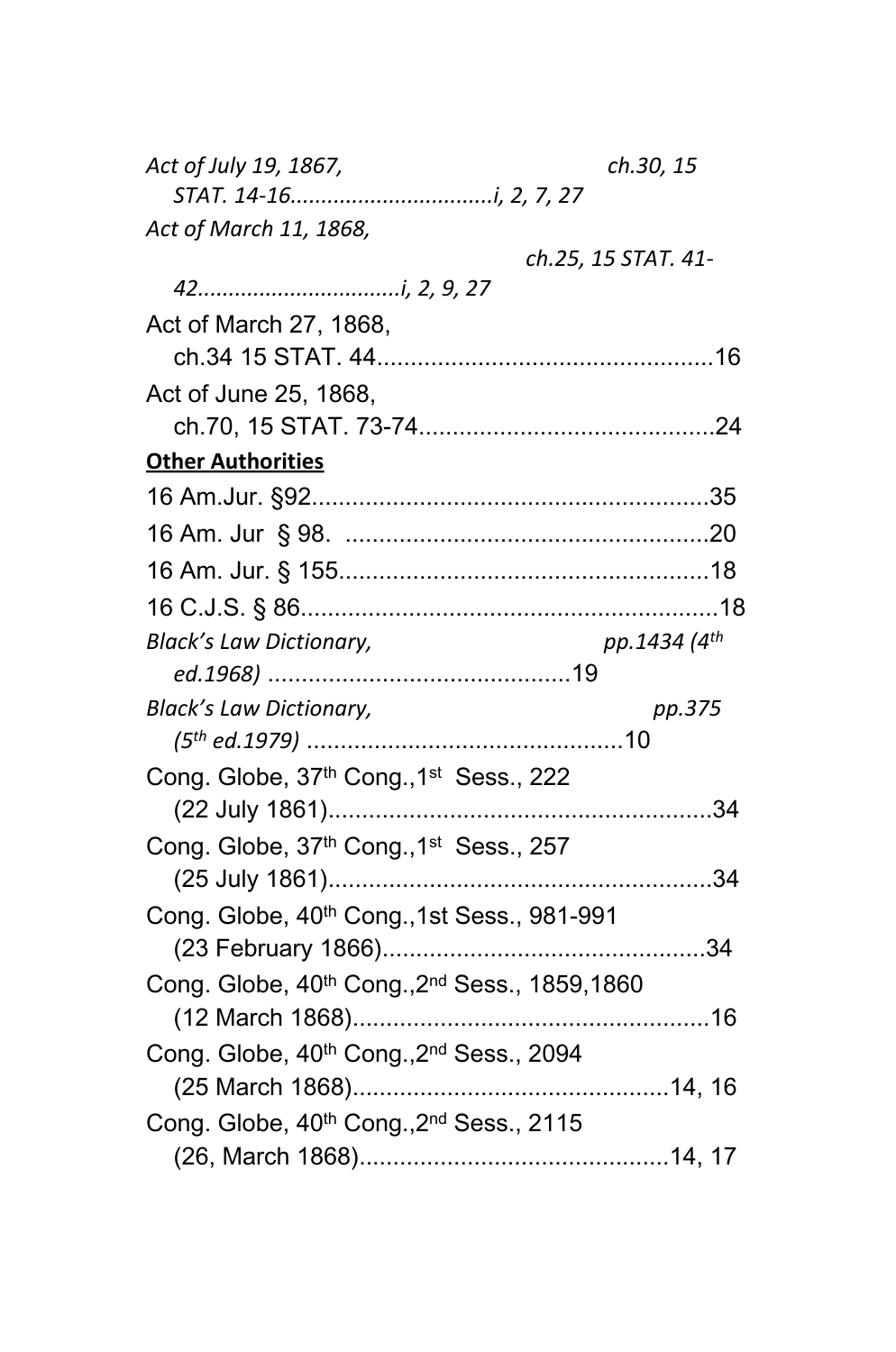*Act of July 19, 1867, ch.30, 15 STAT. 14-16.................................i, 2, 7, 27*

*Act of March 11, 1868, ch.25, 15 STAT. 41-42.................................i, 2, 9, 27*

Act of March 27, 1868, ch.34 15 STAT. 44..................................................16

Act of June 25, 1868, ch.70, 15 STAT. 73-74............................................24

**Other Authorities**

16 Am.Jur. §92...........................................................35

16 Am. Jur § 98. ......................................................20

16 Am. Jur. § 155.......................................................18

16 C.J.S. § 86..............................................................18

*Black's Law Dictionary, pp.1434 (4th ed.1968)* .............................................19

*Black's Law Dictionary, pp.375 (5th ed.1979)* ...............................................10

Cong. Globe, 37th Cong.,1st Sess., 222 (22 July 1861).........................................................34

Cong. Globe, 37th Cong.,1st Sess., 257 (25 July 1861).........................................................34

Cong. Globe, 40th Cong.,1st Sess., 981-991 (23 February 1866)................................................34

Cong. Globe, 40th Cong.,2nd Sess., 1859,1860 (12 March 1868).....................................................16

Cong. Globe, 40th Cong.,2nd Sess., 2094 (25 March 1868)...............................................14, 16

Cong. Globe, 40th Cong.,2nd Sess., 2115 (26, March 1868)..............................................14, 17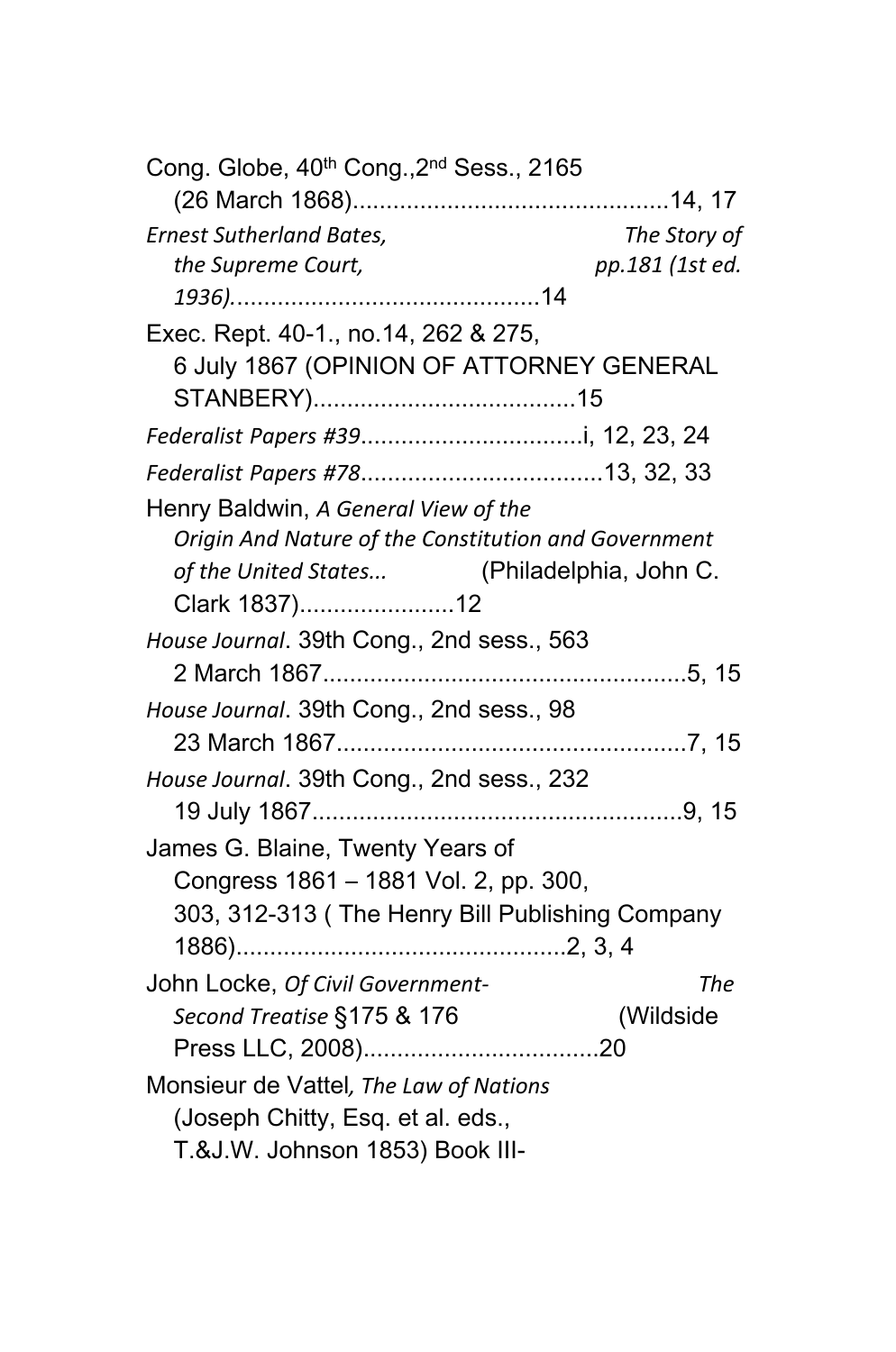Cong. Globe, 40th Cong.,2nd Sess., 2165 (26 March 1868)...............................................14, 17

*Ernest Sutherland Bates, The Story of the Supreme Court, pp.181 (1st ed. 1936)*..............................................14

Exec. Rept. 40-1., no.14, 262 & 275, 6 July 1867 (OPINION OF ATTORNEY GENERAL STANBERY).......................................15

*Federalist Papers #39*.................................i, 12, 23, 24

*Federalist Papers #78*....................................13, 32, 33

Henry Baldwin, *A General View of the Origin And Nature of the Constitution and Government of the United States...* (Philadelphia, John C. Clark 1837).......................12

*House Journal*. 39th Cong., 2nd sess., 563 2 March 1867......................................................5, 15

*House Journal*. 39th Cong., 2nd sess., 98 23 March 1867....................................................7, 15

*House Journal*. 39th Cong., 2nd sess., 232 19 July 1867.......................................................9, 15

James G. Blaine, Twenty Years of Congress 1861 – 1881 Vol. 2, pp. 300, 303, 312-313 ( The Henry Bill Publishing Company 1886).................................................2, 3, 4

John Locke, *Of Civil Government- The Second Treatise* §175 & 176 (Wildside Press LLC, 2008)...................................20

Monsieur de Vattel*, The Law of Nations* (Joseph Chitty, Esq. et al. eds., T.&J.W. Johnson 1853) Book III-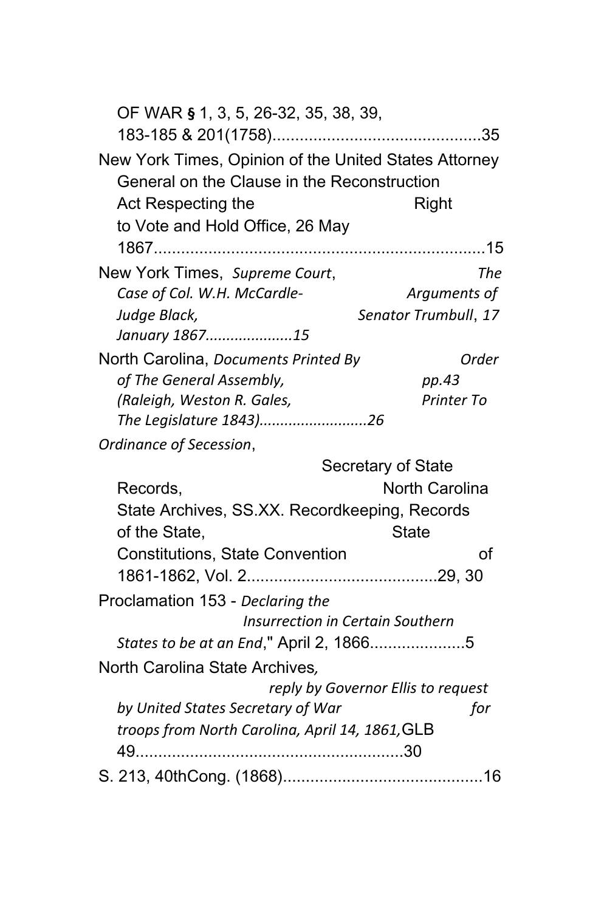OF WAR § 1, 3, 5, 26-32, 35, 38, 39, 183-185 & 201(1758)..............................................35

New York Times, Opinion of the United States Attorney General on the Clause in the Reconstruction Act Respecting the Right to Vote and Hold Office, 26 May 1867........................................................................15

New York Times, *Supreme Court*, *The Case of Col. W.H. McCardle- Arguments of Judge Black, Senator Trumbull*, *17 January 1867.....................15*

North Carolina, *Documents Printed By Order of The General Assembly, pp.43 (Raleigh, Weston R. Gales, Printer To The Legislature 1843)..........................26*

*Ordinance of Secession*, Secretary of State Records, North Carolina State Archives, SS.XX. Recordkeeping, Records of the State, State Constitutions, State Convention of 1861-1862, Vol. 2..........................................29, 30

Proclamation 153 - *Declaring the Insurrection in Certain Southern States to be at an End*," April 2, 1866.....................5

North Carolina State Archives*, reply by Governor Ellis to request by United States Secretary of War for troops from North Carolina, April 14, 1861,*GLB 49...........................................................30

S. 213, 40thCong. (1868)............................................16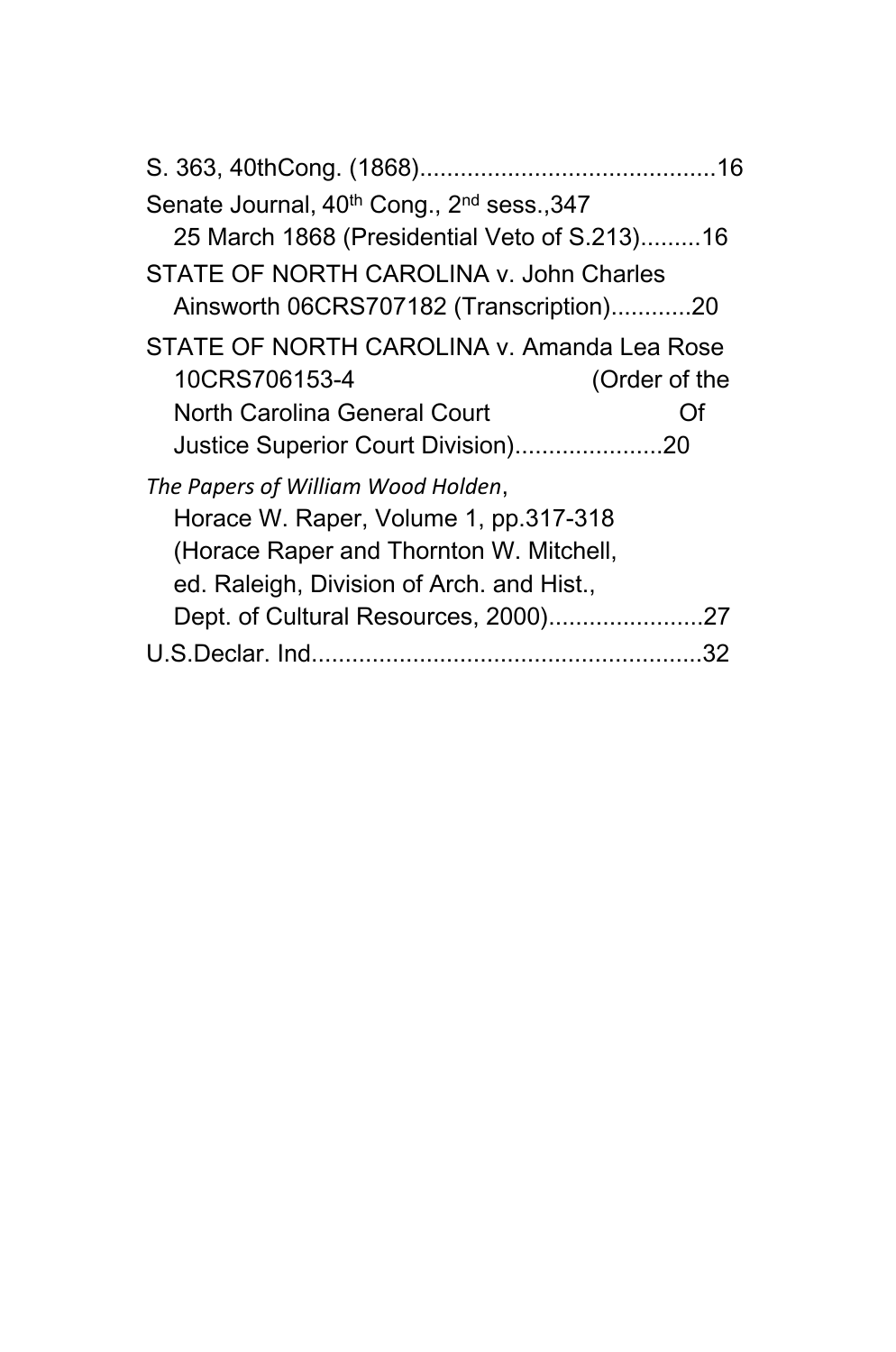S. 363, 40thCong. (1868)............................................16

Senate Journal, 40[th] Cong., 2[nd] sess.,347
25 March 1868 (Presidential Veto of S.213).........16

STATE OF NORTH CAROLINA v. John Charles
Ainsworth 06CRS707182 (Transcription)............20

STATE OF NORTH CAROLINA v. Amanda Lea Rose
10CRS706153-4 (Order of the
North Carolina General Court Of
Justice Superior Court Division)......................20

*The Papers of William Wood Holden*,
Horace W. Raper, Volume 1, pp.317-318
(Horace Raper and Thornton W. Mitchell,
ed. Raleigh, Division of Arch. and Hist.,
Dept. of Cultural Resources, 2000).......................27

U.S.Declar. Ind..........................................................32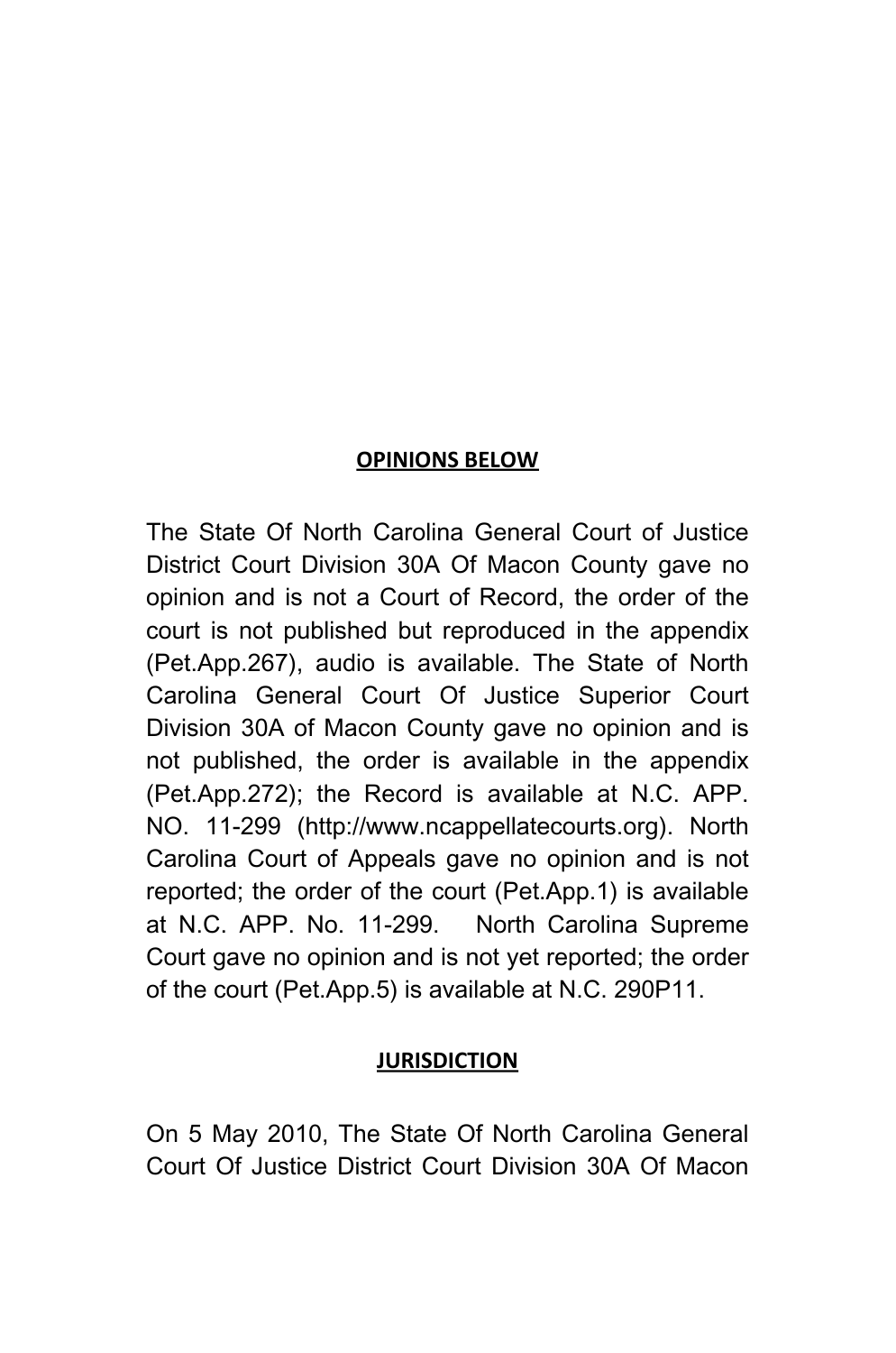## OPINIONS BELOW

The State Of North Carolina General Court of Justice District Court Division 30A Of Macon County gave no opinion and is not a Court of Record, the order of the court is not published but reproduced in the appendix (Pet.App.267), audio is available. The State of North Carolina General Court Of Justice Superior Court Division 30A of Macon County gave no opinion and is not published, the order is available in the appendix (Pet.App.272); the Record is available at N.C. APP. NO. 11-299 (http://www.ncappellatecourts.org). North Carolina Court of Appeals gave no opinion and is not reported; the order of the court (Pet.App.1) is available at N.C. APP. No. 11-299. North Carolina Supreme Court gave no opinion and is not yet reported; the order of the court (Pet.App.5) is available at N.C. 290P11.

## JURISDICTION

On 5 May 2010, The State Of North Carolina General Court Of Justice District Court Division 30A Of Macon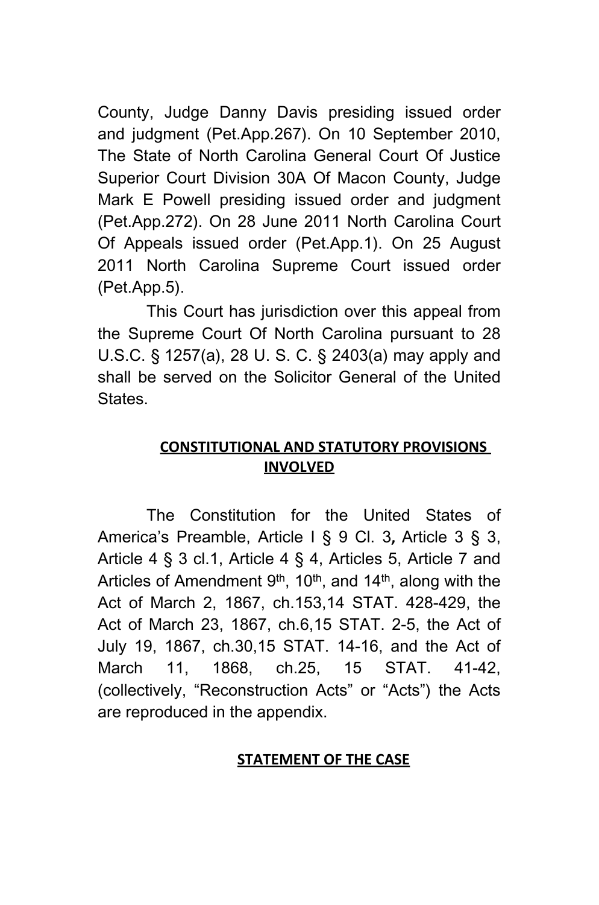County, Judge Danny Davis presiding issued order and judgment (Pet.App.267). On 10 September 2010, The State of North Carolina General Court Of Justice Superior Court Division 30A Of Macon County, Judge Mark E Powell presiding issued order and judgment (Pet.App.272). On 28 June 2011 North Carolina Court Of Appeals issued order (Pet.App.1). On 25 August 2011 North Carolina Supreme Court issued order (Pet.App.5).

This Court has jurisdiction over this appeal from the Supreme Court Of North Carolina pursuant to 28 U.S.C. § 1257(a), 28 U. S. C. § 2403(a) may apply and shall be served on the Solicitor General of the United States.

## CONSTITUTIONAL AND STATUTORY PROVISIONS INVOLVED

The Constitution for the United States of America's Preamble, Article I § 9 Cl. 3**,** Article 3 § 3, Article 4 § 3 cl.1, Article 4 § 4, Articles 5, Article 7 and Articles of Amendment 9th, 10th, and 14th, along with the Act of March 2, 1867, ch.153,14 STAT. 428-429, the Act of March 23, 1867, ch.6,15 STAT. 2-5, the Act of July 19, 1867, ch.30,15 STAT. 14-16, and the Act of March 11, 1868, ch.25, 15 STAT. 41-42, (collectively, "Reconstruction Acts" or "Acts") the Acts are reproduced in the appendix.

## STATEMENT OF THE CASE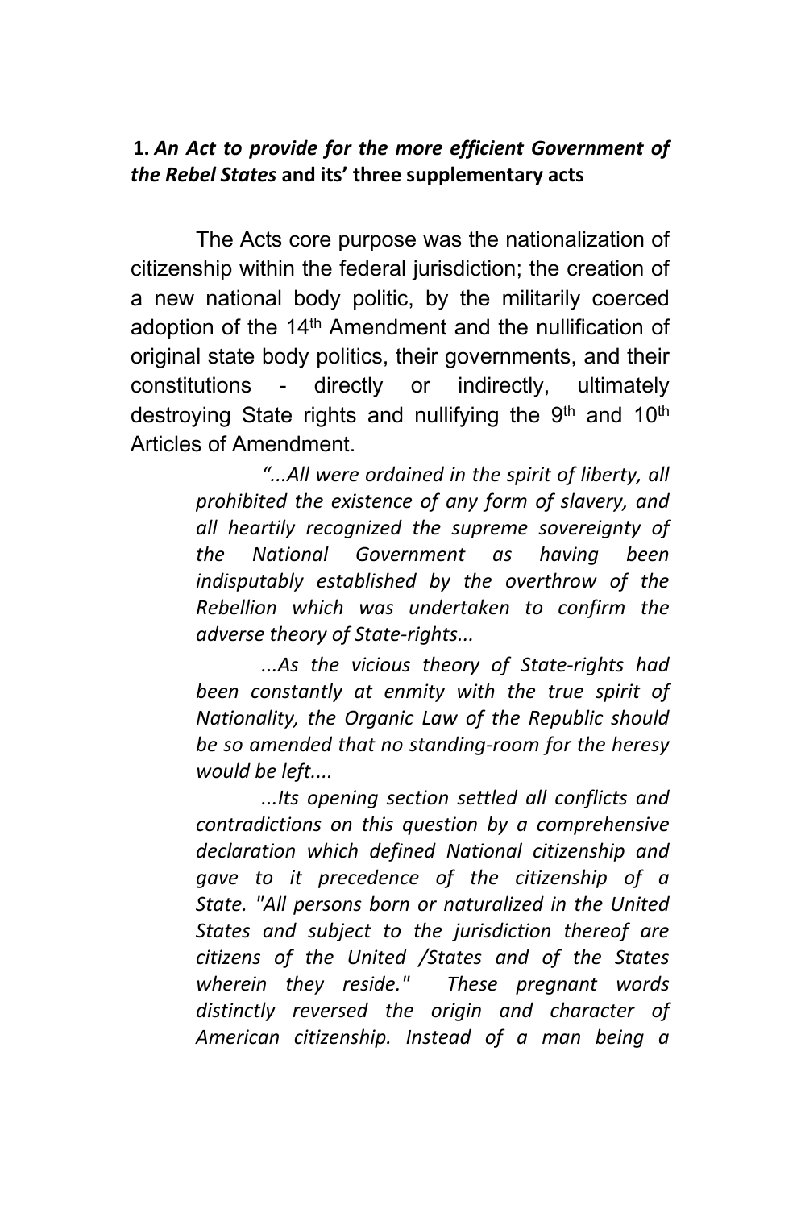**1.** ***An Act to provide for the more efficient Government of the Rebel States*** **and its' three supplementary acts**

The Acts core purpose was the nationalization of citizenship within the federal jurisdiction; the creation of a new national body politic, by the militarily coerced adoption of the 14th Amendment and the nullification of original state body politics, their governments, and their constitutions - directly or indirectly, ultimately destroying State rights and nullifying the 9th and 10th Articles of Amendment.

> *"...All were ordained in the spirit of liberty, all prohibited the existence of any form of slavery, and all heartily recognized the supreme sovereignty of the National Government as having been indisputably established by the overthrow of the Rebellion which was undertaken to confirm the adverse theory of State-rights...*
>
> *...As the vicious theory of State-rights had been constantly at enmity with the true spirit of Nationality, the Organic Law of the Republic should be so amended that no standing-room for the heresy would be left....*
>
> *...Its opening section settled all conflicts and contradictions on this question by a comprehensive declaration which defined National citizenship and gave to it precedence of the citizenship of a State. "All persons born or naturalized in the United States and subject to the jurisdiction thereof are citizens of the United /States and of the States wherein they reside." These pregnant words distinctly reversed the origin and character of American citizenship. Instead of a man being a*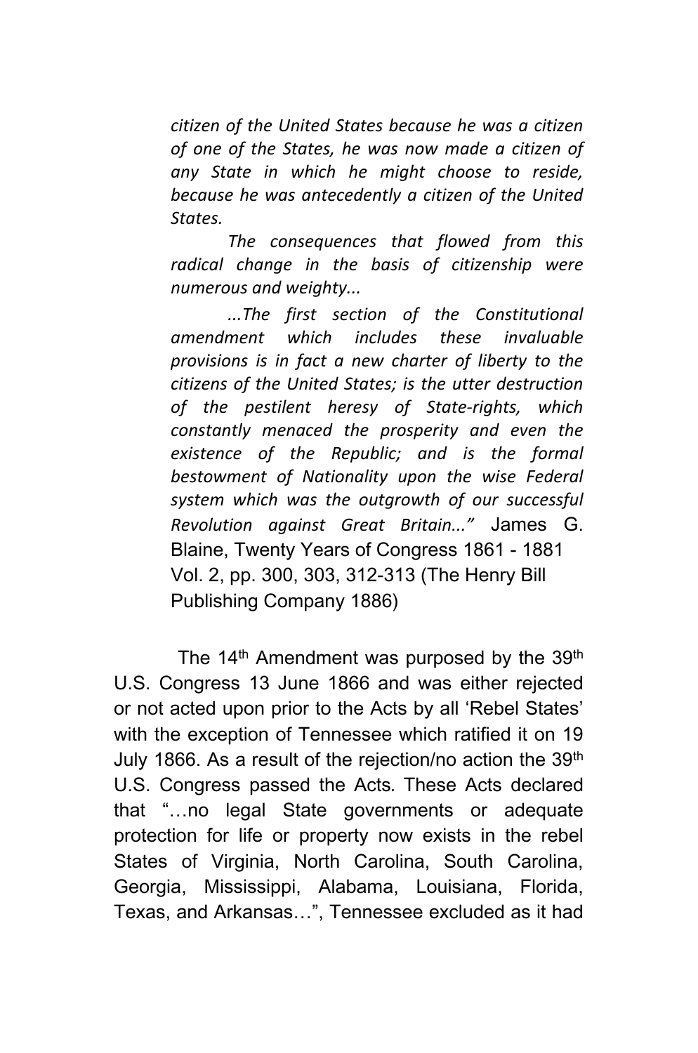> *citizen of the United States because he was a citizen of one of the States, he was now made a citizen of any State in which he might choose to reside, because he was antecedently a citizen of the United States.*
>
> *The consequences that flowed from this radical change in the basis of citizenship were numerous and weighty...*
>
> *...The first section of the Constitutional amendment which includes these invaluable provisions is in fact a new charter of liberty to the citizens of the United States; is the utter destruction of the pestilent heresy of State-rights, which constantly menaced the prosperity and even the existence of the Republic; and is the formal bestowment of Nationality upon the wise Federal system which was the outgrowth of our successful Revolution against Great Britain..."* James G. Blaine, Twenty Years of Congress 1861 - 1881 Vol. 2, pp. 300, 303, 312-313 (The Henry Bill Publishing Company 1886)

The 14th Amendment was purposed by the 39th U.S. Congress 13 June 1866 and was either rejected or not acted upon prior to the Acts by all 'Rebel States' with the exception of Tennessee which ratified it on 19 July 1866. As a result of the rejection/no action the 39th U.S. Congress passed the Acts. These Acts declared that "…no legal State governments or adequate protection for life or property now exists in the rebel States of Virginia, North Carolina, South Carolina, Georgia, Mississippi, Alabama, Louisiana, Florida, Texas, and Arkansas…", Tennessee excluded as it had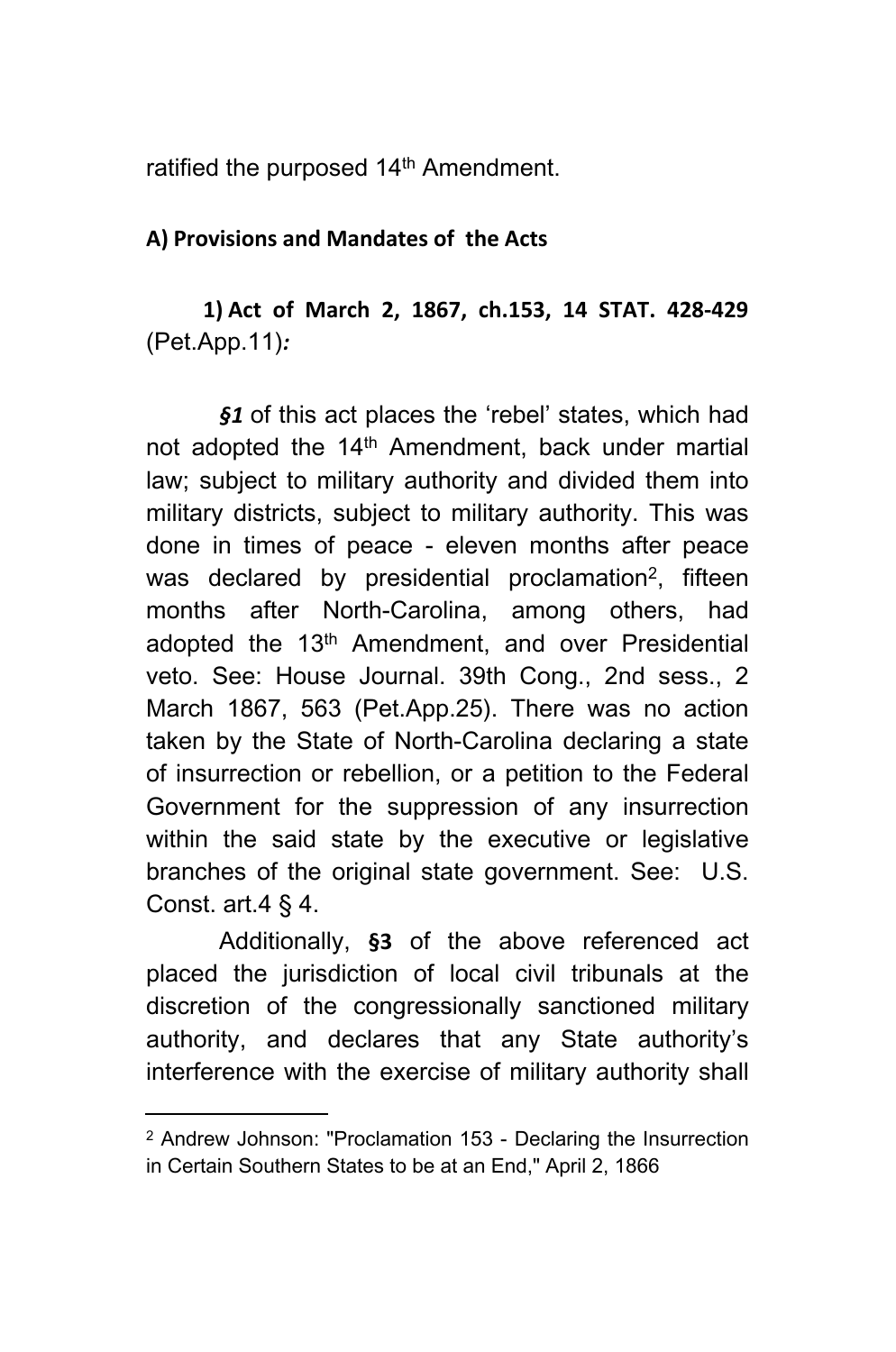ratified the purposed 14th Amendment.

**A) Provisions and Mandates of the Acts**

**1) Act of March 2, 1867, ch.153, 14 STAT. 428-429** (Pet.App.11)*:*

***§1*** of this act places the 'rebel' states, which had not adopted the 14th Amendment, back under martial law; subject to military authority and divided them into military districts, subject to military authority. This was done in times of peace - eleven months after peace was declared by presidential proclamation[2], fifteen months after North-Carolina, among others, had adopted the 13th Amendment, and over Presidential veto. See: House Journal. 39th Cong., 2nd sess., 2 March 1867, 563 (Pet.App.25). There was no action taken by the State of North-Carolina declaring a state of insurrection or rebellion, or a petition to the Federal Government for the suppression of any insurrection within the said state by the executive or legislative branches of the original state government. See: U.S. Const. art.4 § 4.

Additionally, **§3** of the above referenced act placed the jurisdiction of local civil tribunals at the discretion of the congressionally sanctioned military authority, and declares that any State authority's interference with the exercise of military authority shall

---

[2] Andrew Johnson: "Proclamation 153 - Declaring the Insurrection in Certain Southern States to be at an End," April 2, 1866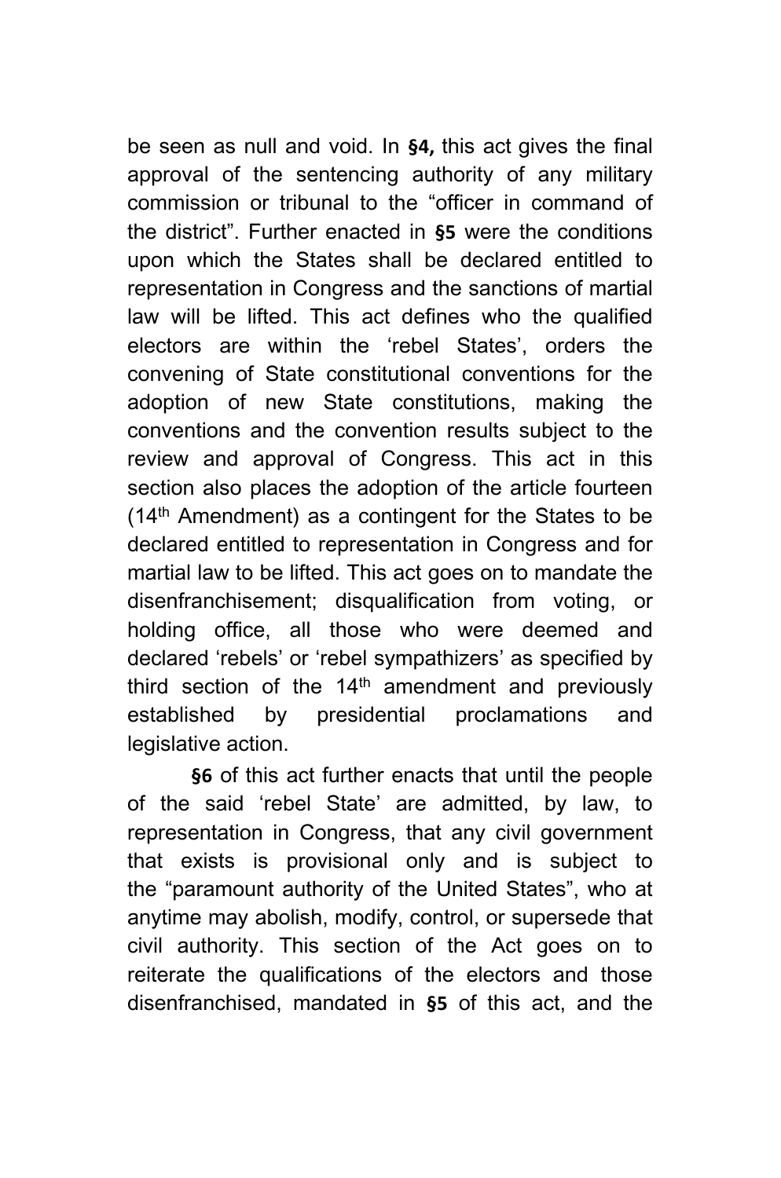be seen as null and void. In **§4,** this act gives the final approval of the sentencing authority of any military commission or tribunal to the “officer in command of the district”. Further enacted in **§5** were the conditions upon which the States shall be declared entitled to representation in Congress and the sanctions of martial law will be lifted. This act defines who the qualified electors are within the ‘rebel States’, orders the convening of State constitutional conventions for the adoption of new State constitutions, making the conventions and the convention results subject to the review and approval of Congress. This act in this section also places the adoption of the article fourteen (14th Amendment) as a contingent for the States to be declared entitled to representation in Congress and for martial law to be lifted. This act goes on to mandate the disenfranchisement; disqualification from voting, or holding office, all those who were deemed and declared ‘rebels’ or ‘rebel sympathizers’ as specified by third section of the 14th amendment and previously established by presidential proclamations and legislative action.

**§6** of this act further enacts that until the people of the said ‘rebel State’ are admitted, by law, to representation in Congress, that any civil government that exists is provisional only and is subject to the “paramount authority of the United States”, who at anytime may abolish, modify, control, or supersede that civil authority. This section of the Act goes on to reiterate the qualifications of the electors and those disenfranchised, mandated in **§5** of this act, and the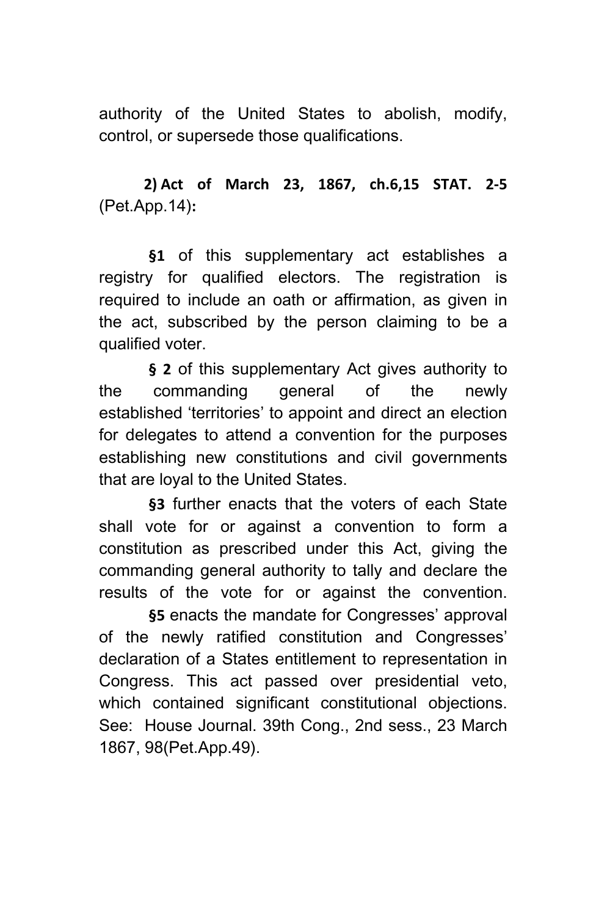authority of the United States to abolish, modify, control, or supersede those qualifications.

**2) Act of March 23, 1867, ch.6,15 STAT. 2-5** (Pet.App.14)**:**

**§1** of this supplementary act establishes a registry for qualified electors. The registration is required to include an oath or affirmation, as given in the act, subscribed by the person claiming to be a qualified voter.

**§ 2** of this supplementary Act gives authority to the commanding general of the newly established 'territories' to appoint and direct an election for delegates to attend a convention for the purposes establishing new constitutions and civil governments that are loyal to the United States.

**§3** further enacts that the voters of each State shall vote for or against a convention to form a constitution as prescribed under this Act, giving the commanding general authority to tally and declare the results of the vote for or against the convention.

**§5** enacts the mandate for Congresses' approval of the newly ratified constitution and Congresses' declaration of a States entitlement to representation in Congress. This act passed over presidential veto, which contained significant constitutional objections. See: House Journal. 39th Cong., 2nd sess., 23 March 1867, 98(Pet.App.49).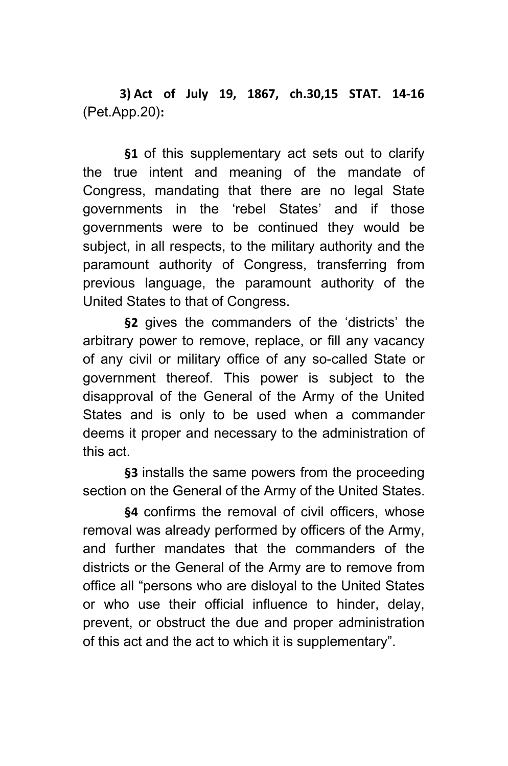**3) Act of July 19, 1867, ch.30,15 STAT. 14-16** (Pet.App.20)**:**

**§1** of this supplementary act sets out to clarify the true intent and meaning of the mandate of Congress, mandating that there are no legal State governments in the 'rebel States' and if those governments were to be continued they would be subject, in all respects, to the military authority and the paramount authority of Congress, transferring from previous language, the paramount authority of the United States to that of Congress.

**§2** gives the commanders of the 'districts' the arbitrary power to remove, replace, or fill any vacancy of any civil or military office of any so-called State or government thereof. This power is subject to the disapproval of the General of the Army of the United States and is only to be used when a commander deems it proper and necessary to the administration of this act.

**§3** installs the same powers from the proceeding section on the General of the Army of the United States.

**§4** confirms the removal of civil officers, whose removal was already performed by officers of the Army, and further mandates that the commanders of the districts or the General of the Army are to remove from office all "persons who are disloyal to the United States or who use their official influence to hinder, delay, prevent, or obstruct the due and proper administration of this act and the act to which it is supplementary".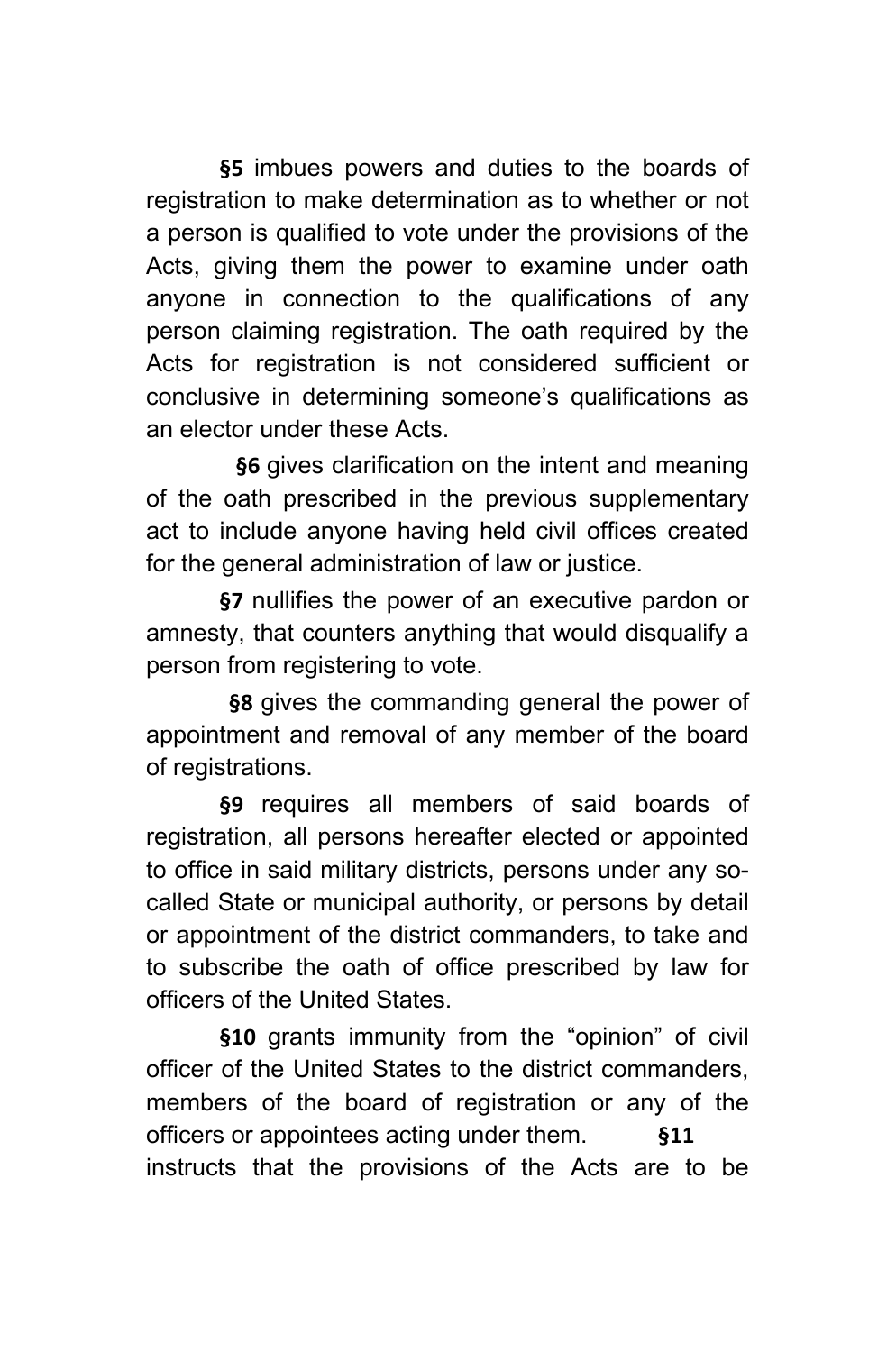**§5** imbues powers and duties to the boards of registration to make determination as to whether or not a person is qualified to vote under the provisions of the Acts, giving them the power to examine under oath anyone in connection to the qualifications of any person claiming registration. The oath required by the Acts for registration is not considered sufficient or conclusive in determining someone's qualifications as an elector under these Acts.

**§6** gives clarification on the intent and meaning of the oath prescribed in the previous supplementary act to include anyone having held civil offices created for the general administration of law or justice.

**§7** nullifies the power of an executive pardon or amnesty, that counters anything that would disqualify a person from registering to vote.

**§8** gives the commanding general the power of appointment and removal of any member of the board of registrations.

**§9** requires all members of said boards of registration, all persons hereafter elected or appointed to office in said military districts, persons under any so-called State or municipal authority, or persons by detail or appointment of the district commanders, to take and to subscribe the oath of office prescribed by law for officers of the United States.

**§10** grants immunity from the "opinion" of civil officer of the United States to the district commanders, members of the board of registration or any of the officers or appointees acting under them. **§11** instructs that the provisions of the Acts are to be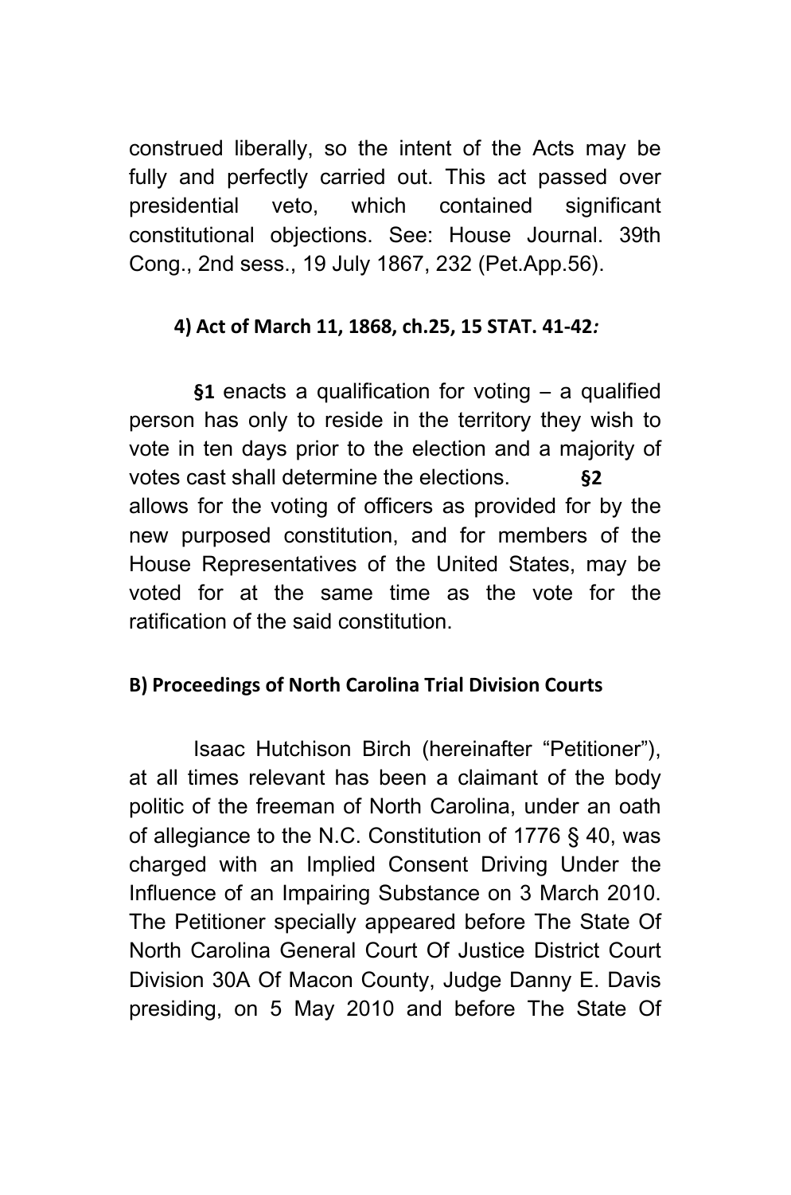construed liberally, so the intent of the Acts may be fully and perfectly carried out. This act passed over presidential veto, which contained significant constitutional objections. See: House Journal. 39th Cong., 2nd sess., 19 July 1867, 232 (Pet.App.56).

**4) Act of March 11, 1868, ch.25, 15 STAT. 41-42*:***

**§1** enacts a qualification for voting – a qualified person has only to reside in the territory they wish to vote in ten days prior to the election and a majority of votes cast shall determine the elections. **§2** allows for the voting of officers as provided for by the new purposed constitution, and for members of the House Representatives of the United States, may be voted for at the same time as the vote for the ratification of the said constitution.

**B) Proceedings of North Carolina Trial Division Courts**

Isaac Hutchison Birch (hereinafter "Petitioner"), at all times relevant has been a claimant of the body politic of the freeman of North Carolina, under an oath of allegiance to the N.C. Constitution of 1776 § 40, was charged with an Implied Consent Driving Under the Influence of an Impairing Substance on 3 March 2010. The Petitioner specially appeared before The State Of North Carolina General Court Of Justice District Court Division 30A Of Macon County, Judge Danny E. Davis presiding, on 5 May 2010 and before The State Of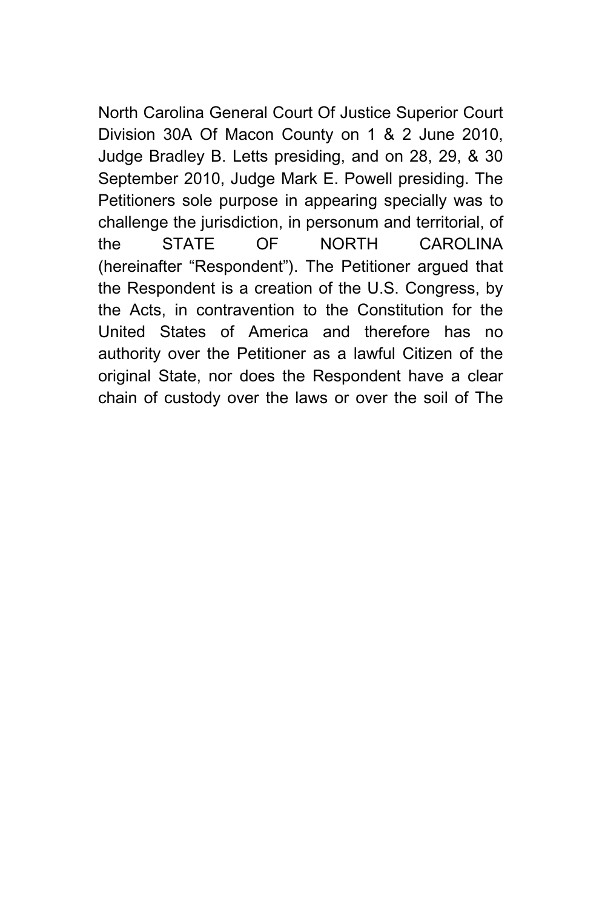North Carolina General Court Of Justice Superior Court Division 30A Of Macon County on 1 & 2 June 2010, Judge Bradley B. Letts presiding, and on 28, 29, & 30 September 2010, Judge Mark E. Powell presiding. The Petitioners sole purpose in appearing specially was to challenge the jurisdiction, in personum and territorial, of the STATE OF NORTH CAROLINA (hereinafter "Respondent"). The Petitioner argued that the Respondent is a creation of the U.S. Congress, by the Acts, in contravention to the Constitution for the United States of America and therefore has no authority over the Petitioner as a lawful Citizen of the original State, nor does the Respondent have a clear chain of custody over the laws or over the soil of The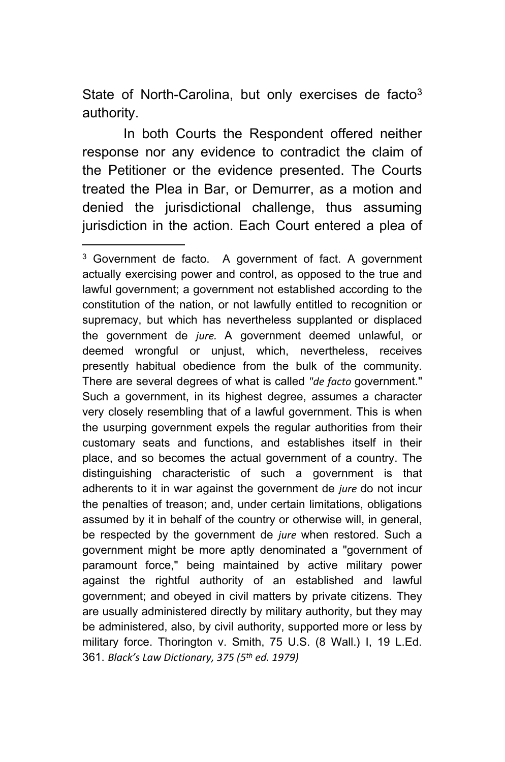State of North-Carolina, but only exercises de facto[3] authority.

In both Courts the Respondent offered neither response nor any evidence to contradict the claim of the Petitioner or the evidence presented. The Courts treated the Plea in Bar, or Demurrer, as a motion and denied the jurisdictional challenge, thus assuming jurisdiction in the action. Each Court entered a plea of

---

[3] Government de facto. A government of fact. A government actually exercising power and control, as opposed to the true and lawful government; a government not established according to the constitution of the nation, or not lawfully entitled to recognition or supremacy, but which has nevertheless supplanted or displaced the government de *jure.* A government deemed unlawful, or deemed wrongful or unjust, which, nevertheless, receives presently habitual obedience from the bulk of the community. There are several degrees of what is called *"de facto* government." Such a government, in its highest degree, assumes a character very closely resembling that of a lawful government. This is when the usurping government expels the regular authorities from their customary seats and functions, and establishes itself in their place, and so becomes the actual government of a country. The distinguishing characteristic of such a government is that adherents to it in war against the government de *jure* do not incur the penalties of treason; and, under certain limitations, obligations assumed by it in behalf of the country or otherwise will, in general, be respected by the government de *jure* when restored. Such a government might be more aptly denominated a "government of paramount force," being maintained by active military power against the rightful authority of an established and lawful government; and obeyed in civil matters by private citizens. They are usually administered directly by military authority, but they may be administered, also, by civil authority, supported more or less by military force. Thorington v. Smith, 75 U.S. (8 Wall.) I, 19 L.Ed. 361. *Black's Law Dictionary, 375 (5th ed. 1979)*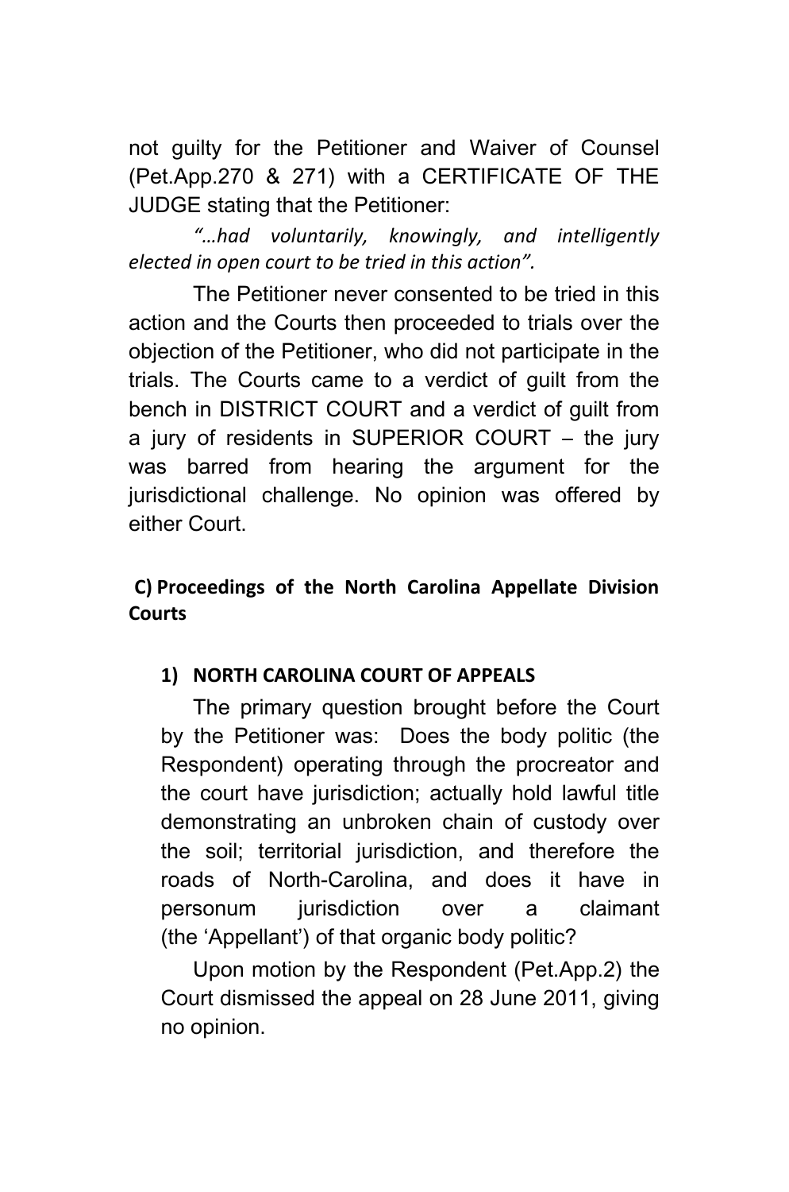not guilty for the Petitioner and Waiver of Counsel (Pet.App.270 & 271) with a CERTIFICATE OF THE JUDGE stating that the Petitioner:

> *"…had voluntarily, knowingly, and intelligently elected in open court to be tried in this action".*

The Petitioner never consented to be tried in this action and the Courts then proceeded to trials over the objection of the Petitioner, who did not participate in the trials. The Courts came to a verdict of guilt from the bench in DISTRICT COURT and a verdict of guilt from a jury of residents in SUPERIOR COURT – the jury was barred from hearing the argument for the jurisdictional challenge. No opinion was offered by either Court.

### C) Proceedings of the North Carolina Appellate Division Courts

#### 1) NORTH CAROLINA COURT OF APPEALS

The primary question brought before the Court by the Petitioner was: Does the body politic (the Respondent) operating through the procreator and the court have jurisdiction; actually hold lawful title demonstrating an unbroken chain of custody over the soil; territorial jurisdiction, and therefore the roads of North-Carolina, and does it have in personum jurisdiction over a claimant (the 'Appellant') of that organic body politic?

Upon motion by the Respondent (Pet.App.2) the Court dismissed the appeal on 28 June 2011, giving no opinion.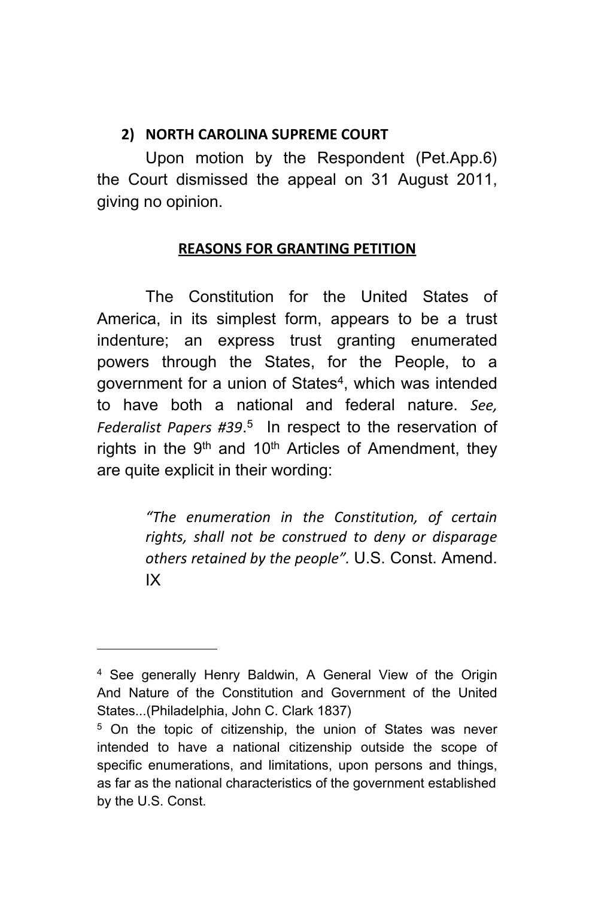## 2) NORTH CAROLINA SUPREME COURT

Upon motion by the Respondent (Pet.App.6) the Court dismissed the appeal on 31 August 2011, giving no opinion.

## REASONS FOR GRANTING PETITION

The Constitution for the United States of America, in its simplest form, appears to be a trust indenture; an express trust granting enumerated powers through the States, for the People, to a government for a union of States[4], which was intended to have both a national and federal nature. *See, Federalist Papers #39*.[5] In respect to the reservation of rights in the 9th and 10th Articles of Amendment, they are quite explicit in their wording:

> *"The enumeration in the Constitution, of certain rights, shall not be construed to deny or disparage others retained by the people".* U.S. Const. Amend. IX

---

[4] See generally Henry Baldwin, A General View of the Origin And Nature of the Constitution and Government of the United States...(Philadelphia, John C. Clark 1837)

[5] On the topic of citizenship, the union of States was never intended to have a national citizenship outside the scope of specific enumerations, and limitations, upon persons and things, as far as the national characteristics of the government established by the U.S. Const.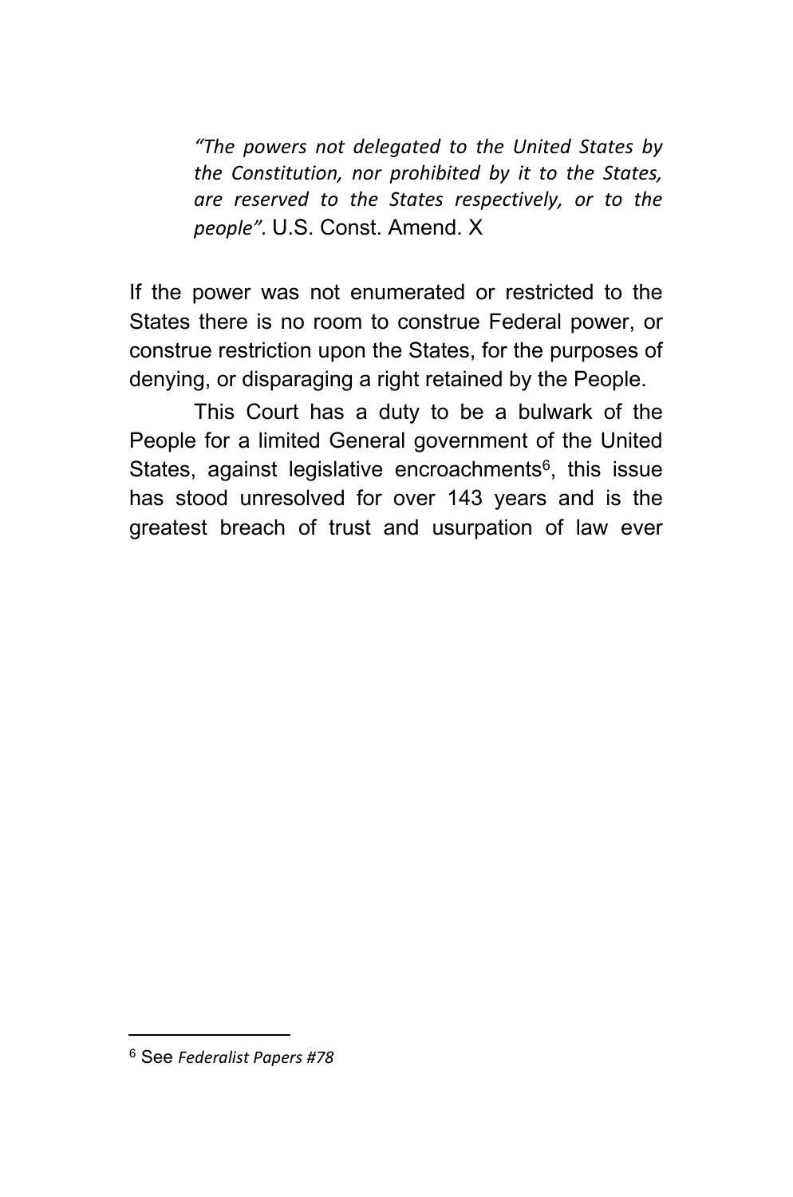> *"The powers not delegated to the United States by the Constitution, nor prohibited by it to the States, are reserved to the States respectively, or to the people".* U.S. Const. Amend. X

If the power was not enumerated or restricted to the States there is no room to construe Federal power, or construe restriction upon the States, for the purposes of denying, or disparaging a right retained by the People.

This Court has a duty to be a bulwark of the People for a limited General government of the United States, against legislative encroachments[6], this issue has stood unresolved for over 143 years and is the greatest breach of trust and usurpation of law ever

[6] See *Federalist Papers #78*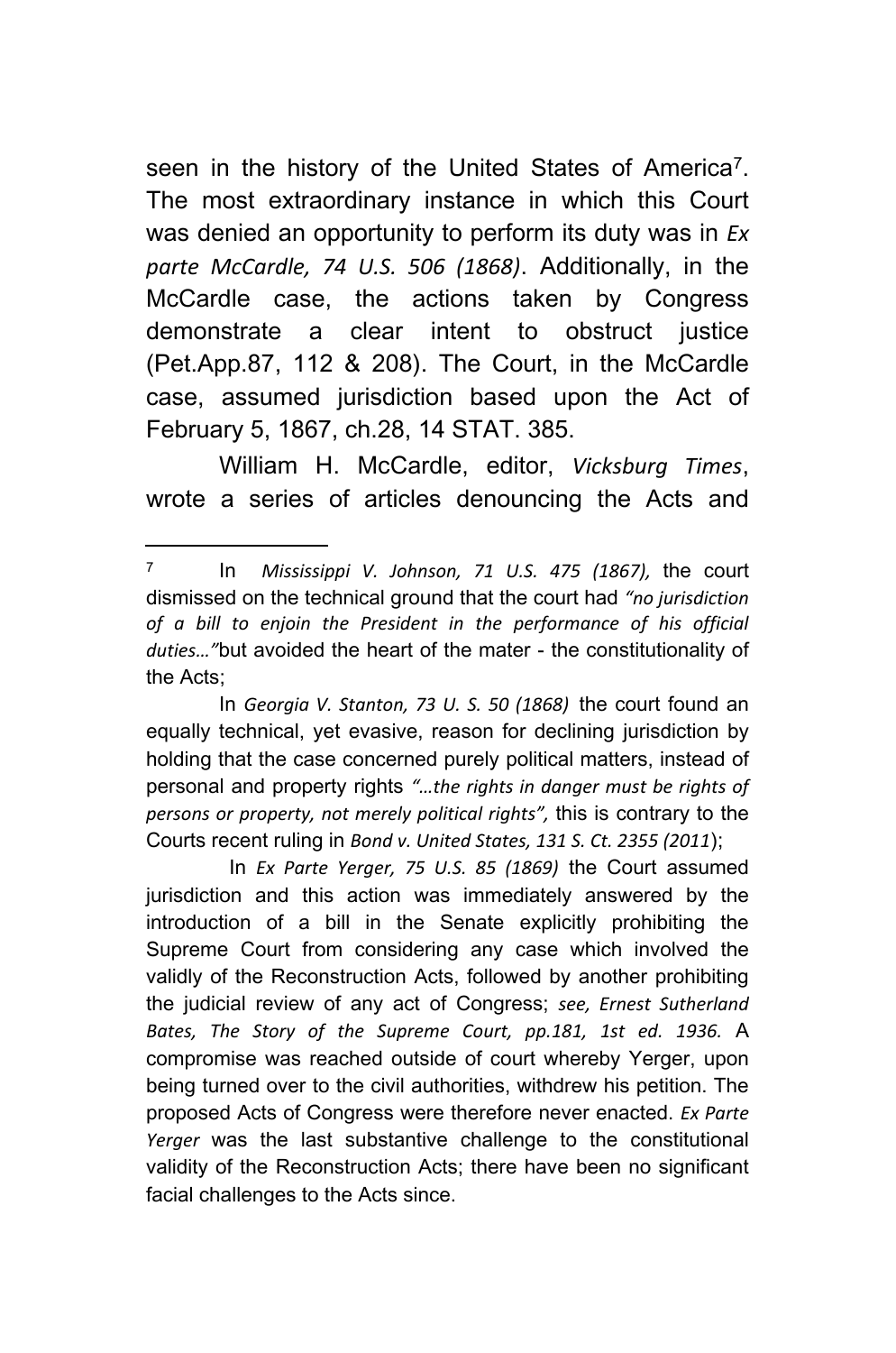seen in the history of the United States of America[7]. The most extraordinary instance in which this Court was denied an opportunity to perform its duty was in *Ex parte McCardle, 74 U.S. 506 (1868)*. Additionally, in the McCardle case, the actions taken by Congress demonstrate a clear intent to obstruct justice (Pet.App.87, 112 & 208). The Court, in the McCardle case, assumed jurisdiction based upon the Act of February 5, 1867, ch.28, 14 STAT. 385.

William H. McCardle, editor, *Vicksburg Times*, wrote a series of articles denouncing the Acts and

---

[7] In *Mississippi V. Johnson, 71 U.S. 475 (1867),* the court dismissed on the technical ground that the court had *"no jurisdiction of a bill to enjoin the President in the performance of his official duties…"* but avoided the heart of the mater - the constitutionality of the Acts;

In *Georgia V. Stanton, 73 U. S. 50 (1868)* the court found an equally technical, yet evasive, reason for declining jurisdiction by holding that the case concerned purely political matters, instead of personal and property rights *"…the rights in danger must be rights of persons or property, not merely political rights",* this is contrary to the Courts recent ruling in *Bond v. United States, 131 S. Ct. 2355 (2011*);

In *Ex Parte Yerger, 75 U.S. 85 (1869)* the Court assumed jurisdiction and this action was immediately answered by the introduction of a bill in the Senate explicitly prohibiting the Supreme Court from considering any case which involved the validly of the Reconstruction Acts, followed by another prohibiting the judicial review of any act of Congress; *see, Ernest Sutherland Bates, The Story of the Supreme Court, pp.181, 1st ed. 1936.* A compromise was reached outside of court whereby Yerger, upon being turned over to the civil authorities, withdrew his petition. The proposed Acts of Congress were therefore never enacted. *Ex Parte Yerger* was the last substantive challenge to the constitutional validity of the Reconstruction Acts; there have been no significant facial challenges to the Acts since.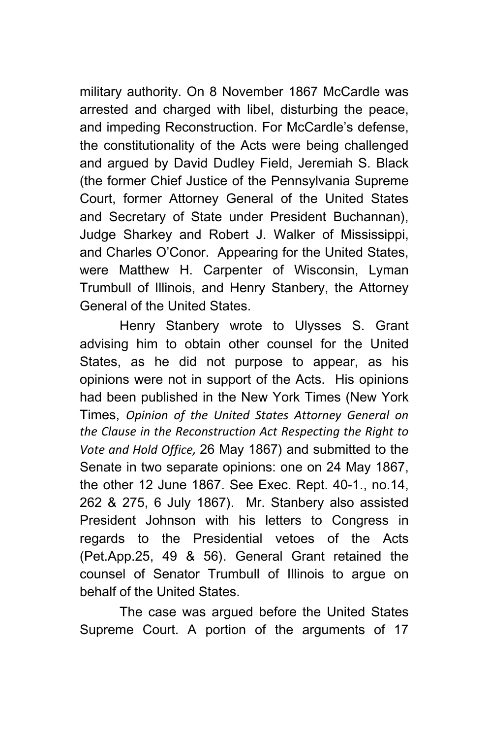military authority. On 8 November 1867 McCardle was arrested and charged with libel, disturbing the peace, and impeding Reconstruction. For McCardle's defense, the constitutionality of the Acts were being challenged and argued by David Dudley Field, Jeremiah S. Black (the former Chief Justice of the Pennsylvania Supreme Court, former Attorney General of the United States and Secretary of State under President Buchannan), Judge Sharkey and Robert J. Walker of Mississippi, and Charles O'Conor. Appearing for the United States, were Matthew H. Carpenter of Wisconsin, Lyman Trumbull of Illinois, and Henry Stanbery, the Attorney General of the United States.

Henry Stanbery wrote to Ulysses S. Grant advising him to obtain other counsel for the United States, as he did not purpose to appear, as his opinions were not in support of the Acts. His opinions had been published in the New York Times (New York Times, *Opinion of the United States Attorney General on the Clause in the Reconstruction Act Respecting the Right to Vote and Hold Office,* 26 May 1867) and submitted to the Senate in two separate opinions: one on 24 May 1867, the other 12 June 1867. See Exec. Rept. 40-1., no.14, 262 & 275, 6 July 1867). Mr. Stanbery also assisted President Johnson with his letters to Congress in regards to the Presidential vetoes of the Acts (Pet.App.25, 49 & 56). General Grant retained the counsel of Senator Trumbull of Illinois to argue on behalf of the United States.

The case was argued before the United States Supreme Court. A portion of the arguments of 17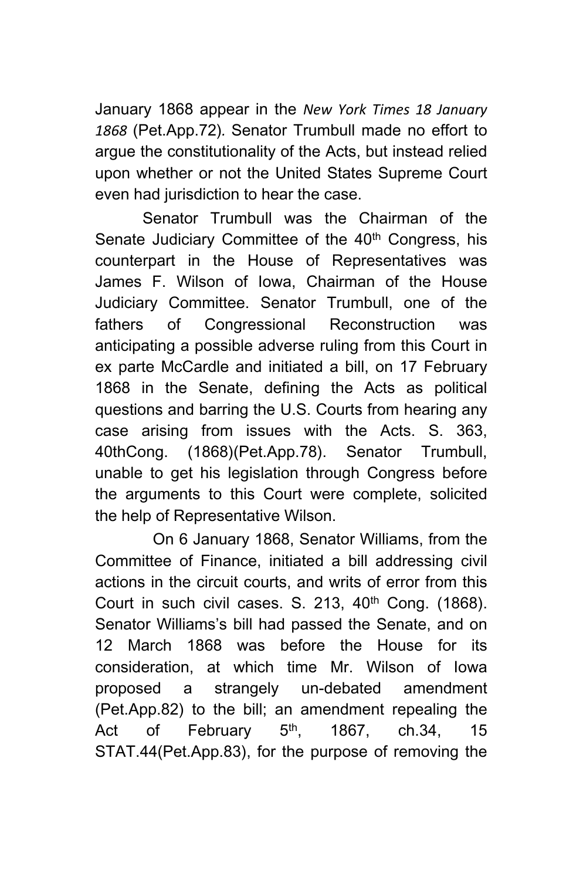January 1868 appear in the *New York Times 18 January 1868* (Pet.App.72). Senator Trumbull made no effort to argue the constitutionality of the Acts, but instead relied upon whether or not the United States Supreme Court even had jurisdiction to hear the case.

Senator Trumbull was the Chairman of the Senate Judiciary Committee of the 40th Congress, his counterpart in the House of Representatives was James F. Wilson of Iowa, Chairman of the House Judiciary Committee. Senator Trumbull, one of the fathers of Congressional Reconstruction was anticipating a possible adverse ruling from this Court in ex parte McCardle and initiated a bill, on 17 February 1868 in the Senate, defining the Acts as political questions and barring the U.S. Courts from hearing any case arising from issues with the Acts. S. 363, 40thCong. (1868)(Pet.App.78). Senator Trumbull, unable to get his legislation through Congress before the arguments to this Court were complete, solicited the help of Representative Wilson.

On 6 January 1868, Senator Williams, from the Committee of Finance, initiated a bill addressing civil actions in the circuit courts, and writs of error from this Court in such civil cases. S. 213, 40th Cong. (1868). Senator Williams's bill had passed the Senate, and on 12 March 1868 was before the House for its consideration, at which time Mr. Wilson of Iowa proposed a strangely un-debated amendment (Pet.App.82) to the bill; an amendment repealing the Act of February 5th, 1867, ch.34, 15 STAT.44(Pet.App.83), for the purpose of removing the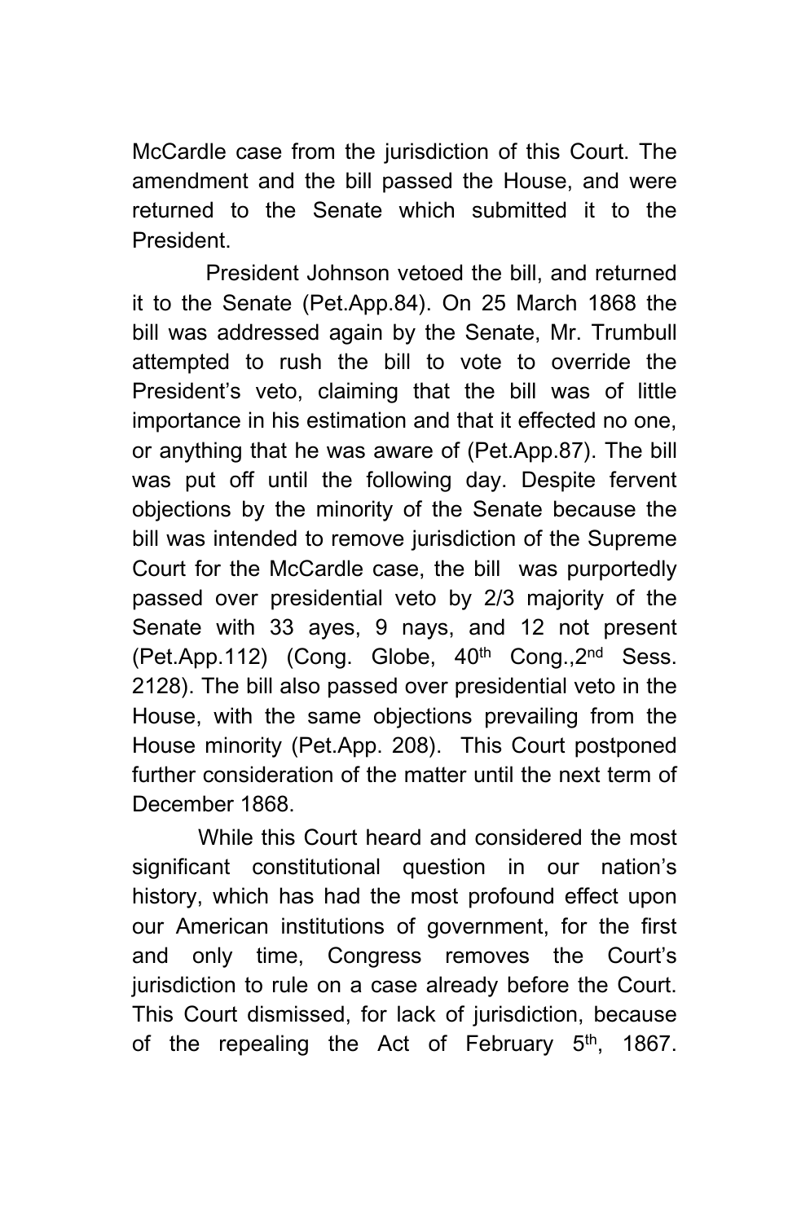McCardle case from the jurisdiction of this Court. The amendment and the bill passed the House, and were returned to the Senate which submitted it to the President.

President Johnson vetoed the bill, and returned it to the Senate (Pet.App.84). On 25 March 1868 the bill was addressed again by the Senate, Mr. Trumbull attempted to rush the bill to vote to override the President's veto, claiming that the bill was of little importance in his estimation and that it effected no one, or anything that he was aware of (Pet.App.87). The bill was put off until the following day. Despite fervent objections by the minority of the Senate because the bill was intended to remove jurisdiction of the Supreme Court for the McCardle case, the bill was purportedly passed over presidential veto by 2/3 majority of the Senate with 33 ayes, 9 nays, and 12 not present (Pet.App.112) (Cong. Globe, 40th Cong.,2nd Sess. 2128). The bill also passed over presidential veto in the House, with the same objections prevailing from the House minority (Pet.App. 208). This Court postponed further consideration of the matter until the next term of December 1868.

While this Court heard and considered the most significant constitutional question in our nation's history, which has had the most profound effect upon our American institutions of government, for the first and only time, Congress removes the Court's jurisdiction to rule on a case already before the Court. This Court dismissed, for lack of jurisdiction, because of the repealing the Act of February 5th, 1867.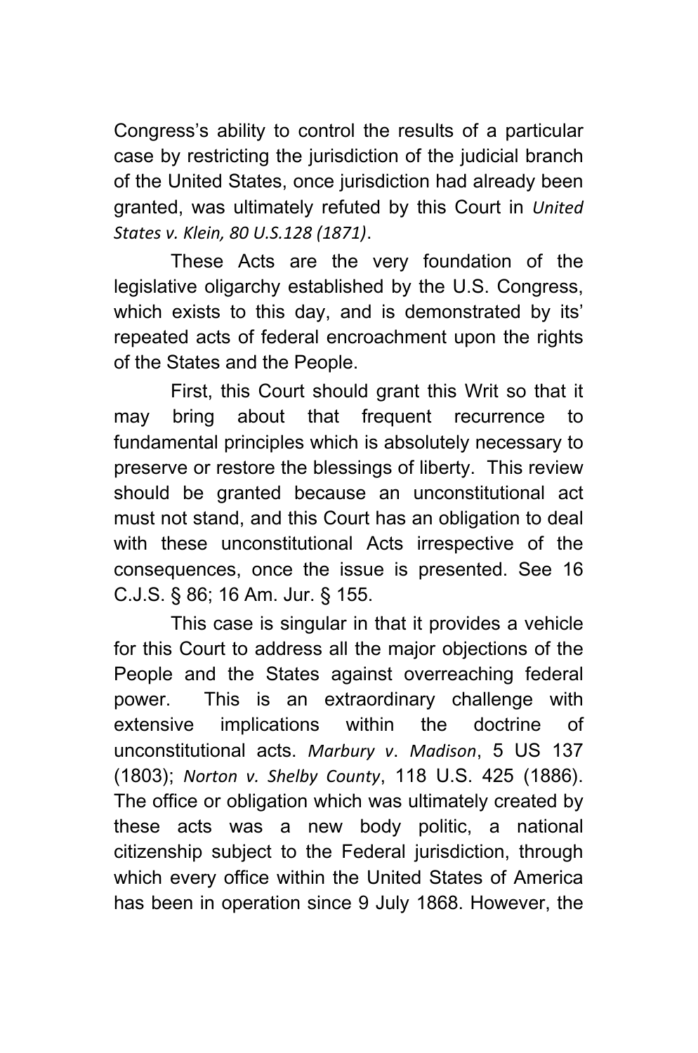Congress's ability to control the results of a particular case by restricting the jurisdiction of the judicial branch of the United States, once jurisdiction had already been granted, was ultimately refuted by this Court in *United States v. Klein, 80 U.S.128 (1871)*.

These Acts are the very foundation of the legislative oligarchy established by the U.S. Congress, which exists to this day, and is demonstrated by its' repeated acts of federal encroachment upon the rights of the States and the People.

First, this Court should grant this Writ so that it may bring about that frequent recurrence to fundamental principles which is absolutely necessary to preserve or restore the blessings of liberty. This review should be granted because an unconstitutional act must not stand, and this Court has an obligation to deal with these unconstitutional Acts irrespective of the consequences, once the issue is presented. See 16 C.J.S. § 86; 16 Am. Jur. § 155.

This case is singular in that it provides a vehicle for this Court to address all the major objections of the People and the States against overreaching federal power. This is an extraordinary challenge with extensive implications within the doctrine of unconstitutional acts. *Marbury v. Madison*, 5 US 137 (1803); *Norton v. Shelby County*, 118 U.S. 425 (1886). The office or obligation which was ultimately created by these acts was a new body politic, a national citizenship subject to the Federal jurisdiction, through which every office within the United States of America has been in operation since 9 July 1868. However, the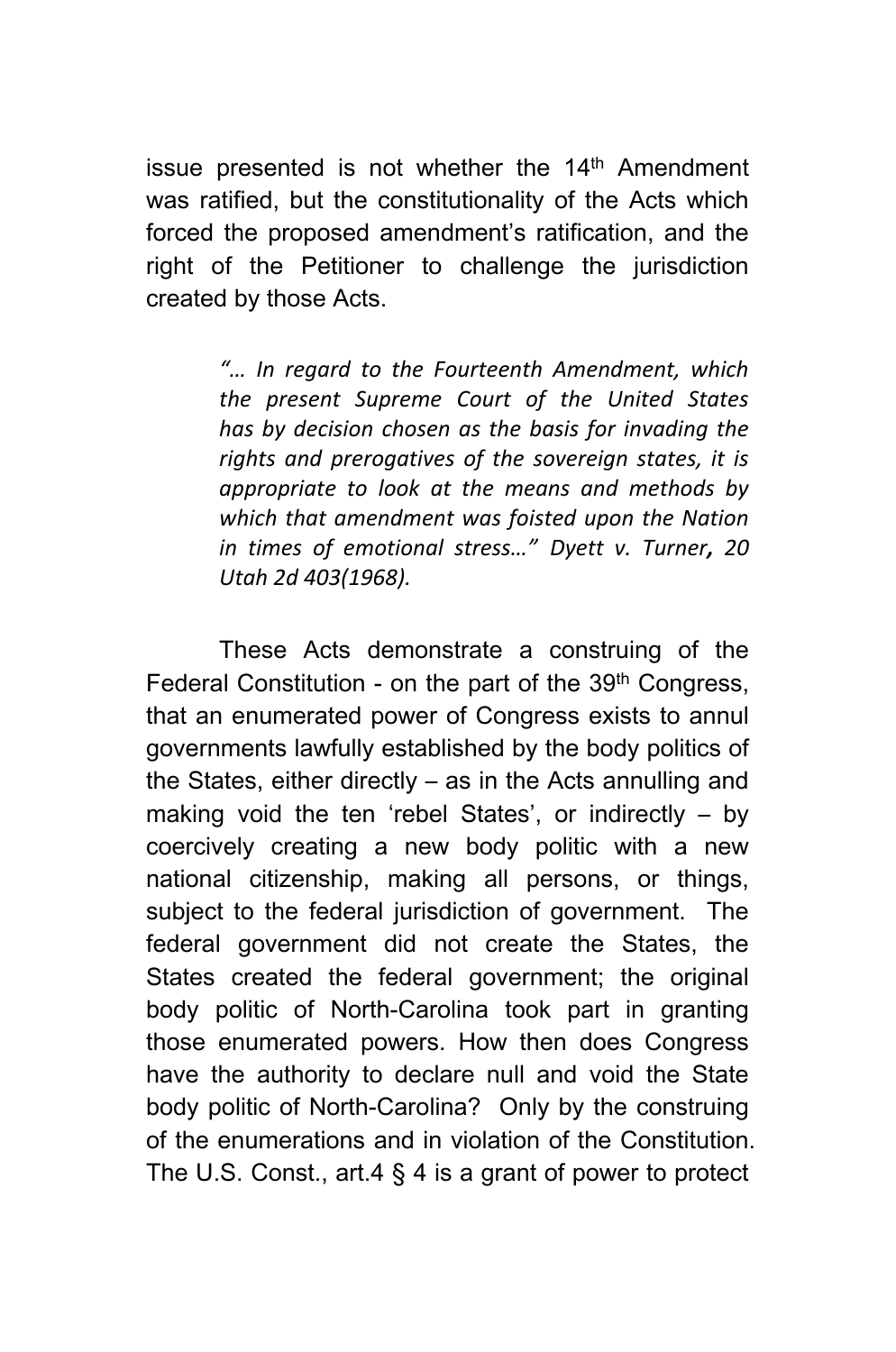issue presented is not whether the 14th Amendment was ratified, but the constitutionality of the Acts which forced the proposed amendment's ratification, and the right of the Petitioner to challenge the jurisdiction created by those Acts.

> *"… In regard to the Fourteenth Amendment, which the present Supreme Court of the United States has by decision chosen as the basis for invading the rights and prerogatives of the sovereign states, it is appropriate to look at the means and methods by which that amendment was foisted upon the Nation in times of emotional stress…" Dyett v. Turner, 20 Utah 2d 403(1968).*

These Acts demonstrate a construing of the Federal Constitution - on the part of the 39th Congress, that an enumerated power of Congress exists to annul governments lawfully established by the body politics of the States, either directly – as in the Acts annulling and making void the ten 'rebel States', or indirectly – by coercively creating a new body politic with a new national citizenship, making all persons, or things, subject to the federal jurisdiction of government. The federal government did not create the States, the States created the federal government; the original body politic of North-Carolina took part in granting those enumerated powers. How then does Congress have the authority to declare null and void the State body politic of North-Carolina? Only by the construing of the enumerations and in violation of the Constitution. The U.S. Const., art.4 § 4 is a grant of power to protect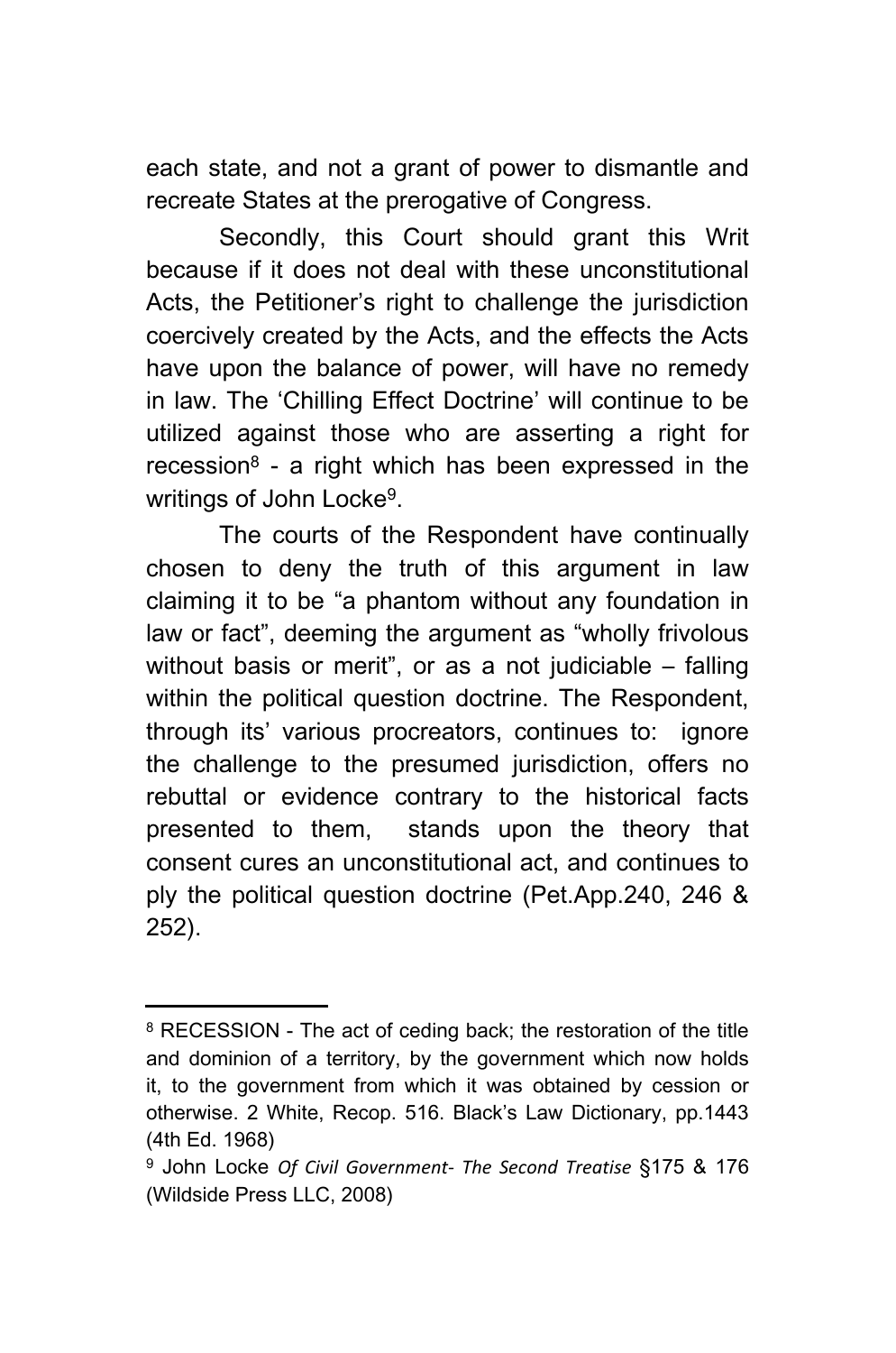each state, and not a grant of power to dismantle and recreate States at the prerogative of Congress.

Secondly, this Court should grant this Writ because if it does not deal with these unconstitutional Acts, the Petitioner's right to challenge the jurisdiction coercively created by the Acts, and the effects the Acts have upon the balance of power, will have no remedy in law. The 'Chilling Effect Doctrine' will continue to be utilized against those who are asserting a right for recession[8] - a right which has been expressed in the writings of John Locke[9].

The courts of the Respondent have continually chosen to deny the truth of this argument in law claiming it to be "a phantom without any foundation in law or fact", deeming the argument as "wholly frivolous without basis or merit", or as a not judiciable – falling within the political question doctrine. The Respondent, through its' various procreators, continues to: ignore the challenge to the presumed jurisdiction, offers no rebuttal or evidence contrary to the historical facts presented to them, stands upon the theory that consent cures an unconstitutional act, and continues to ply the political question doctrine (Pet.App.240, 246 & 252).

---

[8] RECESSION - The act of ceding back; the restoration of the title and dominion of a territory, by the government which now holds it, to the government from which it was obtained by cession or otherwise. 2 White, Recop. 516. Black's Law Dictionary, pp.1443 (4th Ed. 1968)

[9] John Locke *Of Civil Government- The Second Treatise* §175 & 176 (Wildside Press LLC, 2008)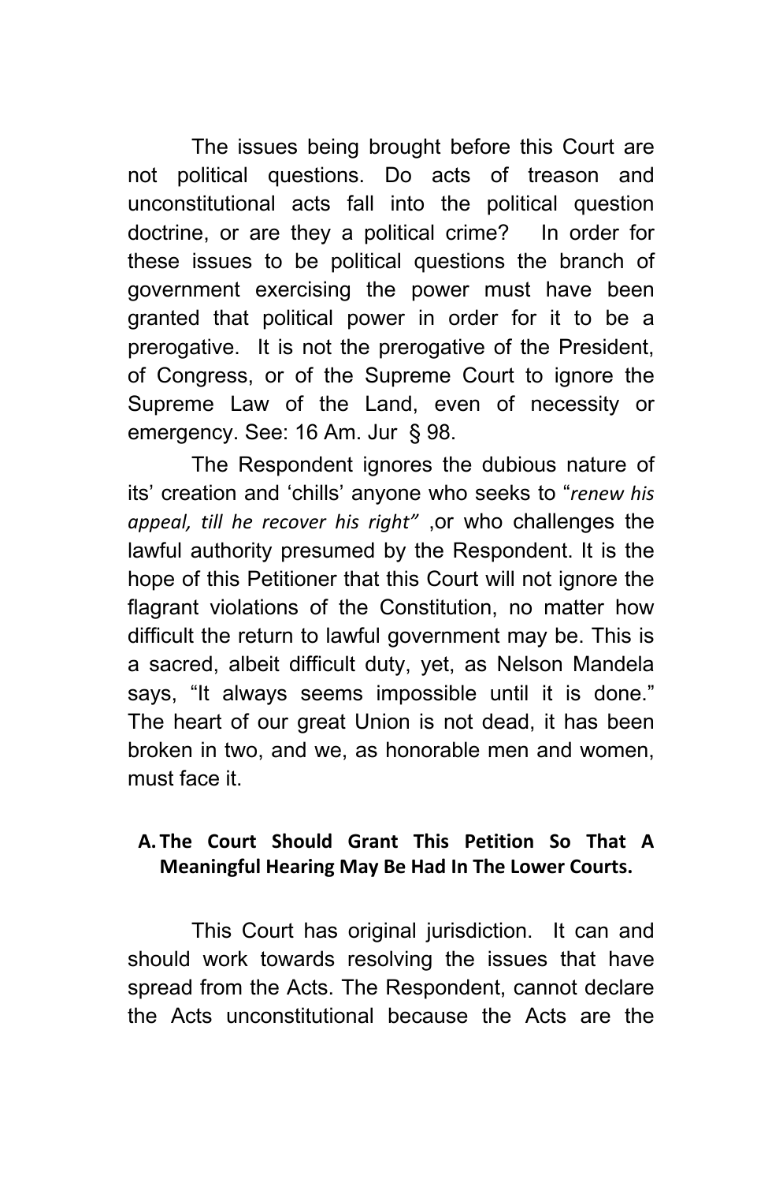The issues being brought before this Court are not political questions. Do acts of treason and unconstitutional acts fall into the political question doctrine, or are they a political crime? In order for these issues to be political questions the branch of government exercising the power must have been granted that political power in order for it to be a prerogative. It is not the prerogative of the President, of Congress, or of the Supreme Court to ignore the Supreme Law of the Land, even of necessity or emergency. See: 16 Am. Jur § 98.

The Respondent ignores the dubious nature of its' creation and 'chills' anyone who seeks to "*renew his appeal, till he recover his right"* ,or who challenges the lawful authority presumed by the Respondent. It is the hope of this Petitioner that this Court will not ignore the flagrant violations of the Constitution, no matter how difficult the return to lawful government may be. This is a sacred, albeit difficult duty, yet, as Nelson Mandela says, "It always seems impossible until it is done." The heart of our great Union is not dead, it has been broken in two, and we, as honorable men and women, must face it.

**A. The Court Should Grant This Petition So That A Meaningful Hearing May Be Had In The Lower Courts.**

This Court has original jurisdiction. It can and should work towards resolving the issues that have spread from the Acts. The Respondent, cannot declare the Acts unconstitutional because the Acts are the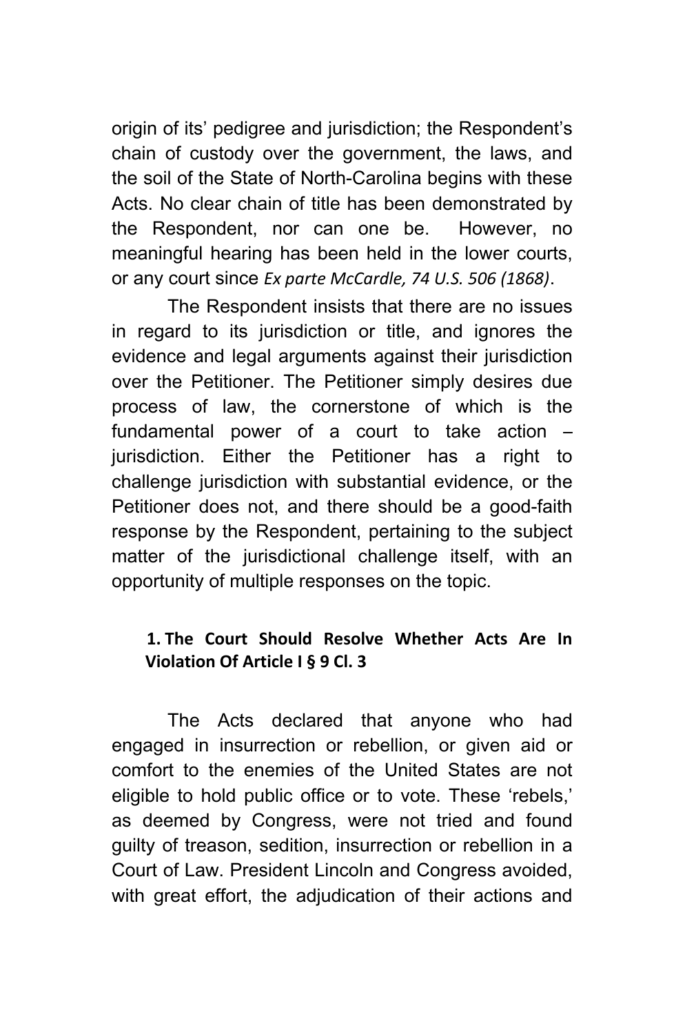origin of its' pedigree and jurisdiction; the Respondent's chain of custody over the government, the laws, and the soil of the State of North-Carolina begins with these Acts. No clear chain of title has been demonstrated by the Respondent, nor can one be. However, no meaningful hearing has been held in the lower courts, or any court since *Ex parte McCardle, 74 U.S. 506 (1868)*.

The Respondent insists that there are no issues in regard to its jurisdiction or title, and ignores the evidence and legal arguments against their jurisdiction over the Petitioner. The Petitioner simply desires due process of law, the cornerstone of which is the fundamental power of a court to take action – jurisdiction. Either the Petitioner has a right to challenge jurisdiction with substantial evidence, or the Petitioner does not, and there should be a good-faith response by the Respondent, pertaining to the subject matter of the jurisdictional challenge itself, with an opportunity of multiple responses on the topic.

### 1. The Court Should Resolve Whether Acts Are In Violation Of Article I § 9 Cl. 3

The Acts declared that anyone who had engaged in insurrection or rebellion, or given aid or comfort to the enemies of the United States are not eligible to hold public office or to vote. These 'rebels,' as deemed by Congress, were not tried and found guilty of treason, sedition, insurrection or rebellion in a Court of Law. President Lincoln and Congress avoided, with great effort, the adjudication of their actions and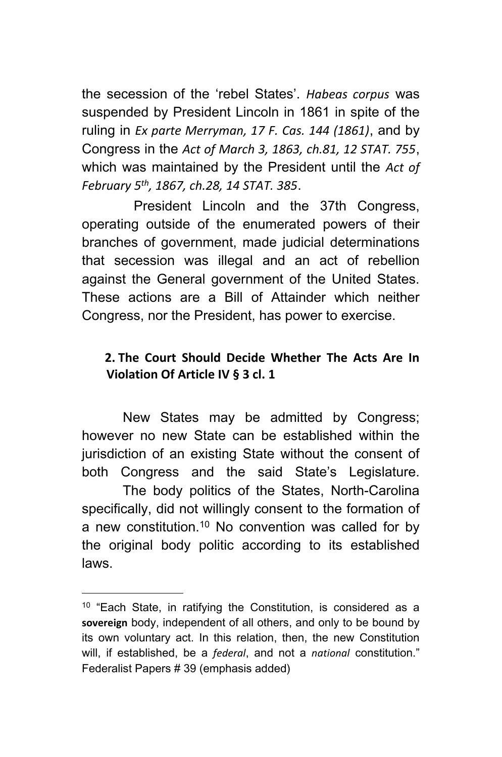the secession of the 'rebel States'. *Habeas corpus* was suspended by President Lincoln in 1861 in spite of the ruling in *Ex parte Merryman, 17 F. Cas. 144 (1861)*, and by Congress in the *Act of March 3, 1863, ch.81, 12 STAT. 755*, which was maintained by the President until the *Act of February 5th, 1867, ch.28, 14 STAT. 385*.

President Lincoln and the 37th Congress, operating outside of the enumerated powers of their branches of government, made judicial determinations that secession was illegal and an act of rebellion against the General government of the United States. These actions are a Bill of Attainder which neither Congress, nor the President, has power to exercise.

### 2. The Court Should Decide Whether The Acts Are In Violation Of Article IV § 3 cl. 1

New States may be admitted by Congress; however no new State can be established within the jurisdiction of an existing State without the consent of both Congress and the said State's Legislature.

The body politics of the States, North-Carolina specifically, did not willingly consent to the formation of a new constitution.[10] No convention was called for by the original body politic according to its established laws.

---

[10] "Each State, in ratifying the Constitution, is considered as a **sovereign** body, independent of all others, and only to be bound by its own voluntary act. In this relation, then, the new Constitution will, if established, be a *federal*, and not a *national* constitution." Federalist Papers # 39 (emphasis added)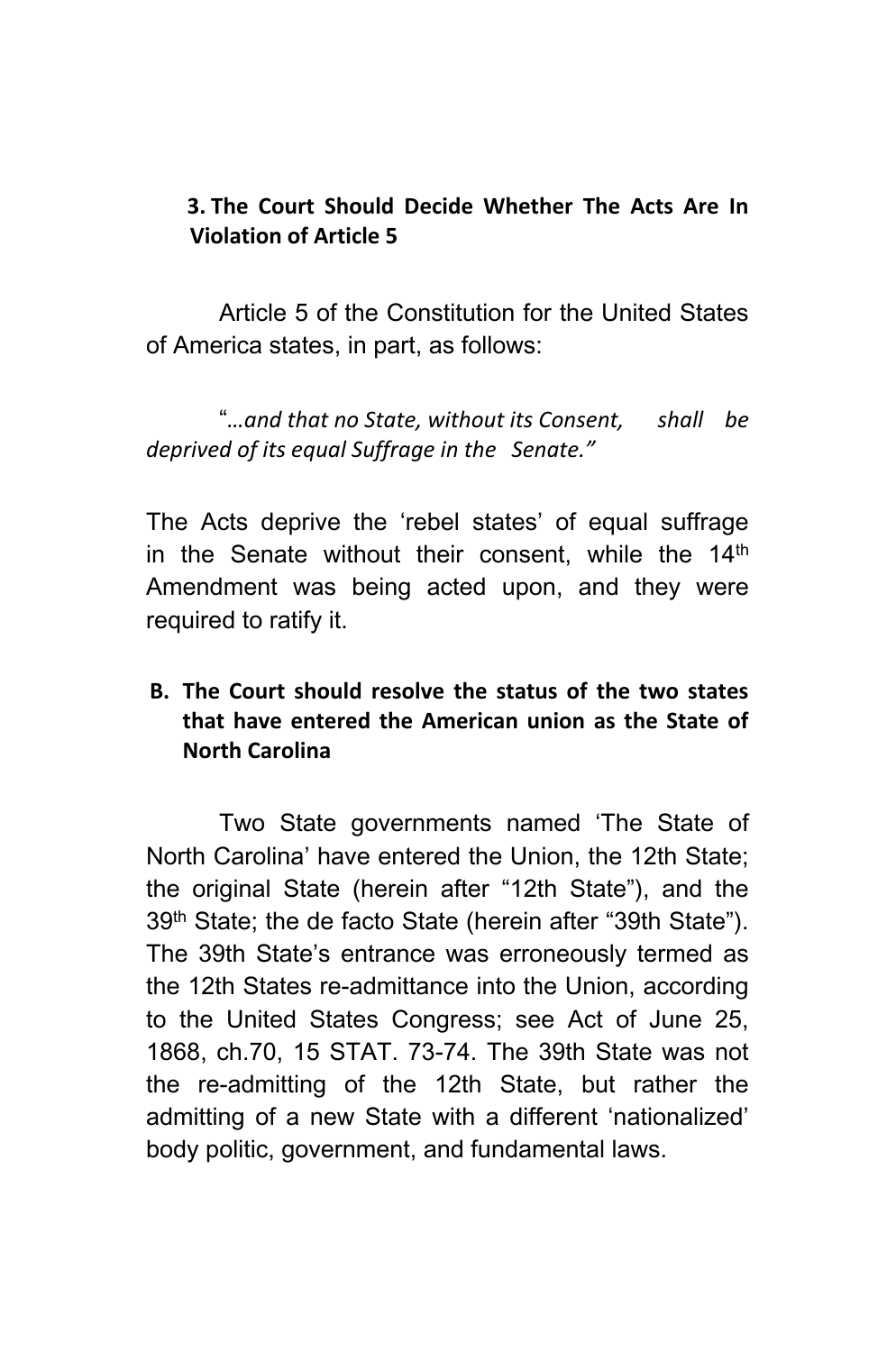### 3. The Court Should Decide Whether The Acts Are In Violation of Article 5

Article 5 of the Constitution for the United States of America states, in part, as follows:

"*…and that no State, without its Consent, shall be deprived of its equal Suffrage in the Senate."*

The Acts deprive the 'rebel states' of equal suffrage in the Senate without their consent, while the 14th Amendment was being acted upon, and they were required to ratify it.

## B. The Court should resolve the status of the two states that have entered the American union as the State of North Carolina

Two State governments named 'The State of North Carolina' have entered the Union, the 12th State; the original State (herein after "12th State"), and the 39th State; the de facto State (herein after "39th State"). The 39th State's entrance was erroneously termed as the 12th States re-admittance into the Union, according to the United States Congress; see Act of June 25, 1868, ch.70, 15 STAT. 73-74. The 39th State was not the re-admitting of the 12th State, but rather the admitting of a new State with a different 'nationalized' body politic, government, and fundamental laws.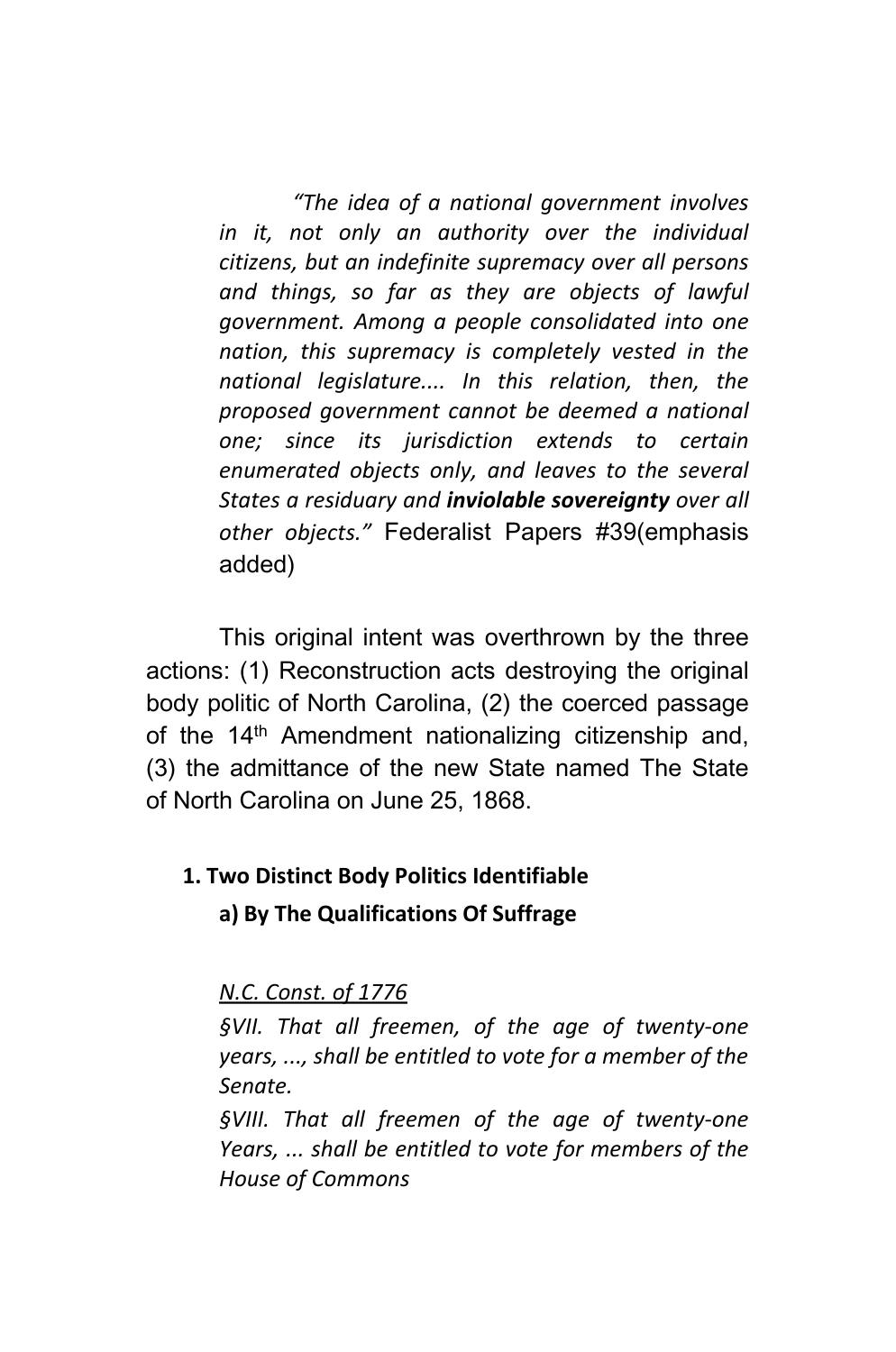> *"The idea of a national government involves in it, not only an authority over the individual citizens, but an indefinite supremacy over all persons and things, so far as they are objects of lawful government. Among a people consolidated into one nation, this supremacy is completely vested in the national legislature.... In this relation, then, the proposed government cannot be deemed a national one; since its jurisdiction extends to certain enumerated objects only, and leaves to the several States a residuary and* ***inviolable sovereignty*** *over all other objects."* Federalist Papers #39(emphasis added)

This original intent was overthrown by the three actions: (1) Reconstruction acts destroying the original body politic of North Carolina, (2) the coerced passage of the 14th Amendment nationalizing citizenship and, (3) the admittance of the new State named The State of North Carolina on June 25, 1868.

**1. Two Distinct Body Politics Identifiable**

**a) By The Qualifications Of Suffrage**

*N.C. Const. of 1776*

*§VII. That all freemen, of the age of twenty-one years, ..., shall be entitled to vote for a member of the Senate.*

*§VIII. That all freemen of the age of twenty-one Years, ... shall be entitled to vote for members of the House of Commons*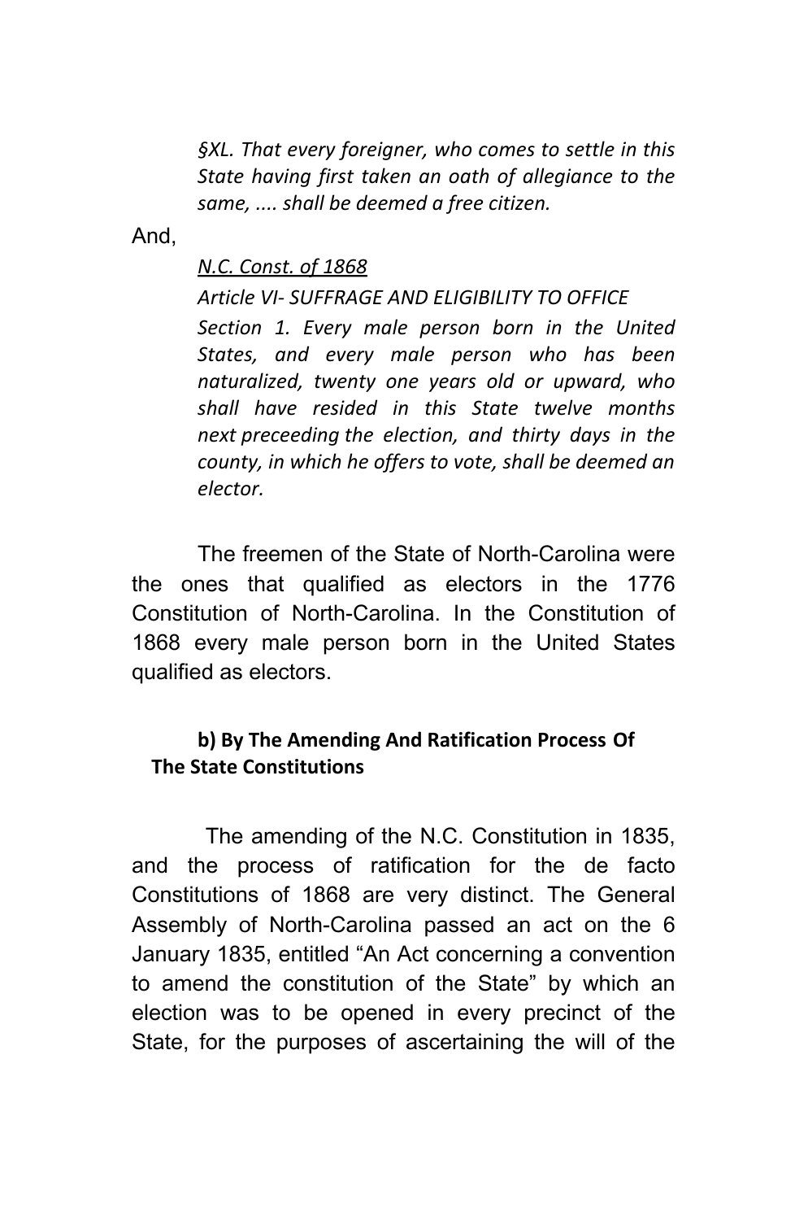> *§XL. That every foreigner, who comes to settle in this State having first taken an oath of allegiance to the same, .... shall be deemed a free citizen.*

And,

> *<u>N.C. Const. of 1868</u>*
>
> *Article VI- SUFFRAGE AND ELIGIBILITY TO OFFICE*
>
> *Section 1. Every male person born in the United States, and every male person who has been naturalized, twenty one years old or upward, who shall have resided in this State twelve months next preceeding the election, and thirty days in the county, in which he offers to vote, shall be deemed an elector.*

The freemen of the State of North-Carolina were the ones that qualified as electors in the 1776 Constitution of North-Carolina. In the Constitution of 1868 every male person born in the United States qualified as electors.

**b) By The Amending And Ratification Process Of The State Constitutions**

The amending of the N.C. Constitution in 1835, and the process of ratification for the de facto Constitutions of 1868 are very distinct. The General Assembly of North-Carolina passed an act on the 6 January 1835, entitled "An Act concerning a convention to amend the constitution of the State" by which an election was to be opened in every precinct of the State, for the purposes of ascertaining the will of the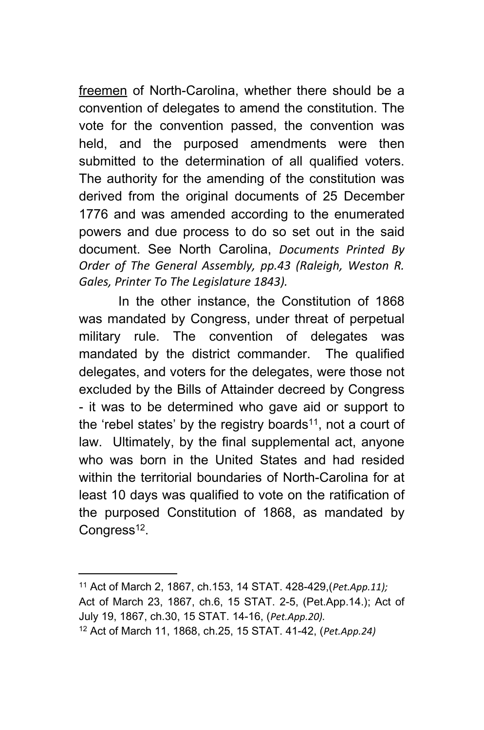freemen of North-Carolina, whether there should be a convention of delegates to amend the constitution. The vote for the convention passed, the convention was held, and the purposed amendments were then submitted to the determination of all qualified voters. The authority for the amending of the constitution was derived from the original documents of 25 December 1776 and was amended according to the enumerated powers and due process to do so set out in the said document. See North Carolina, *Documents Printed By Order of The General Assembly, pp.43 (Raleigh, Weston R. Gales, Printer To The Legislature 1843).*

In the other instance, the Constitution of 1868 was mandated by Congress, under threat of perpetual military rule. The convention of delegates was mandated by the district commander. The qualified delegates, and voters for the delegates, were those not excluded by the Bills of Attainder decreed by Congress - it was to be determined who gave aid or support to the 'rebel states' by the registry boards[11], not a court of law. Ultimately, by the final supplemental act, anyone who was born in the United States and had resided within the territorial boundaries of North-Carolina for at least 10 days was qualified to vote on the ratification of the purposed Constitution of 1868, as mandated by Congress[12].

---

[11] Act of March 2, 1867, ch.153, 14 STAT. 428-429,(*Pet.App.11);* Act of March 23, 1867, ch.6, 15 STAT. 2-5, (Pet.App.14.); Act of July 19, 1867, ch.30, 15 STAT. 14-16, (*Pet.App.20).*

[12] Act of March 11, 1868, ch.25, 15 STAT. 41-42, (*Pet.App.24)*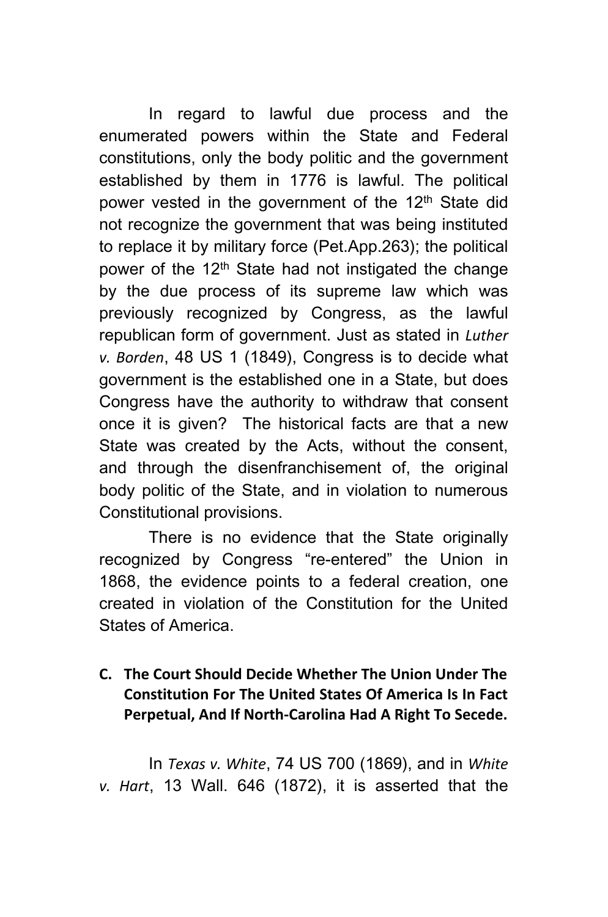In regard to lawful due process and the enumerated powers within the State and Federal constitutions, only the body politic and the government established by them in 1776 is lawful. The political power vested in the government of the 12th State did not recognize the government that was being instituted to replace it by military force (Pet.App.263); the political power of the 12th State had not instigated the change by the due process of its supreme law which was previously recognized by Congress, as the lawful republican form of government. Just as stated in *Luther v. Borden*, 48 US 1 (1849), Congress is to decide what government is the established one in a State, but does Congress have the authority to withdraw that consent once it is given? The historical facts are that a new State was created by the Acts, without the consent, and through the disenfranchisement of, the original body politic of the State, and in violation to numerous Constitutional provisions.

There is no evidence that the State originally recognized by Congress "re-entered" the Union in 1868, the evidence points to a federal creation, one created in violation of the Constitution for the United States of America.

**C. The Court Should Decide Whether The Union Under The Constitution For The United States Of America Is In Fact Perpetual, And If North-Carolina Had A Right To Secede.**

In *Texas v. White*, 74 US 700 (1869), and in *White v. Hart*, 13 Wall. 646 (1872), it is asserted that the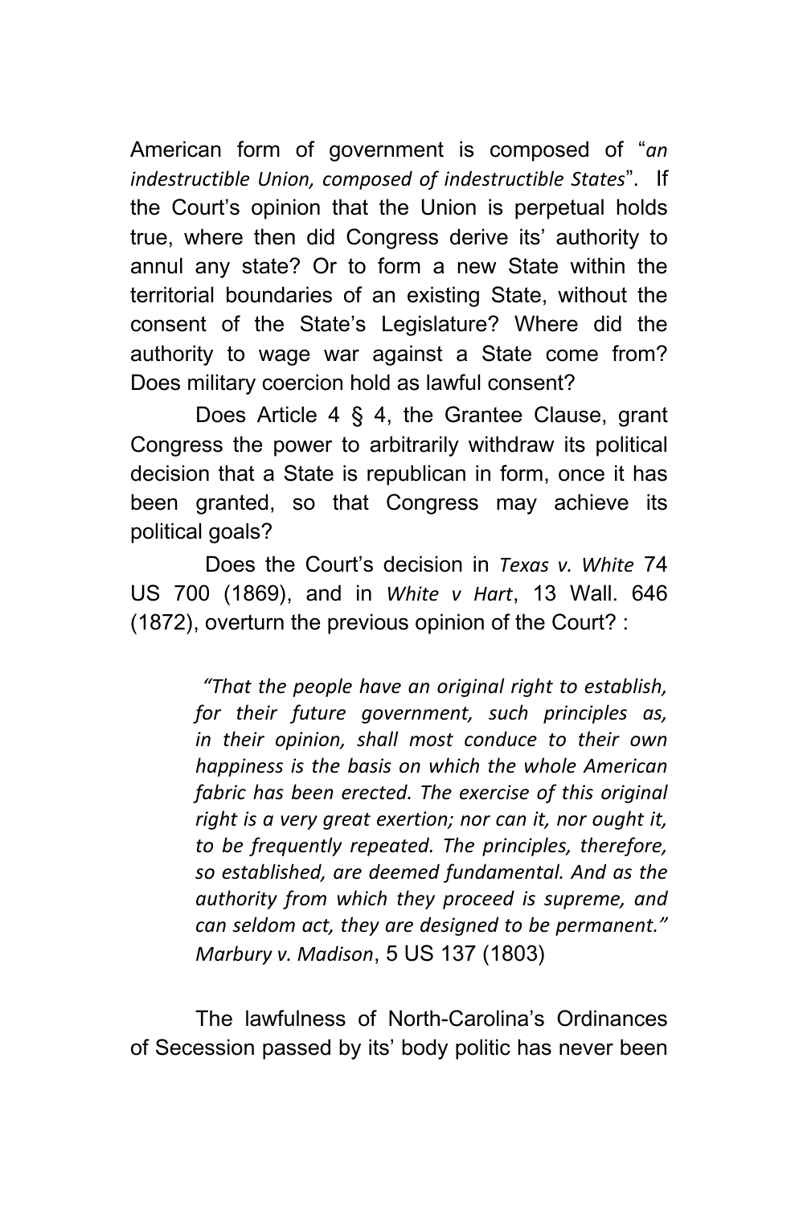American form of government is composed of "*an indestructible Union, composed of indestructible States*". If the Court's opinion that the Union is perpetual holds true, where then did Congress derive its' authority to annul any state? Or to form a new State within the territorial boundaries of an existing State, without the consent of the State's Legislature? Where did the authority to wage war against a State come from? Does military coercion hold as lawful consent?

Does Article 4 § 4, the Grantee Clause, grant Congress the power to arbitrarily withdraw its political decision that a State is republican in form, once it has been granted, so that Congress may achieve its political goals?

Does the Court's decision in *Texas v. White* 74 US 700 (1869), and in *White v Hart*, 13 Wall. 646 (1872), overturn the previous opinion of the Court? :

> *"That the people have an original right to establish, for their future government, such principles as, in their opinion, shall most conduce to their own happiness is the basis on which the whole American fabric has been erected. The exercise of this original right is a very great exertion; nor can it, nor ought it, to be frequently repeated. The principles, therefore, so established, are deemed fundamental. And as the authority from which they proceed is supreme, and can seldom act, they are designed to be permanent." Marbury v. Madison*, 5 US 137 (1803)

The lawfulness of North-Carolina's Ordinances of Secession passed by its' body politic has never been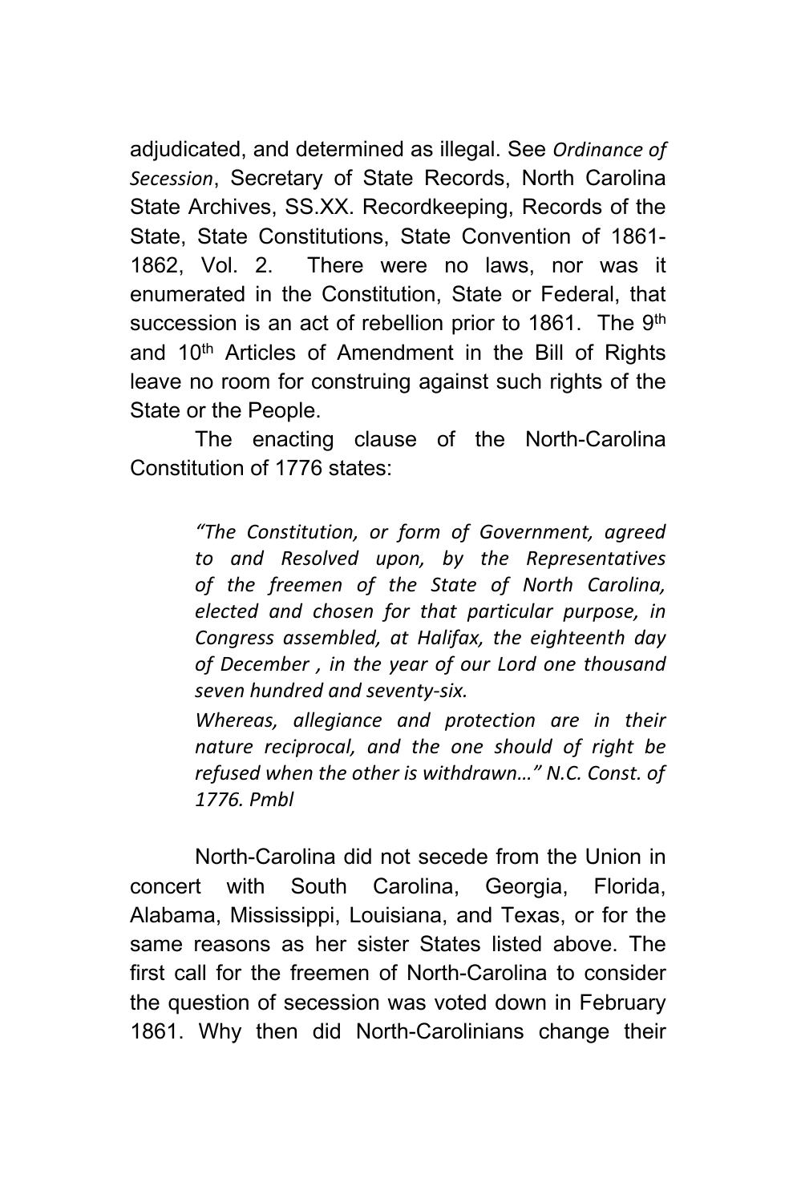adjudicated, and determined as illegal. See *Ordinance of Secession*, Secretary of State Records, North Carolina State Archives, SS.XX. Recordkeeping, Records of the State, State Constitutions, State Convention of 1861-1862, Vol. 2. There were no laws, nor was it enumerated in the Constitution, State or Federal, that succession is an act of rebellion prior to 1861. The 9th and 10th Articles of Amendment in the Bill of Rights leave no room for construing against such rights of the State or the People.

The enacting clause of the North-Carolina Constitution of 1776 states:

> *"The Constitution, or form of Government, agreed to and Resolved upon, by the Representatives of the freemen of the State of North Carolina, elected and chosen for that particular purpose, in Congress assembled, at Halifax, the eighteenth day of December , in the year of our Lord one thousand seven hundred and seventy-six.*
>
> *Whereas, allegiance and protection are in their nature reciprocal, and the one should of right be refused when the other is withdrawn…" N.C. Const. of 1776. Pmbl*

North-Carolina did not secede from the Union in concert with South Carolina, Georgia, Florida, Alabama, Mississippi, Louisiana, and Texas, or for the same reasons as her sister States listed above. The first call for the freemen of North-Carolina to consider the question of secession was voted down in February 1861. Why then did North-Carolinians change their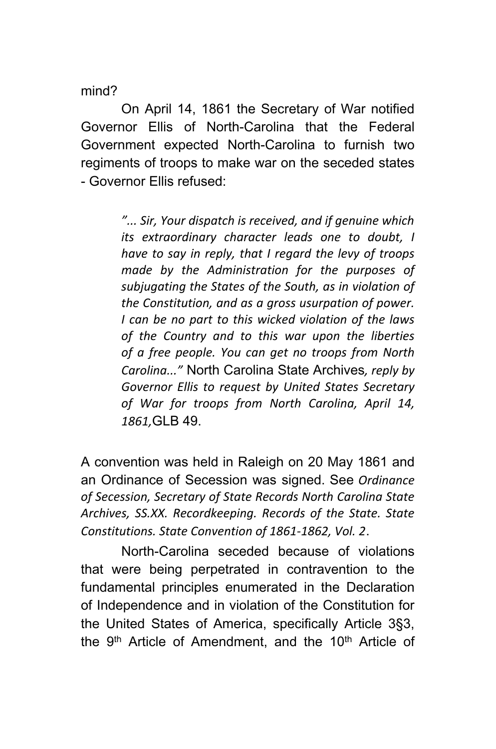mind?

On April 14, 1861 the Secretary of War notified Governor Ellis of North-Carolina that the Federal Government expected North-Carolina to furnish two regiments of troops to make war on the seceded states - Governor Ellis refused:

> *"... Sir, Your dispatch is received, and if genuine which its extraordinary character leads one to doubt, I have to say in reply, that I regard the levy of troops made by the Administration for the purposes of subjugating the States of the South, as in violation of the Constitution, and as a gross usurpation of power. I can be no part to this wicked violation of the laws of the Country and to this war upon the liberties of a free people. You can get no troops from North Carolina..."* North Carolina State Archives*, reply by Governor Ellis to request by United States Secretary of War for troops from North Carolina, April 14, 1861,*GLB 49.

A convention was held in Raleigh on 20 May 1861 and an Ordinance of Secession was signed. See *Ordinance of Secession, Secretary of State Records North Carolina State Archives, SS.XX. Recordkeeping. Records of the State. State Constitutions. State Convention of 1861-1862, Vol. 2*.

North-Carolina seceded because of violations that were being perpetrated in contravention to the fundamental principles enumerated in the Declaration of Independence and in violation of the Constitution for the United States of America, specifically Article 3§3, the 9th Article of Amendment, and the 10th Article of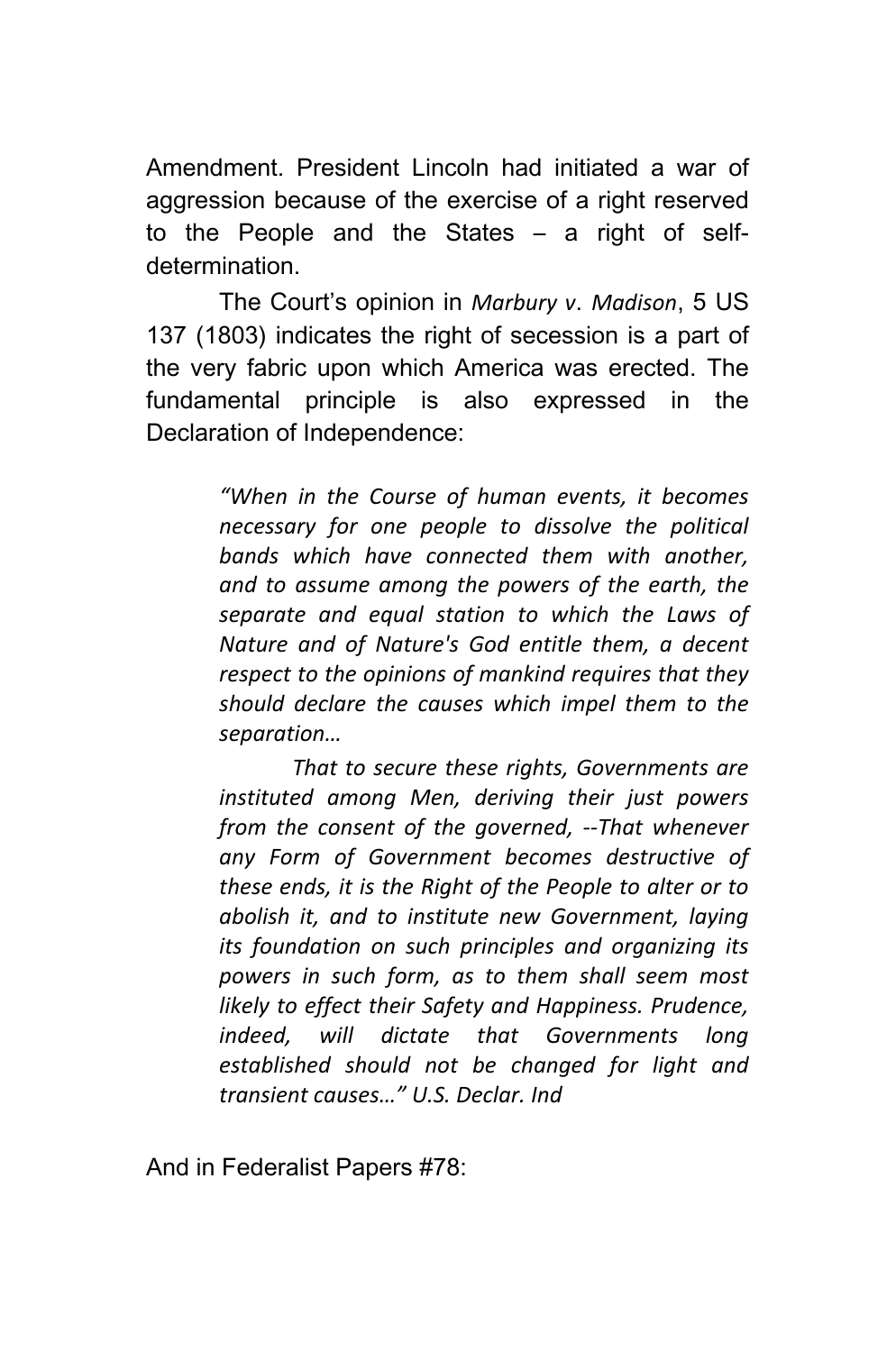Amendment. President Lincoln had initiated a war of aggression because of the exercise of a right reserved to the People and the States – a right of self-determination.

The Court's opinion in *Marbury v. Madison*, 5 US 137 (1803) indicates the right of secession is a part of the very fabric upon which America was erected. The fundamental principle is also expressed in the Declaration of Independence:

> *"When in the Course of human events, it becomes necessary for one people to dissolve the political bands which have connected them with another, and to assume among the powers of the earth, the separate and equal station to which the Laws of Nature and of Nature's God entitle them, a decent respect to the opinions of mankind requires that they should declare the causes which impel them to the separation…*
>
> *That to secure these rights, Governments are instituted among Men, deriving their just powers from the consent of the governed, --That whenever any Form of Government becomes destructive of these ends, it is the Right of the People to alter or to abolish it, and to institute new Government, laying its foundation on such principles and organizing its powers in such form, as to them shall seem most likely to effect their Safety and Happiness. Prudence, indeed, will dictate that Governments long established should not be changed for light and transient causes…" U.S. Declar. Ind*

And in Federalist Papers #78: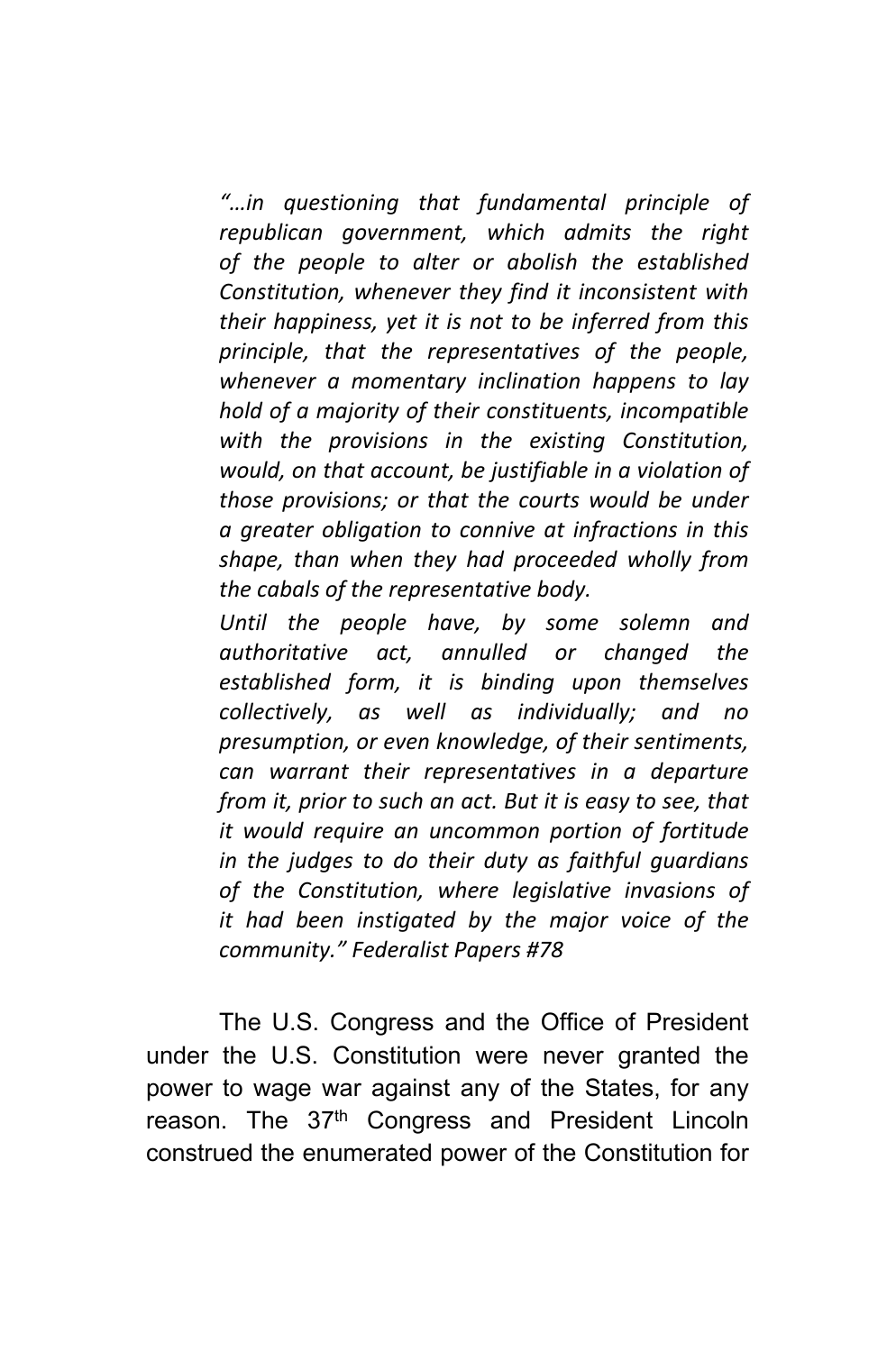*"…in questioning that fundamental principle of republican government, which admits the right of the people to alter or abolish the established Constitution, whenever they find it inconsistent with their happiness, yet it is not to be inferred from this principle, that the representatives of the people, whenever a momentary inclination happens to lay hold of a majority of their constituents, incompatible with the provisions in the existing Constitution, would, on that account, be justifiable in a violation of those provisions; or that the courts would be under a greater obligation to connive at infractions in this shape, than when they had proceeded wholly from the cabals of the representative body.*

*Until the people have, by some solemn and authoritative act, annulled or changed the established form, it is binding upon themselves collectively, as well as individually; and no presumption, or even knowledge, of their sentiments, can warrant their representatives in a departure from it, prior to such an act. But it is easy to see, that it would require an uncommon portion of fortitude in the judges to do their duty as faithful guardians of the Constitution, where legislative invasions of it had been instigated by the major voice of the community." Federalist Papers #78*

The U.S. Congress and the Office of President under the U.S. Constitution were never granted the power to wage war against any of the States, for any reason. The 37th Congress and President Lincoln construed the enumerated power of the Constitution for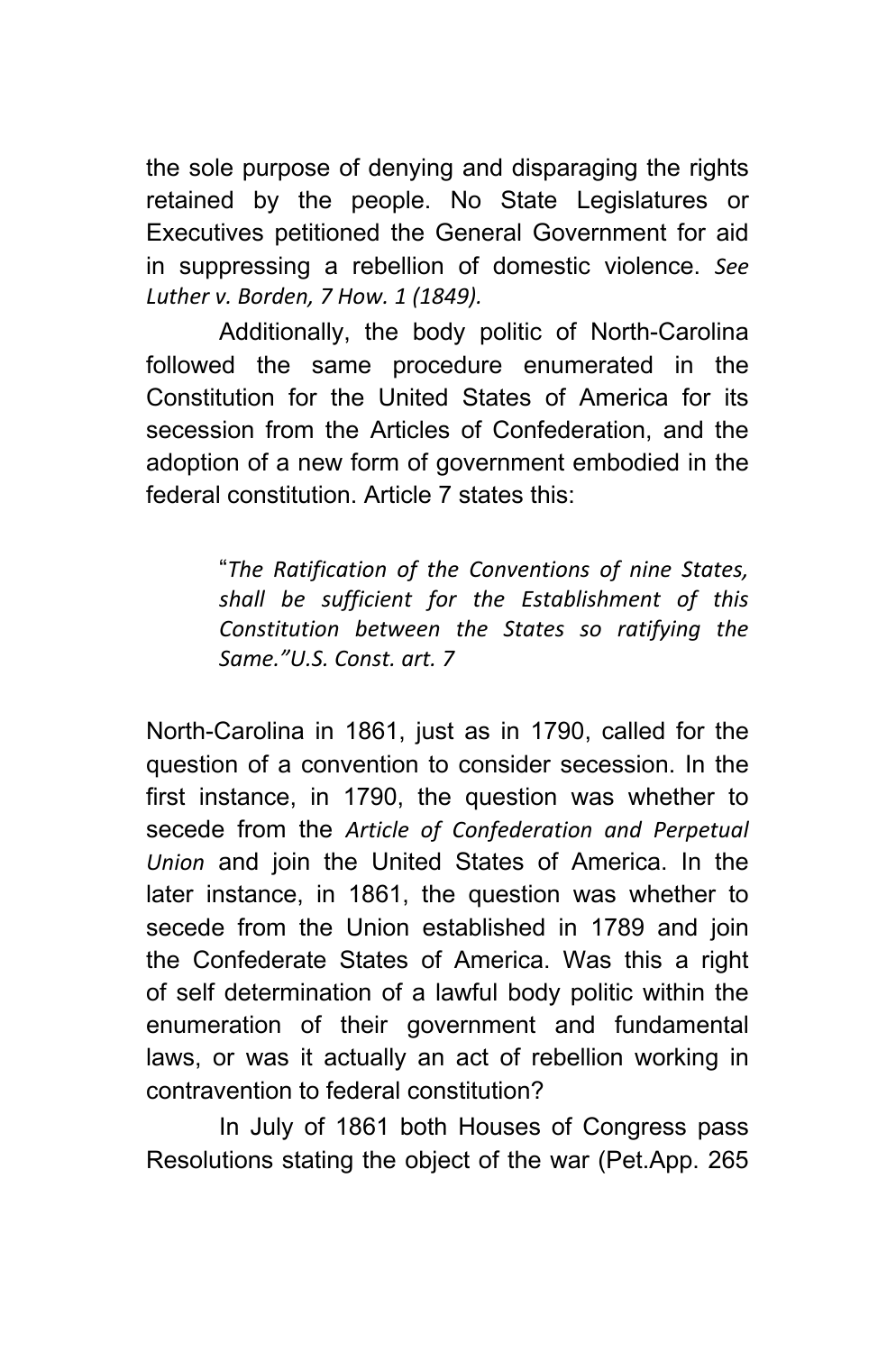the sole purpose of denying and disparaging the rights retained by the people. No State Legislatures or Executives petitioned the General Government for aid in suppressing a rebellion of domestic violence. *See Luther v. Borden, 7 How. 1 (1849).*

Additionally, the body politic of North-Carolina followed the same procedure enumerated in the Constitution for the United States of America for its secession from the Articles of Confederation, and the adoption of a new form of government embodied in the federal constitution. Article 7 states this:

> "*The Ratification of the Conventions of nine States, shall be sufficient for the Establishment of this Constitution between the States so ratifying the Same."U.S. Const. art. 7*

North-Carolina in 1861, just as in 1790, called for the question of a convention to consider secession. In the first instance, in 1790, the question was whether to secede from the *Article of Confederation and Perpetual Union* and join the United States of America. In the later instance, in 1861, the question was whether to secede from the Union established in 1789 and join the Confederate States of America. Was this a right of self determination of a lawful body politic within the enumeration of their government and fundamental laws, or was it actually an act of rebellion working in contravention to federal constitution?

In July of 1861 both Houses of Congress pass Resolutions stating the object of the war (Pet.App. 265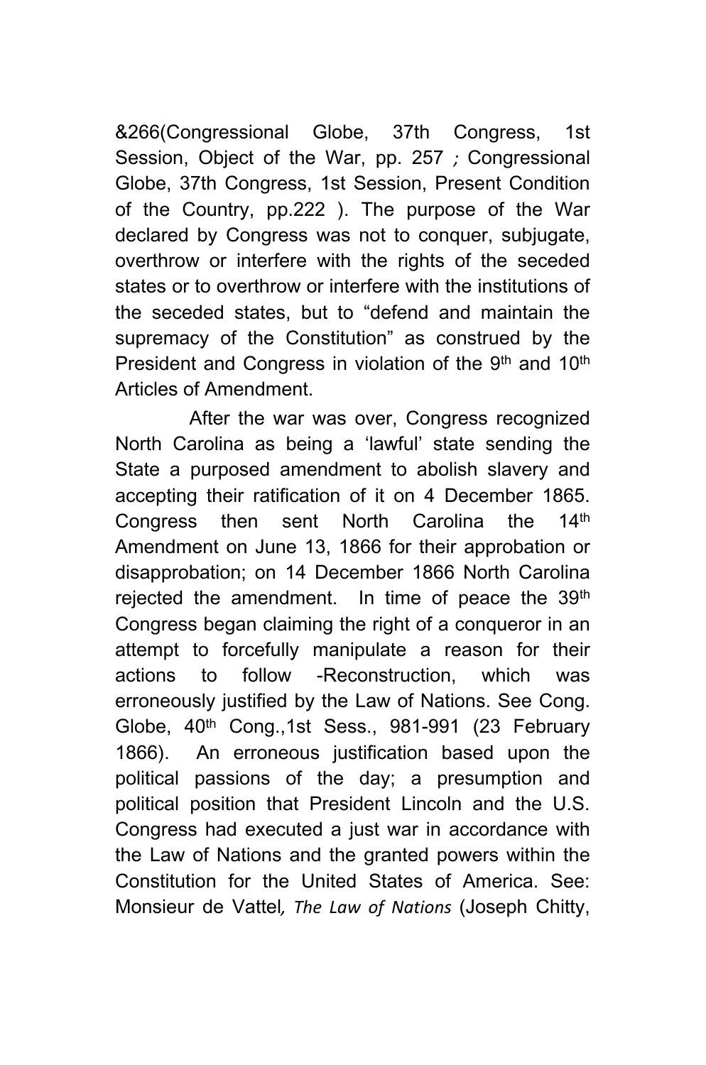&266(Congressional Globe, 37th Congress, 1st Session, Object of the War, pp. 257 ; Congressional Globe, 37th Congress, 1st Session, Present Condition of the Country, pp.222 ). The purpose of the War declared by Congress was not to conquer, subjugate, overthrow or interfere with the rights of the seceded states or to overthrow or interfere with the institutions of the seceded states, but to "defend and maintain the supremacy of the Constitution" as construed by the President and Congress in violation of the 9th and 10th Articles of Amendment.

After the war was over, Congress recognized North Carolina as being a 'lawful' state sending the State a purposed amendment to abolish slavery and accepting their ratification of it on 4 December 1865. Congress then sent North Carolina the 14th Amendment on June 13, 1866 for their approbation or disapprobation; on 14 December 1866 North Carolina rejected the amendment. In time of peace the 39th Congress began claiming the right of a conqueror in an attempt to forcefully manipulate a reason for their actions to follow -Reconstruction, which was erroneously justified by the Law of Nations. See Cong. Globe, 40th Cong.,1st Sess., 981-991 (23 February 1866). An erroneous justification based upon the political passions of the day; a presumption and political position that President Lincoln and the U.S. Congress had executed a just war in accordance with the Law of Nations and the granted powers within the Constitution for the United States of America. See: Monsieur de Vattel, *The Law of Nations* (Joseph Chitty,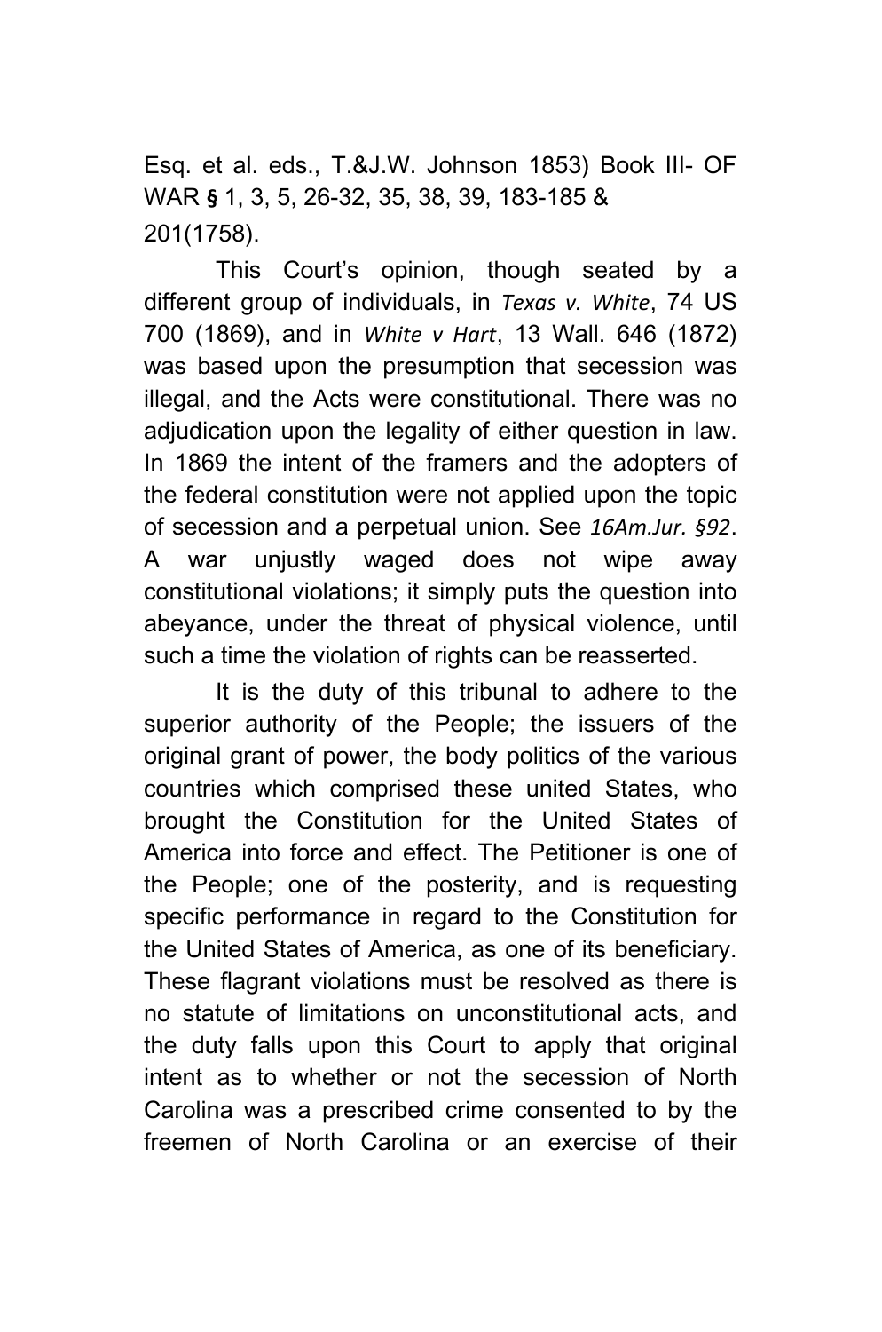Esq. et al. eds., T.&J.W. Johnson 1853) Book III- OF WAR **§** 1, 3, 5, 26-32, 35, 38, 39, 183-185 & 201(1758).

This Court's opinion, though seated by a different group of individuals, in *Texas v. White*, 74 US 700 (1869), and in *White v Hart*, 13 Wall. 646 (1872) was based upon the presumption that secession was illegal, and the Acts were constitutional. There was no adjudication upon the legality of either question in law. In 1869 the intent of the framers and the adopters of the federal constitution were not applied upon the topic of secession and a perpetual union. See *16Am.Jur. §92*. A war unjustly waged does not wipe away constitutional violations; it simply puts the question into abeyance, under the threat of physical violence, until such a time the violation of rights can be reasserted.

It is the duty of this tribunal to adhere to the superior authority of the People; the issuers of the original grant of power, the body politics of the various countries which comprised these united States, who brought the Constitution for the United States of America into force and effect. The Petitioner is one of the People; one of the posterity, and is requesting specific performance in regard to the Constitution for the United States of America, as one of its beneficiary. These flagrant violations must be resolved as there is no statute of limitations on unconstitutional acts, and the duty falls upon this Court to apply that original intent as to whether or not the secession of North Carolina was a prescribed crime consented to by the freemen of North Carolina or an exercise of their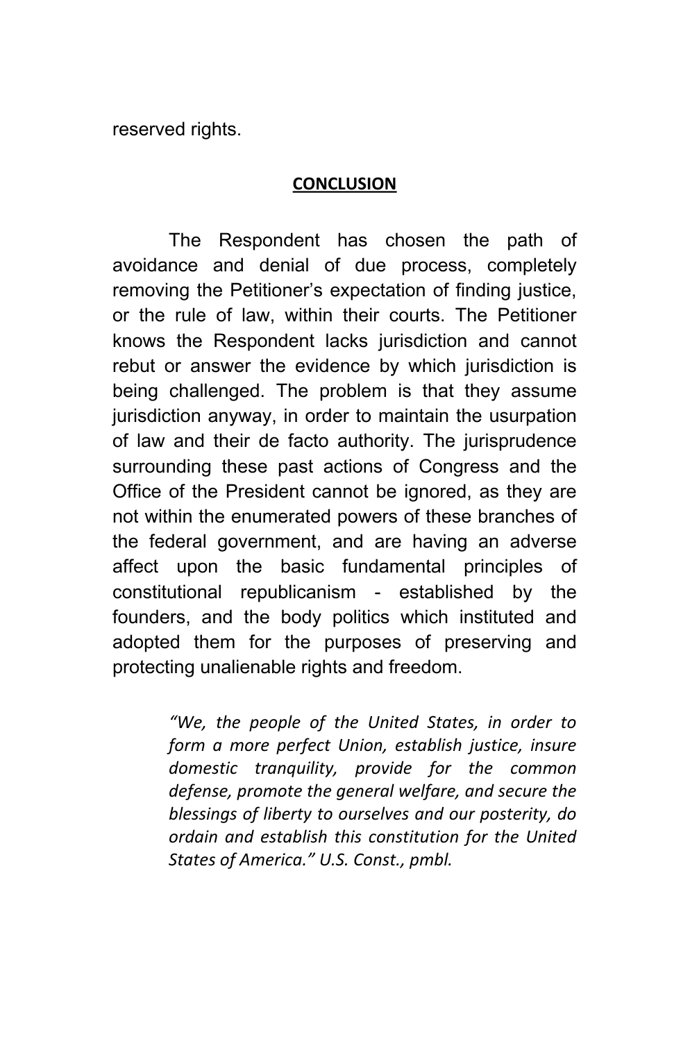reserved rights.

## CONCLUSION

The Respondent has chosen the path of avoidance and denial of due process, completely removing the Petitioner's expectation of finding justice, or the rule of law, within their courts. The Petitioner knows the Respondent lacks jurisdiction and cannot rebut or answer the evidence by which jurisdiction is being challenged. The problem is that they assume jurisdiction anyway, in order to maintain the usurpation of law and their de facto authority. The jurisprudence surrounding these past actions of Congress and the Office of the President cannot be ignored, as they are not within the enumerated powers of these branches of the federal government, and are having an adverse affect upon the basic fundamental principles of constitutional republicanism - established by the founders, and the body politics which instituted and adopted them for the purposes of preserving and protecting unalienable rights and freedom.

> *"We, the people of the United States, in order to form a more perfect Union, establish justice, insure domestic tranquility, provide for the common defense, promote the general welfare, and secure the blessings of liberty to ourselves and our posterity, do ordain and establish this constitution for the United States of America." U.S. Const., pmbl.*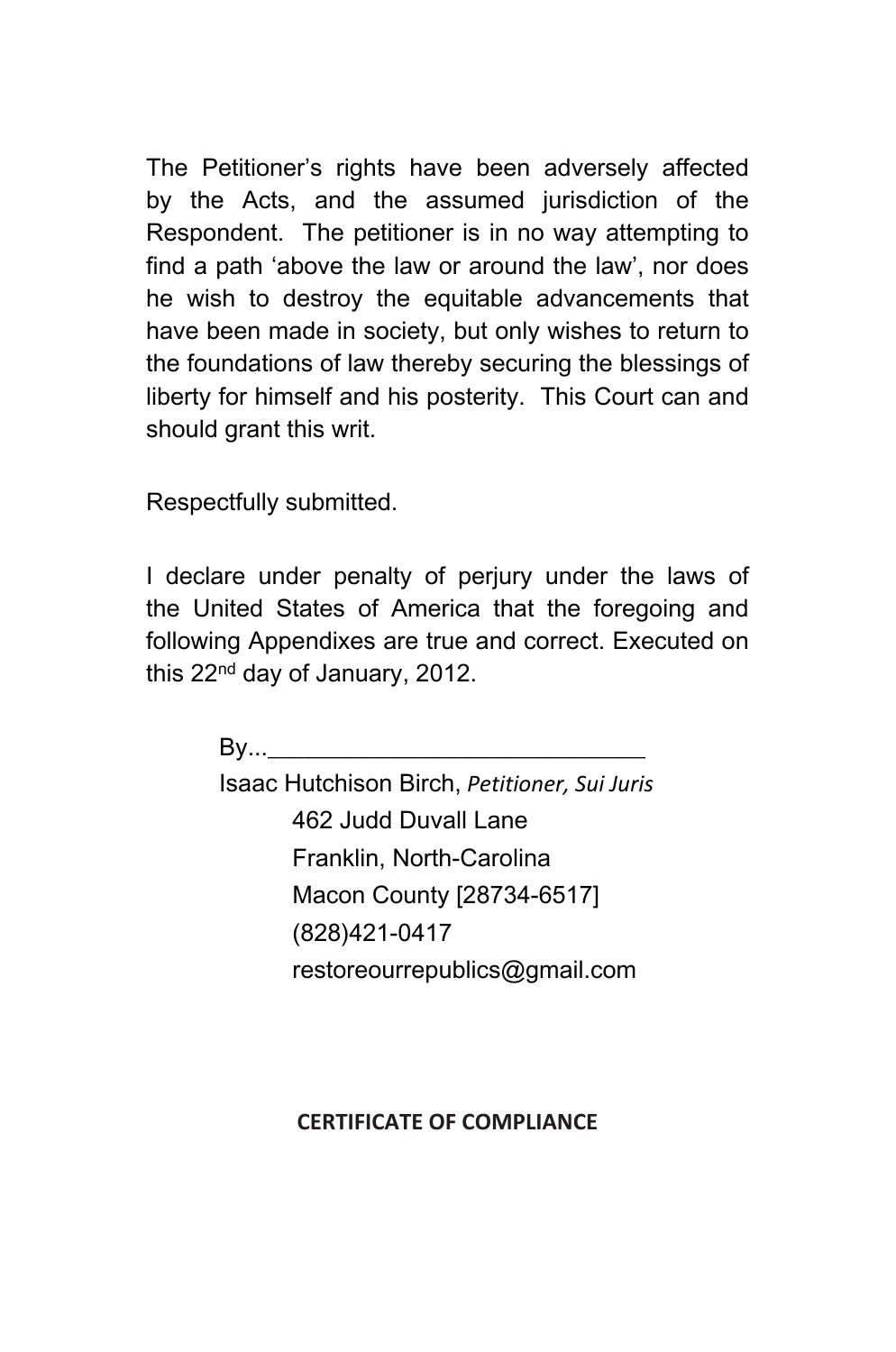The Petitioner's rights have been adversely affected by the Acts, and the assumed jurisdiction of the Respondent. The petitioner is in no way attempting to find a path 'above the law or around the law', nor does he wish to destroy the equitable advancements that have been made in society, but only wishes to return to the foundations of law thereby securing the blessings of liberty for himself and his posterity. This Court can and should grant this writ.

Respectfully submitted.

I declare under penalty of perjury under the laws of the United States of America that the foregoing and following Appendixes are true and correct. Executed on this 22nd day of January, 2012.

By...______________________________

Isaac Hutchison Birch, *Petitioner, Sui Juris*

462 Judd Duvall Lane

Franklin, North-Carolina

Macon County [28734-6517]

(828)421-0417

restoreourrepublics@gmail.com

**CERTIFICATE OF COMPLIANCE**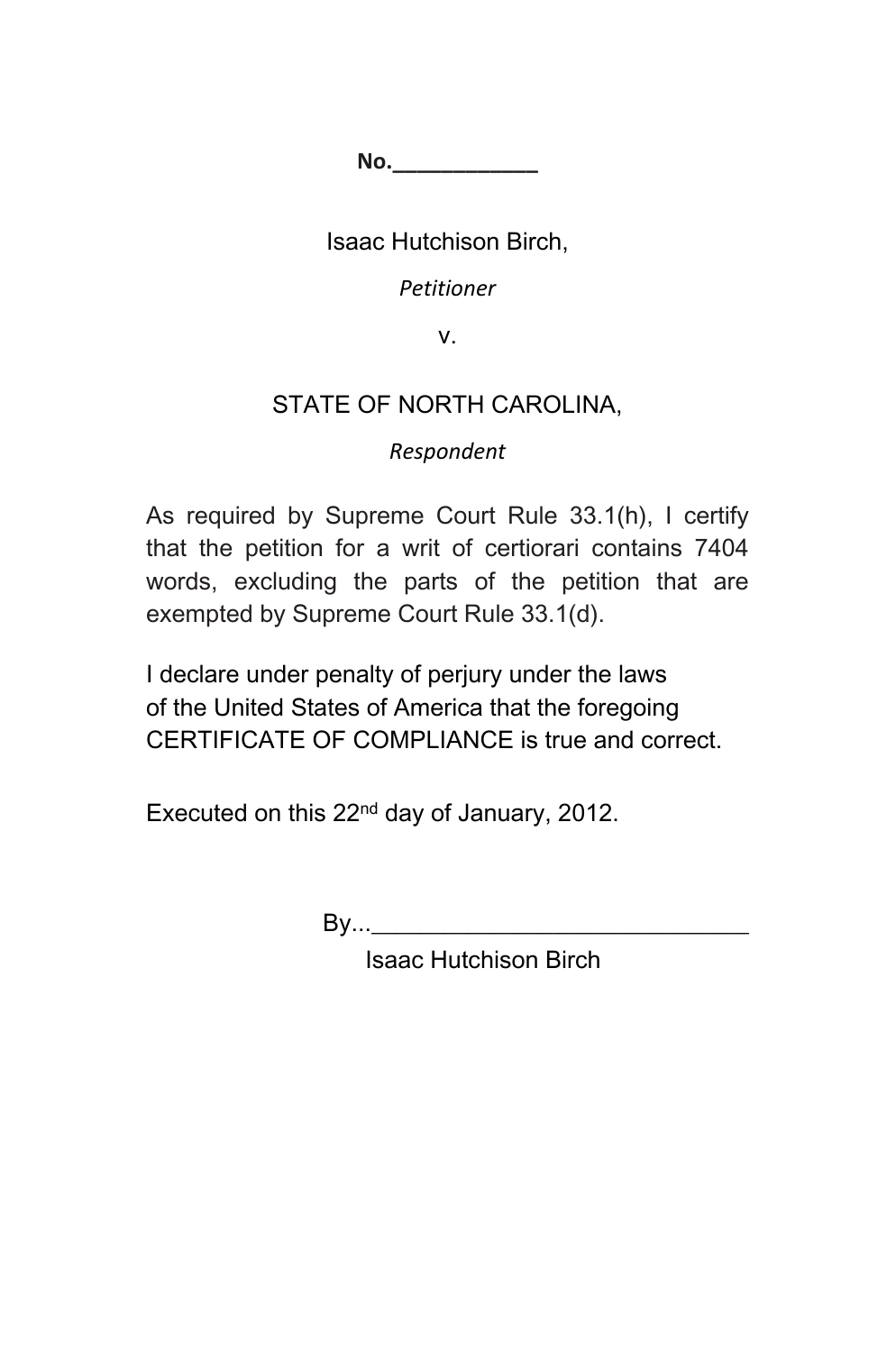**No.____________**

Isaac Hutchison Birch,

*Petitioner*

v.

STATE OF NORTH CAROLINA,

*Respondent*

As required by Supreme Court Rule 33.1(h), I certify that the petition for a writ of certiorari contains 7404 words, excluding the parts of the petition that are exempted by Supreme Court Rule 33.1(d).

I declare under penalty of perjury under the laws of the United States of America that the foregoing CERTIFICATE OF COMPLIANCE is true and correct.

Executed on this 22nd day of January, 2012.

By...______________________________

Isaac Hutchison Birch